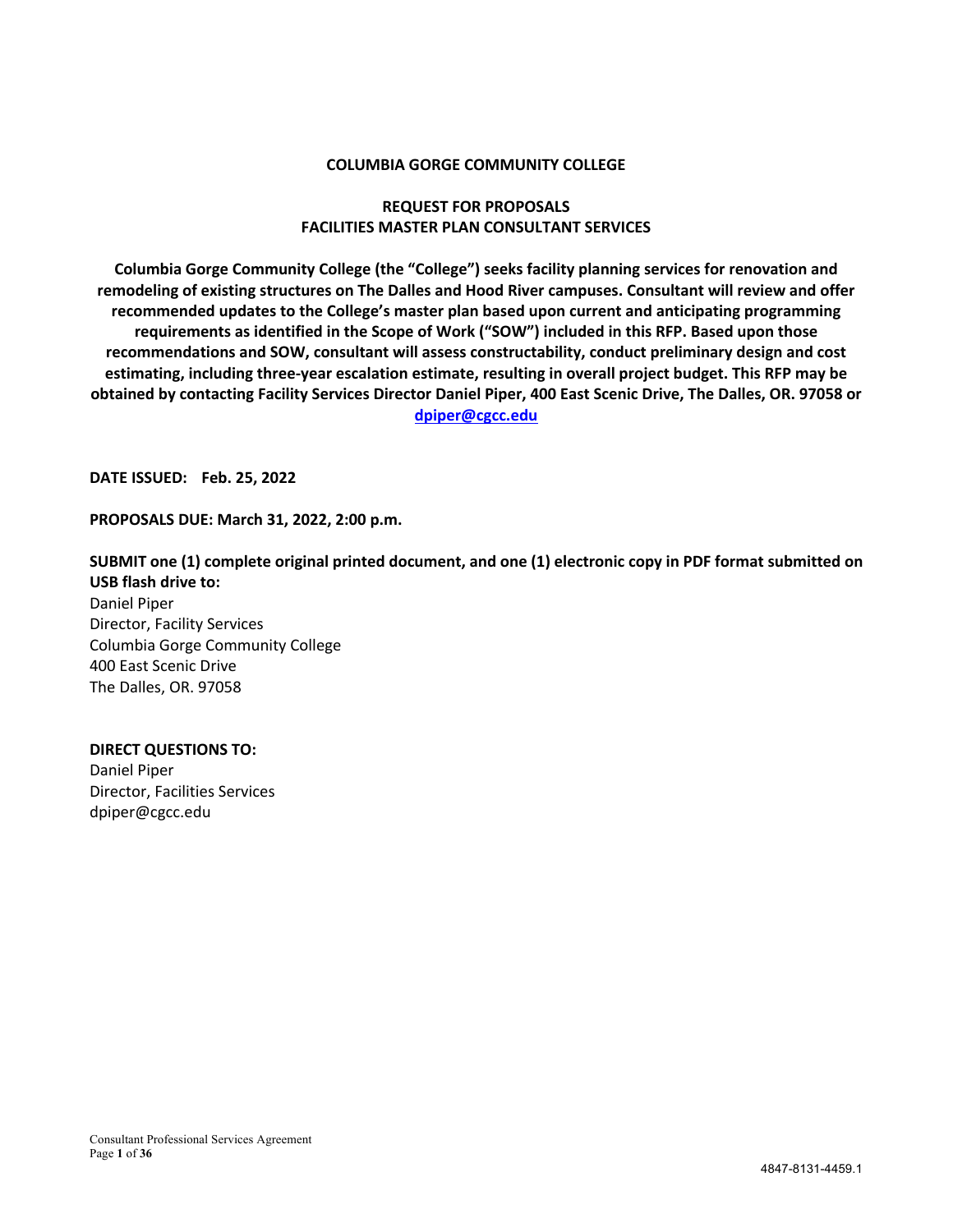**COLUMBIA GORGE COMMUNITY COLLEGE**

**REQUEST FOR PROPOSALS**
**FACILITIES MASTER PLAN CONSULTANT SERVICES**

**Columbia Gorge Community College (the "College") seeks facility planning services for renovation and remodeling of existing structures on The Dalles and Hood River campuses. Consultant will review and offer recommended updates to the College's master plan based upon current and anticipating programming requirements as identified in the Scope of Work ("SOW") included in this RFP. Based upon those recommendations and SOW, consultant will assess constructability, conduct preliminary design and cost estimating, including three-year escalation estimate, resulting in overall project budget. This RFP may be obtained by contacting Facility Services Director Daniel Piper, 400 East Scenic Drive, The Dalles, OR. 97058 or [dpiper@cgcc.edu](mailto:dpiper@cgcc.edu)**

**DATE ISSUED: Feb. 25, 2022**

**PROPOSALS DUE: March 31, 2022, 2:00 p.m.**

**SUBMIT one (1) complete original printed document, and one (1) electronic copy in PDF format submitted on USB flash drive to:**

Daniel Piper
Director, Facility Services
Columbia Gorge Community College
400 East Scenic Drive
The Dalles, OR. 97058

**DIRECT QUESTIONS TO:**

Daniel Piper
Director, Facilities Services
dpiper@cgcc.edu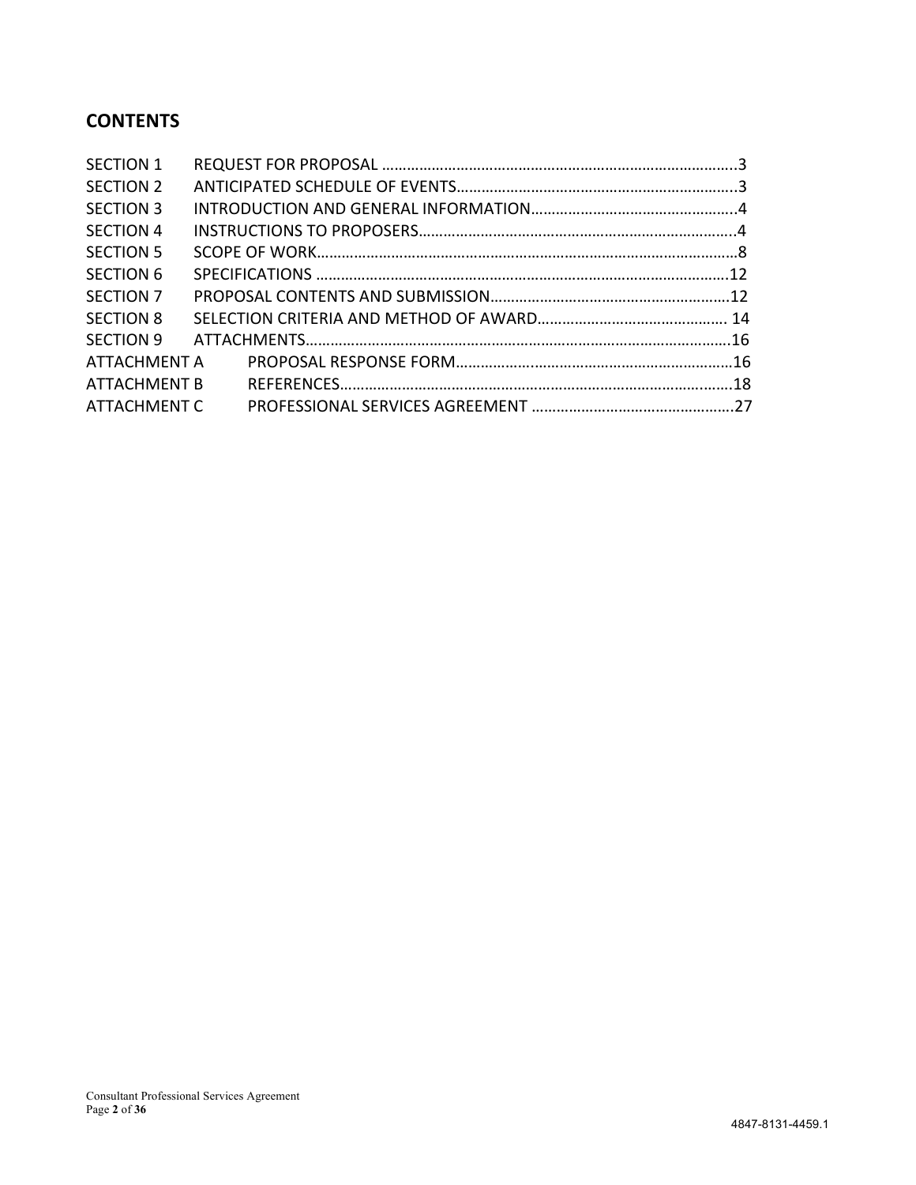## CONTENTS

| | | |
|---|---|---|
| SECTION 1 | REQUEST FOR PROPOSAL | 3 |
| SECTION 2 | ANTICIPATED SCHEDULE OF EVENTS | 3 |
| SECTION 3 | INTRODUCTION AND GENERAL INFORMATION | 4 |
| SECTION 4 | INSTRUCTIONS TO PROPOSERS | 4 |
| SECTION 5 | SCOPE OF WORK | 8 |
| SECTION 6 | SPECIFICATIONS | 12 |
| SECTION 7 | PROPOSAL CONTENTS AND SUBMISSION | 12 |
| SECTION 8 | SELECTION CRITERIA AND METHOD OF AWARD | 14 |
| SECTION 9 | ATTACHMENTS | 16 |
| ATTACHMENT A | PROPOSAL RESPONSE FORM | 16 |
| ATTACHMENT B | REFERENCES | 18 |
| ATTACHMENT C | PROFESSIONAL SERVICES AGREEMENT | 27 |

4847-8131-4459.1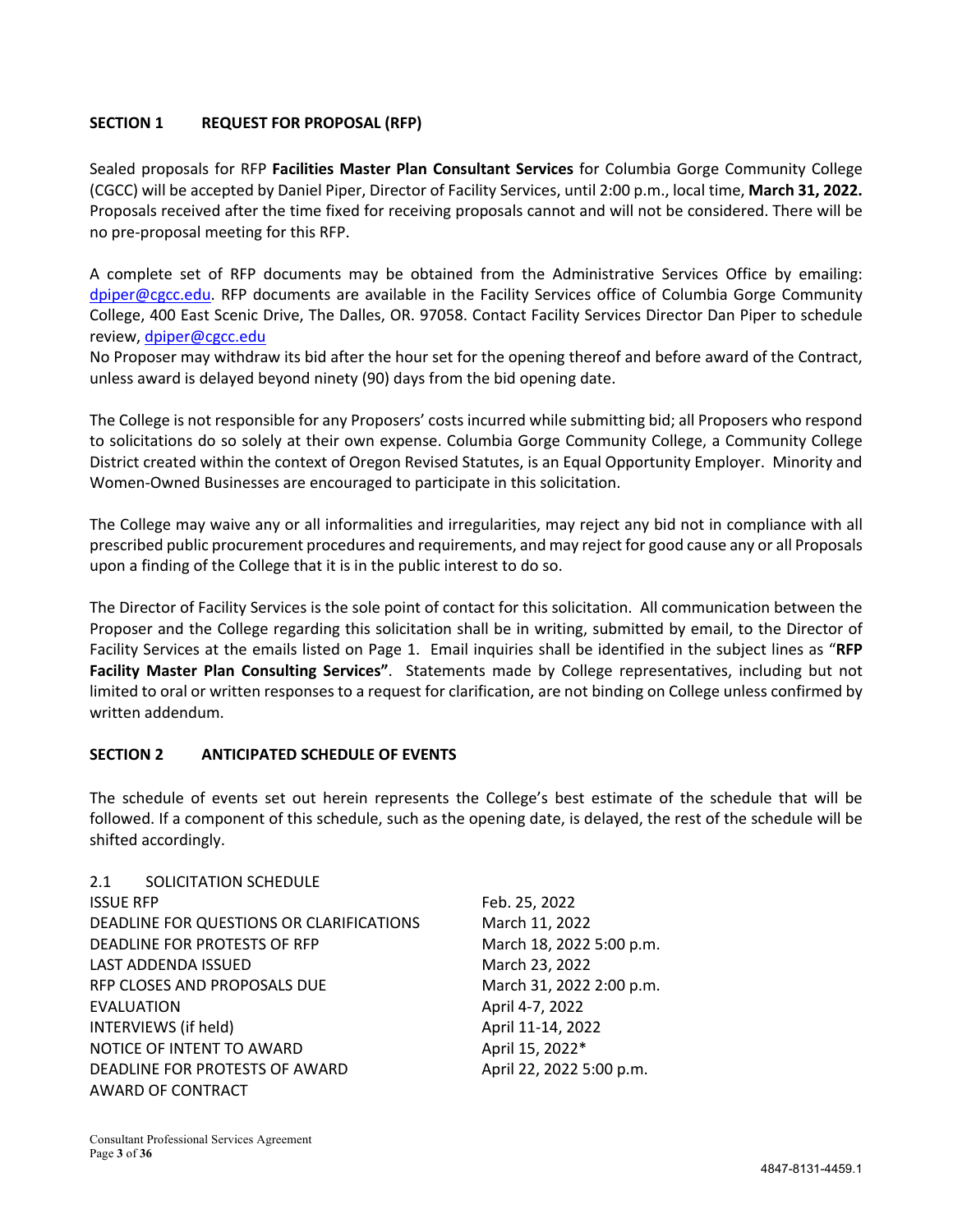## SECTION 1 REQUEST FOR PROPOSAL (RFP)

Sealed proposals for RFP **Facilities Master Plan Consultant Services** for Columbia Gorge Community College (CGCC) will be accepted by Daniel Piper, Director of Facility Services, until 2:00 p.m., local time, **March 31, 2022.** Proposals received after the time fixed for receiving proposals cannot and will not be considered. There will be no pre-proposal meeting for this RFP.

A complete set of RFP documents may be obtained from the Administrative Services Office by emailing: dpiper@cgcc.edu. RFP documents are available in the Facility Services office of Columbia Gorge Community College, 400 East Scenic Drive, The Dalles, OR. 97058. Contact Facility Services Director Dan Piper to schedule review, dpiper@cgcc.edu

No Proposer may withdraw its bid after the hour set for the opening thereof and before award of the Contract, unless award is delayed beyond ninety (90) days from the bid opening date.

The College is not responsible for any Proposers' costs incurred while submitting bid; all Proposers who respond to solicitations do so solely at their own expense. Columbia Gorge Community College, a Community College District created within the context of Oregon Revised Statutes, is an Equal Opportunity Employer. Minority and Women-Owned Businesses are encouraged to participate in this solicitation.

The College may waive any or all informalities and irregularities, may reject any bid not in compliance with all prescribed public procurement procedures and requirements, and may reject for good cause any or all Proposals upon a finding of the College that it is in the public interest to do so.

The Director of Facility Services is the sole point of contact for this solicitation. All communication between the Proposer and the College regarding this solicitation shall be in writing, submitted by email, to the Director of Facility Services at the emails listed on Page 1. Email inquiries shall be identified in the subject lines as "**RFP Facility Master Plan Consulting Services"**. Statements made by College representatives, including but not limited to oral or written responses to a request for clarification, are not binding on College unless confirmed by written addendum.

## SECTION 2 ANTICIPATED SCHEDULE OF EVENTS

The schedule of events set out herein represents the College's best estimate of the schedule that will be followed. If a component of this schedule, such as the opening date, is delayed, the rest of the schedule will be shifted accordingly.

2.1 SOLICITATION SCHEDULE

| | |
|---|---|
| ISSUE RFP | Feb. 25, 2022 |
| DEADLINE FOR QUESTIONS OR CLARIFICATIONS | March 11, 2022 |
| DEADLINE FOR PROTESTS OF RFP | March 18, 2022 5:00 p.m. |
| LAST ADDENDA ISSUED | March 23, 2022 |
| RFP CLOSES AND PROPOSALS DUE | March 31, 2022 2:00 p.m. |
| EVALUATION | April 4-7, 2022 |
| INTERVIEWS (if held) | April 11-14, 2022 |
| NOTICE OF INTENT TO AWARD | April 15, 2022* |
| DEADLINE FOR PROTESTS OF AWARD | April 22, 2022 5:00 p.m. |
| AWARD OF CONTRACT | |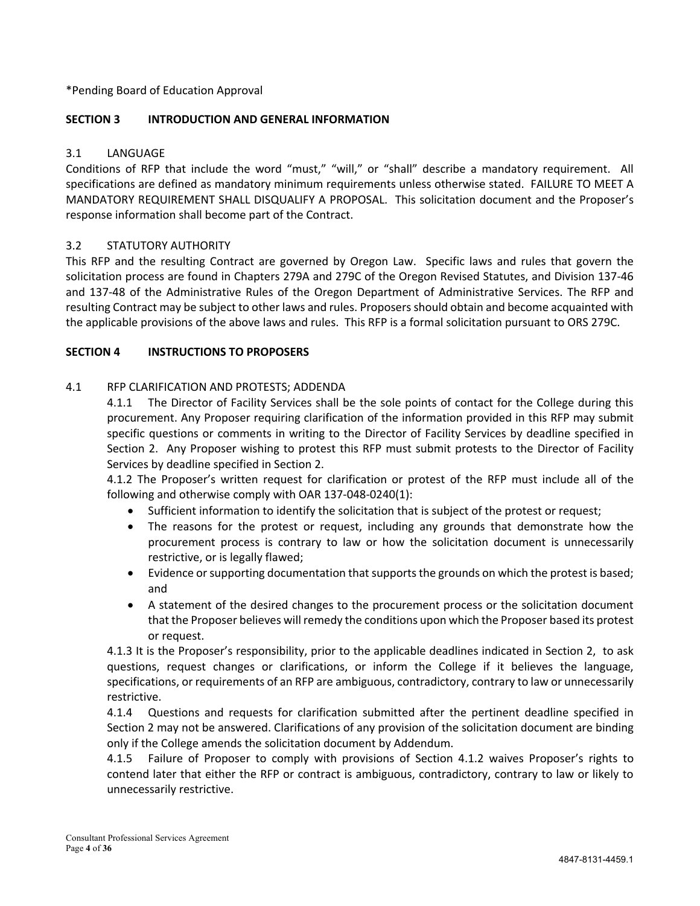*Pending Board of Education Approval

## SECTION 3 INTRODUCTION AND GENERAL INFORMATION

### 3.1 LANGUAGE

Conditions of RFP that include the word "must," "will," or "shall" describe a mandatory requirement. All specifications are defined as mandatory minimum requirements unless otherwise stated. FAILURE TO MEET A MANDATORY REQUIREMENT SHALL DISQUALIFY A PROPOSAL. This solicitation document and the Proposer's response information shall become part of the Contract.

### 3.2 STATUTORY AUTHORITY

This RFP and the resulting Contract are governed by Oregon Law. Specific laws and rules that govern the solicitation process are found in Chapters 279A and 279C of the Oregon Revised Statutes, and Division 137-46 and 137-48 of the Administrative Rules of the Oregon Department of Administrative Services. The RFP and resulting Contract may be subject to other laws and rules. Proposers should obtain and become acquainted with the applicable provisions of the above laws and rules. This RFP is a formal solicitation pursuant to ORS 279C.

## SECTION 4 INSTRUCTIONS TO PROPOSERS

### 4.1 RFP CLARIFICATION AND PROTESTS; ADDENDA

4.1.1 The Director of Facility Services shall be the sole points of contact for the College during this procurement. Any Proposer requiring clarification of the information provided in this RFP may submit specific questions or comments in writing to the Director of Facility Services by deadline specified in Section 2. Any Proposer wishing to protest this RFP must submit protests to the Director of Facility Services by deadline specified in Section 2.

4.1.2 The Proposer's written request for clarification or protest of the RFP must include all of the following and otherwise comply with OAR 137-048-0240(1):

- Sufficient information to identify the solicitation that is subject of the protest or request;
- The reasons for the protest or request, including any grounds that demonstrate how the procurement process is contrary to law or how the solicitation document is unnecessarily restrictive, or is legally flawed;
- Evidence or supporting documentation that supports the grounds on which the protest is based; and
- A statement of the desired changes to the procurement process or the solicitation document that the Proposer believes will remedy the conditions upon which the Proposer based its protest or request.

4.1.3 It is the Proposer's responsibility, prior to the applicable deadlines indicated in Section 2, to ask questions, request changes or clarifications, or inform the College if it believes the language, specifications, or requirements of an RFP are ambiguous, contradictory, contrary to law or unnecessarily restrictive.

4.1.4 Questions and requests for clarification submitted after the pertinent deadline specified in Section 2 may not be answered. Clarifications of any provision of the solicitation document are binding only if the College amends the solicitation document by Addendum.

4.1.5 Failure of Proposer to comply with provisions of Section 4.1.2 waives Proposer's rights to contend later that either the RFP or contract is ambiguous, contradictory, contrary to law or likely to unnecessarily restrictive.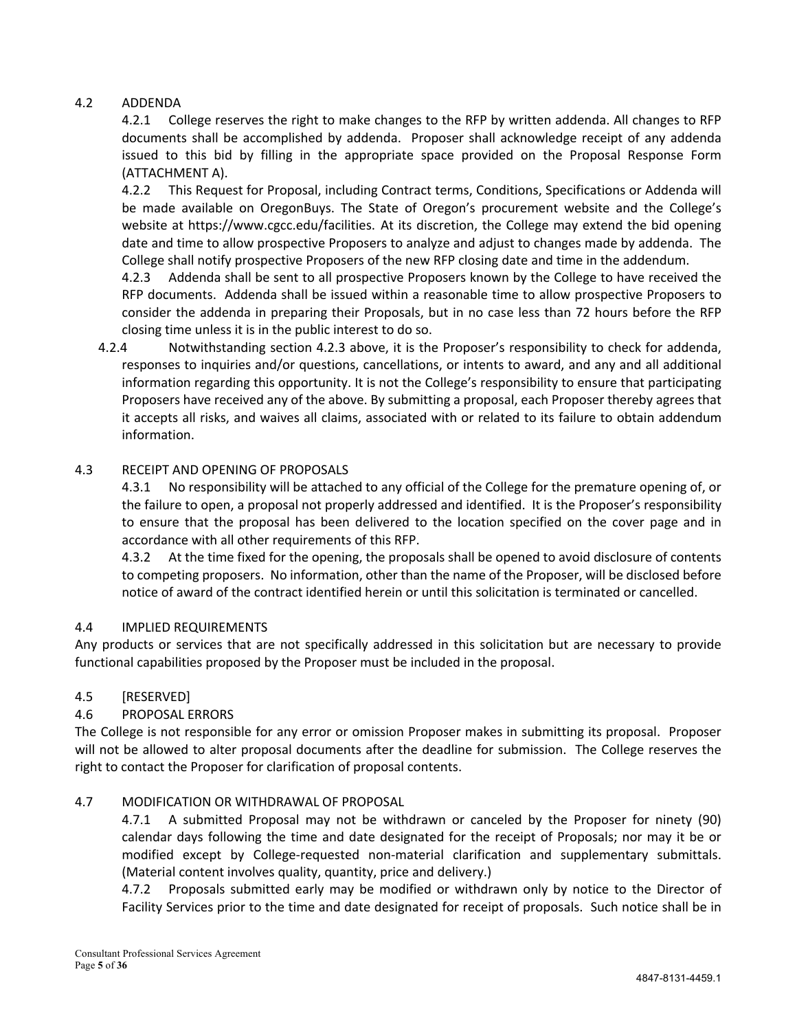### 4.2 ADDENDA

4.2.1 College reserves the right to make changes to the RFP by written addenda. All changes to RFP documents shall be accomplished by addenda. Proposer shall acknowledge receipt of any addenda issued to this bid by filling in the appropriate space provided on the Proposal Response Form (ATTACHMENT A).

4.2.2 This Request for Proposal, including Contract terms, Conditions, Specifications or Addenda will be made available on OregonBuys. The State of Oregon's procurement website and the College's website at https://www.cgcc.edu/facilities. At its discretion, the College may extend the bid opening date and time to allow prospective Proposers to analyze and adjust to changes made by addenda. The College shall notify prospective Proposers of the new RFP closing date and time in the addendum.

4.2.3 Addenda shall be sent to all prospective Proposers known by the College to have received the RFP documents. Addenda shall be issued within a reasonable time to allow prospective Proposers to consider the addenda in preparing their Proposals, but in no case less than 72 hours before the RFP closing time unless it is in the public interest to do so.

4.2.4 Notwithstanding section 4.2.3 above, it is the Proposer's responsibility to check for addenda, responses to inquiries and/or questions, cancellations, or intents to award, and any and all additional information regarding this opportunity. It is not the College's responsibility to ensure that participating Proposers have received any of the above. By submitting a proposal, each Proposer thereby agrees that it accepts all risks, and waives all claims, associated with or related to its failure to obtain addendum information.

### 4.3 RECEIPT AND OPENING OF PROPOSALS

4.3.1 No responsibility will be attached to any official of the College for the premature opening of, or the failure to open, a proposal not properly addressed and identified. It is the Proposer's responsibility to ensure that the proposal has been delivered to the location specified on the cover page and in accordance with all other requirements of this RFP.

4.3.2 At the time fixed for the opening, the proposals shall be opened to avoid disclosure of contents to competing proposers. No information, other than the name of the Proposer, will be disclosed before notice of award of the contract identified herein or until this solicitation is terminated or cancelled.

### 4.4 IMPLIED REQUIREMENTS

Any products or services that are not specifically addressed in this solicitation but are necessary to provide functional capabilities proposed by the Proposer must be included in the proposal.

### 4.5 [RESERVED]

### 4.6 PROPOSAL ERRORS

The College is not responsible for any error or omission Proposer makes in submitting its proposal. Proposer will not be allowed to alter proposal documents after the deadline for submission. The College reserves the right to contact the Proposer for clarification of proposal contents.

### 4.7 MODIFICATION OR WITHDRAWAL OF PROPOSAL

4.7.1 A submitted Proposal may not be withdrawn or canceled by the Proposer for ninety (90) calendar days following the time and date designated for the receipt of Proposals; nor may it be or modified except by College-requested non-material clarification and supplementary submittals. (Material content involves quality, quantity, price and delivery.)

4.7.2 Proposals submitted early may be modified or withdrawn only by notice to the Director of Facility Services prior to the time and date designated for receipt of proposals. Such notice shall be in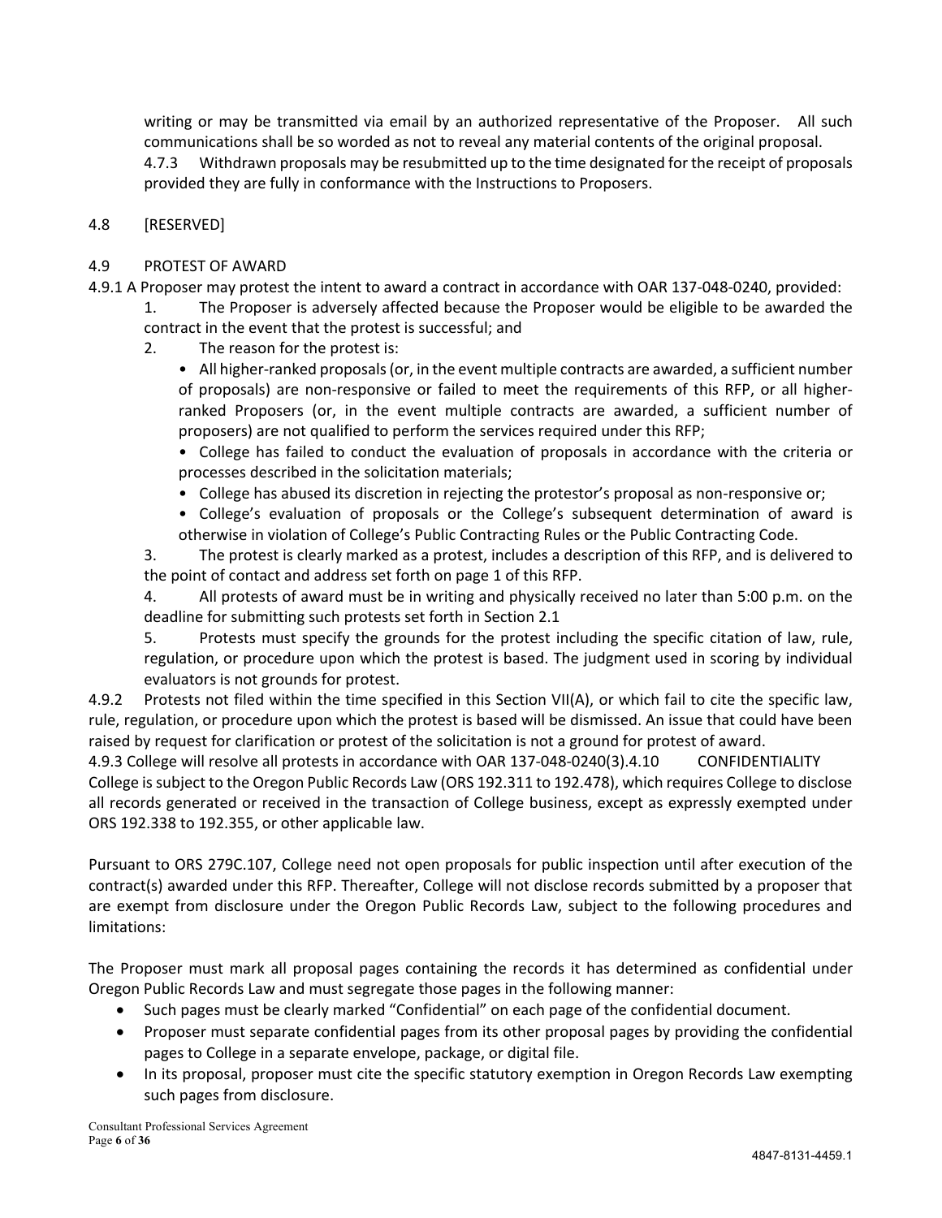writing or may be transmitted via email by an authorized representative of the Proposer. All such communications shall be so worded as not to reveal any material contents of the original proposal.

4.7.3 Withdrawn proposals may be resubmitted up to the time designated for the receipt of proposals provided they are fully in conformance with the Instructions to Proposers.

4.8 [RESERVED]

4.9 PROTEST OF AWARD

4.9.1 A Proposer may protest the intent to award a contract in accordance with OAR 137-048-0240, provided:

1. The Proposer is adversely affected because the Proposer would be eligible to be awarded the contract in the event that the protest is successful; and
2. The reason for the protest is:
   - All higher-ranked proposals (or, in the event multiple contracts are awarded, a sufficient number of proposals) are non-responsive or failed to meet the requirements of this RFP, or all higher-ranked Proposers (or, in the event multiple contracts are awarded, a sufficient number of proposers) are not qualified to perform the services required under this RFP;
   - College has failed to conduct the evaluation of proposals in accordance with the criteria or processes described in the solicitation materials;
   - College has abused its discretion in rejecting the protestor's proposal as non-responsive or;
   - College's evaluation of proposals or the College's subsequent determination of award is otherwise in violation of College's Public Contracting Rules or the Public Contracting Code.
3. The protest is clearly marked as a protest, includes a description of this RFP, and is delivered to the point of contact and address set forth on page 1 of this RFP.
4. All protests of award must be in writing and physically received no later than 5:00 p.m. on the deadline for submitting such protests set forth in Section 2.1
5. Protests must specify the grounds for the protest including the specific citation of law, rule, regulation, or procedure upon which the protest is based. The judgment used in scoring by individual evaluators is not grounds for protest.

4.9.2 Protests not filed within the time specified in this Section VII(A), or which fail to cite the specific law, rule, regulation, or procedure upon which the protest is based will be dismissed. An issue that could have been raised by request for clarification or protest of the solicitation is not a ground for protest of award.

4.9.3 College will resolve all protests in accordance with OAR 137-048-0240(3).4.10 CONFIDENTIALITY

College is subject to the Oregon Public Records Law (ORS 192.311 to 192.478), which requires College to disclose all records generated or received in the transaction of College business, except as expressly exempted under ORS 192.338 to 192.355, or other applicable law.

Pursuant to ORS 279C.107, College need not open proposals for public inspection until after execution of the contract(s) awarded under this RFP. Thereafter, College will not disclose records submitted by a proposer that are exempt from disclosure under the Oregon Public Records Law, subject to the following procedures and limitations:

The Proposer must mark all proposal pages containing the records it has determined as confidential under Oregon Public Records Law and must segregate those pages in the following manner:

- Such pages must be clearly marked "Confidential" on each page of the confidential document.
- Proposer must separate confidential pages from its other proposal pages by providing the confidential pages to College in a separate envelope, package, or digital file.
- In its proposal, proposer must cite the specific statutory exemption in Oregon Records Law exempting such pages from disclosure.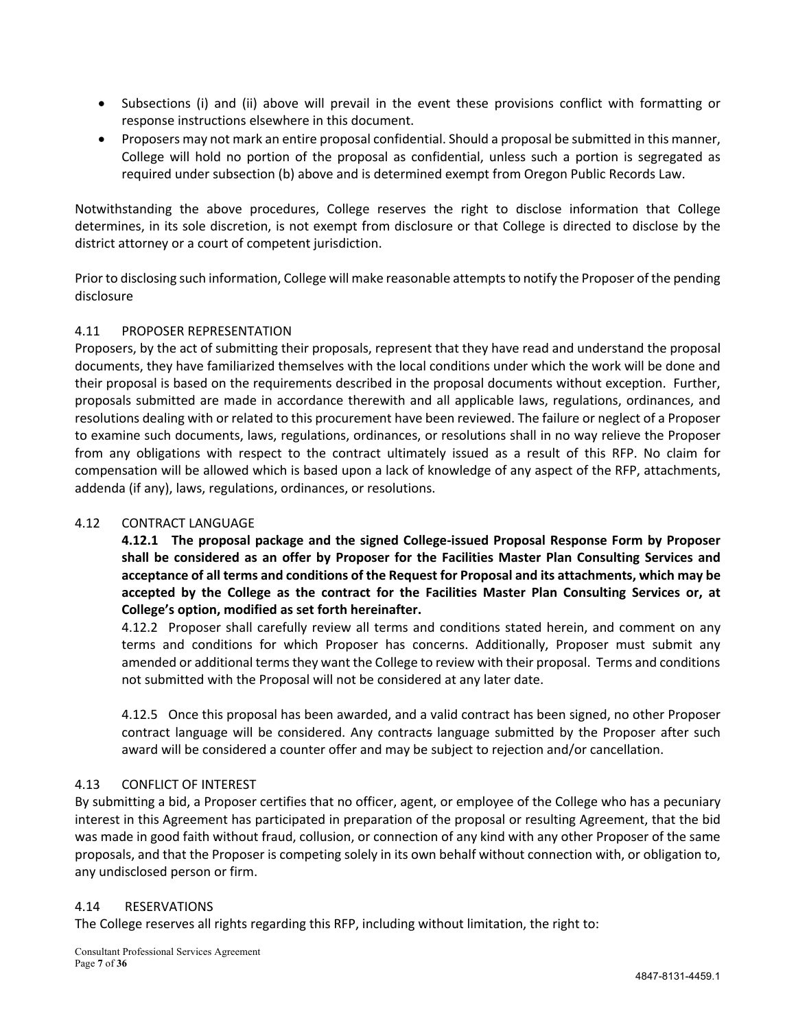- Subsections (i) and (ii) above will prevail in the event these provisions conflict with formatting or response instructions elsewhere in this document.
- Proposers may not mark an entire proposal confidential. Should a proposal be submitted in this manner, College will hold no portion of the proposal as confidential, unless such a portion is segregated as required under subsection (b) above and is determined exempt from Oregon Public Records Law.

Notwithstanding the above procedures, College reserves the right to disclose information that College determines, in its sole discretion, is not exempt from disclosure or that College is directed to disclose by the district attorney or a court of competent jurisdiction.

Prior to disclosing such information, College will make reasonable attempts to notify the Proposer of the pending disclosure

### 4.11 PROPOSER REPRESENTATION

Proposers, by the act of submitting their proposals, represent that they have read and understand the proposal documents, they have familiarized themselves with the local conditions under which the work will be done and their proposal is based on the requirements described in the proposal documents without exception. Further, proposals submitted are made in accordance therewith and all applicable laws, regulations, ordinances, and resolutions dealing with or related to this procurement have been reviewed. The failure or neglect of a Proposer to examine such documents, laws, regulations, ordinances, or resolutions shall in no way relieve the Proposer from any obligations with respect to the contract ultimately issued as a result of this RFP. No claim for compensation will be allowed which is based upon a lack of knowledge of any aspect of the RFP, attachments, addenda (if any), laws, regulations, ordinances, or resolutions.

### 4.12 CONTRACT LANGUAGE

**4.12.1 The proposal package and the signed College-issued Proposal Response Form by Proposer shall be considered as an offer by Proposer for the Facilities Master Plan Consulting Services and acceptance of all terms and conditions of the Request for Proposal and its attachments, which may be accepted by the College as the contract for the Facilities Master Plan Consulting Services or, at College's option, modified as set forth hereinafter.**

4.12.2 Proposer shall carefully review all terms and conditions stated herein, and comment on any terms and conditions for which Proposer has concerns. Additionally, Proposer must submit any amended or additional terms they want the College to review with their proposal. Terms and conditions not submitted with the Proposal will not be considered at any later date.

4.12.5 Once this proposal has been awarded, and a valid contract has been signed, no other Proposer contract language will be considered. Any contract~~s~~ language submitted by the Proposer after such award will be considered a counter offer and may be subject to rejection and/or cancellation.

### 4.13 CONFLICT OF INTEREST

By submitting a bid, a Proposer certifies that no officer, agent, or employee of the College who has a pecuniary interest in this Agreement has participated in preparation of the proposal or resulting Agreement, that the bid was made in good faith without fraud, collusion, or connection of any kind with any other Proposer of the same proposals, and that the Proposer is competing solely in its own behalf without connection with, or obligation to, any undisclosed person or firm.

### 4.14 RESERVATIONS

The College reserves all rights regarding this RFP, including without limitation, the right to: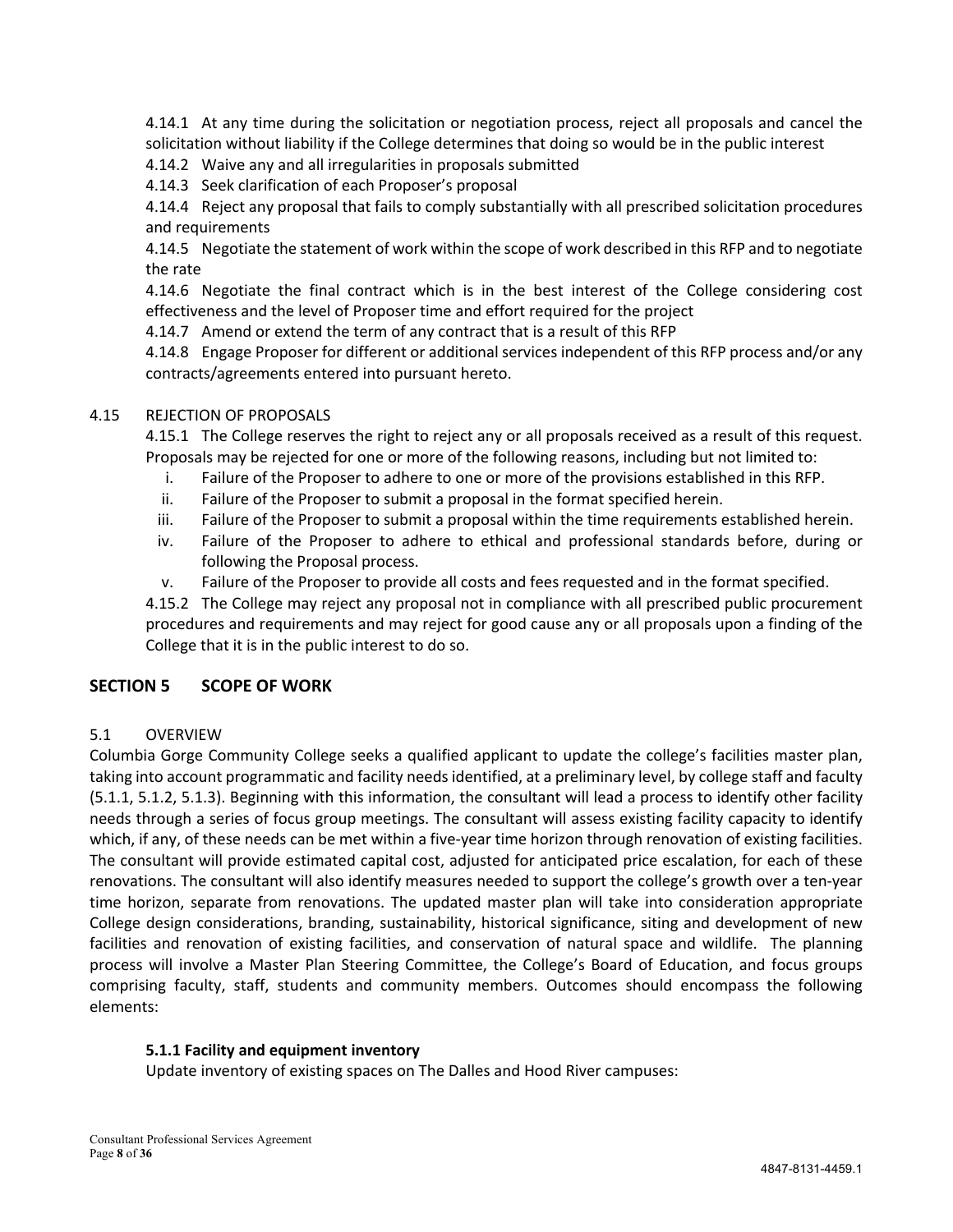4.14.1 At any time during the solicitation or negotiation process, reject all proposals and cancel the solicitation without liability if the College determines that doing so would be in the public interest

4.14.2 Waive any and all irregularities in proposals submitted

4.14.3 Seek clarification of each Proposer's proposal

4.14.4 Reject any proposal that fails to comply substantially with all prescribed solicitation procedures and requirements

4.14.5 Negotiate the statement of work within the scope of work described in this RFP and to negotiate the rate

4.14.6 Negotiate the final contract which is in the best interest of the College considering cost effectiveness and the level of Proposer time and effort required for the project

4.14.7 Amend or extend the term of any contract that is a result of this RFP

4.14.8 Engage Proposer for different or additional services independent of this RFP process and/or any contracts/agreements entered into pursuant hereto.

4.15 REJECTION OF PROPOSALS

4.15.1 The College reserves the right to reject any or all proposals received as a result of this request. Proposals may be rejected for one or more of the following reasons, including but not limited to:

i. Failure of the Proposer to adhere to one or more of the provisions established in this RFP.
ii. Failure of the Proposer to submit a proposal in the format specified herein.
iii. Failure of the Proposer to submit a proposal within the time requirements established herein.
iv. Failure of the Proposer to adhere to ethical and professional standards before, during or following the Proposal process.
v. Failure of the Proposer to provide all costs and fees requested and in the format specified.

4.15.2 The College may reject any proposal not in compliance with all prescribed public procurement procedures and requirements and may reject for good cause any or all proposals upon a finding of the College that it is in the public interest to do so.

## SECTION 5 SCOPE OF WORK

5.1 OVERVIEW

Columbia Gorge Community College seeks a qualified applicant to update the college's facilities master plan, taking into account programmatic and facility needs identified, at a preliminary level, by college staff and faculty (5.1.1, 5.1.2, 5.1.3). Beginning with this information, the consultant will lead a process to identify other facility needs through a series of focus group meetings. The consultant will assess existing facility capacity to identify which, if any, of these needs can be met within a five-year time horizon through renovation of existing facilities. The consultant will provide estimated capital cost, adjusted for anticipated price escalation, for each of these renovations. The consultant will also identify measures needed to support the college's growth over a ten-year time horizon, separate from renovations. The updated master plan will take into consideration appropriate College design considerations, branding, sustainability, historical significance, siting and development of new facilities and renovation of existing facilities, and conservation of natural space and wildlife. The planning process will involve a Master Plan Steering Committee, the College's Board of Education, and focus groups comprising faculty, staff, students and community members. Outcomes should encompass the following elements:

### 5.1.1 Facility and equipment inventory

Update inventory of existing spaces on The Dalles and Hood River campuses: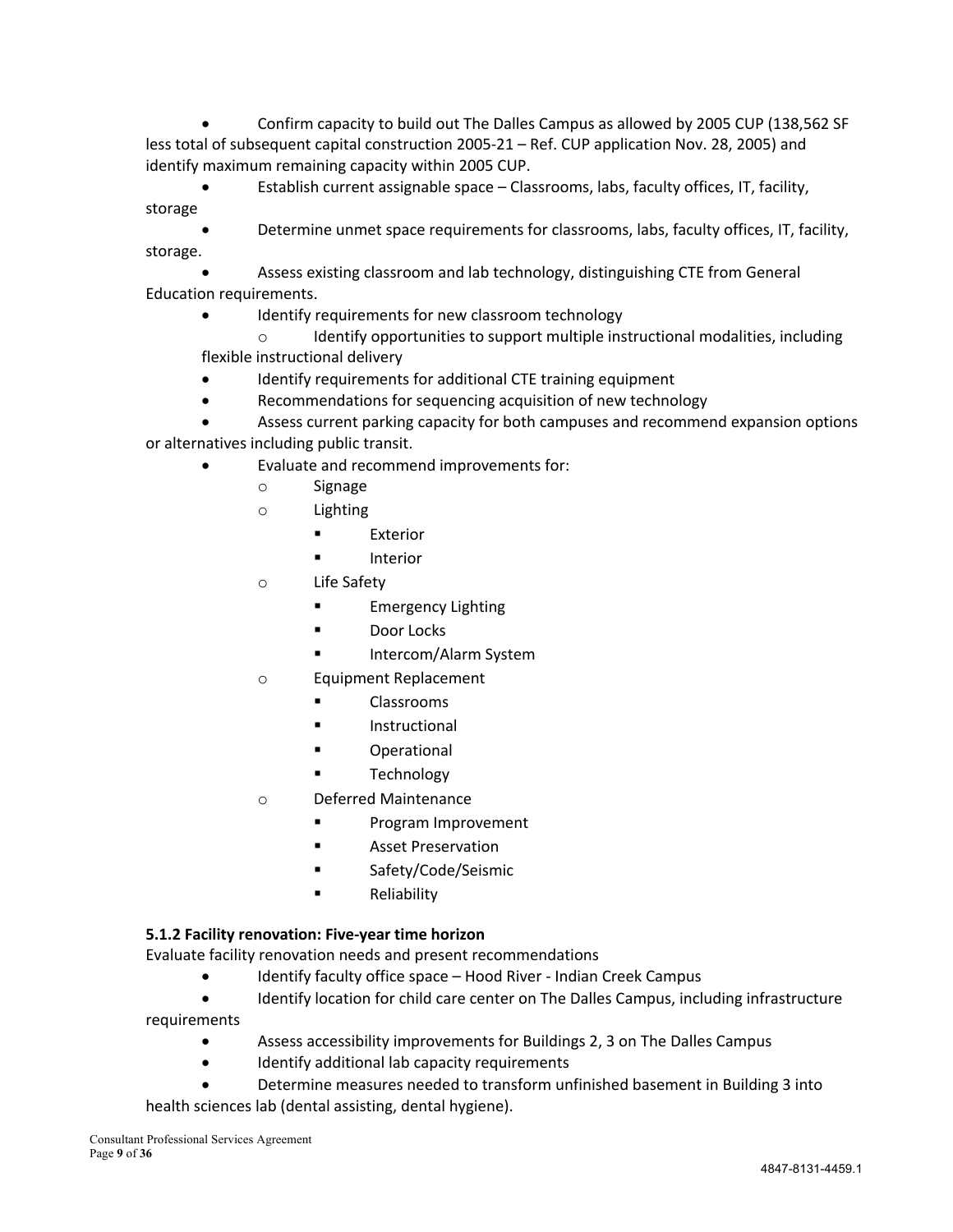- Confirm capacity to build out The Dalles Campus as allowed by 2005 CUP (138,562 SF less total of subsequent capital construction 2005-21 – Ref. CUP application Nov. 28, 2005) and identify maximum remaining capacity within 2005 CUP.
- Establish current assignable space – Classrooms, labs, faculty offices, IT, facility, storage
- Determine unmet space requirements for classrooms, labs, faculty offices, IT, facility, storage.
- Assess existing classroom and lab technology, distinguishing CTE from General Education requirements.
- Identify requirements for new classroom technology
    - Identify opportunities to support multiple instructional modalities, including flexible instructional delivery
- Identify requirements for additional CTE training equipment
- Recommendations for sequencing acquisition of new technology
- Assess current parking capacity for both campuses and recommend expansion options or alternatives including public transit.
- Evaluate and recommend improvements for:
    - Signage
    - Lighting
        - Exterior
        - Interior
    - Life Safety
        - Emergency Lighting
        - Door Locks
        - Intercom/Alarm System
    - Equipment Replacement
        - Classrooms
        - Instructional
        - Operational
        - Technology
    - Deferred Maintenance
        - Program Improvement
        - Asset Preservation
        - Safety/Code/Seismic
        - Reliability

**5.1.2 Facility renovation: Five-year time horizon**

Evaluate facility renovation needs and present recommendations

- Identify faculty office space – Hood River - Indian Creek Campus
- Identify location for child care center on The Dalles Campus, including infrastructure requirements
- Assess accessibility improvements for Buildings 2, 3 on The Dalles Campus
- Identify additional lab capacity requirements
- Determine measures needed to transform unfinished basement in Building 3 into health sciences lab (dental assisting, dental hygiene).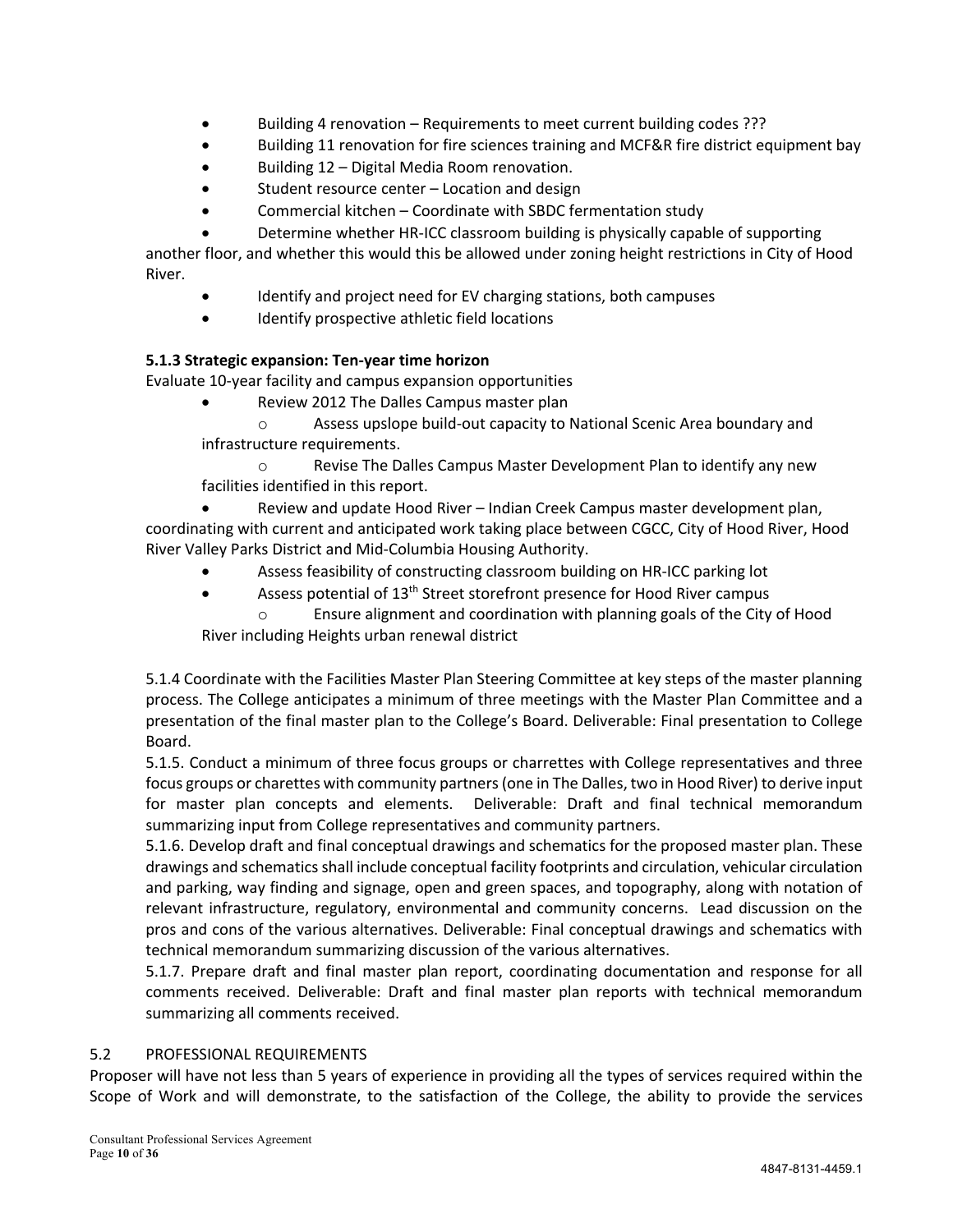- Building 4 renovation – Requirements to meet current building codes ???
- Building 11 renovation for fire sciences training and MCF&R fire district equipment bay
- Building 12 – Digital Media Room renovation.
- Student resource center – Location and design
- Commercial kitchen – Coordinate with SBDC fermentation study
- Determine whether HR-ICC classroom building is physically capable of supporting another floor, and whether this would this be allowed under zoning height restrictions in City of Hood River.
- Identify and project need for EV charging stations, both campuses
- Identify prospective athletic field locations

**5.1.3 Strategic expansion: Ten-year time horizon**

Evaluate 10-year facility and campus expansion opportunities

- Review 2012 The Dalles Campus master plan
  - Assess upslope build-out capacity to National Scenic Area boundary and infrastructure requirements.
  - Revise The Dalles Campus Master Development Plan to identify any new facilities identified in this report.
- Review and update Hood River – Indian Creek Campus master development plan, coordinating with current and anticipated work taking place between CGCC, City of Hood River, Hood River Valley Parks District and Mid-Columbia Housing Authority.
- Assess feasibility of constructing classroom building on HR-ICC parking lot
- Assess potential of 13th Street storefront presence for Hood River campus
  - Ensure alignment and coordination with planning goals of the City of Hood River including Heights urban renewal district

5.1.4 Coordinate with the Facilities Master Plan Steering Committee at key steps of the master planning process. The College anticipates a minimum of three meetings with the Master Plan Committee and a presentation of the final master plan to the College's Board. Deliverable: Final presentation to College Board.

5.1.5. Conduct a minimum of three focus groups or charrettes with College representatives and three focus groups or charettes with community partners (one in The Dalles, two in Hood River) to derive input for master plan concepts and elements. Deliverable: Draft and final technical memorandum summarizing input from College representatives and community partners.

5.1.6. Develop draft and final conceptual drawings and schematics for the proposed master plan. These drawings and schematics shall include conceptual facility footprints and circulation, vehicular circulation and parking, way finding and signage, open and green spaces, and topography, along with notation of relevant infrastructure, regulatory, environmental and community concerns. Lead discussion on the pros and cons of the various alternatives. Deliverable: Final conceptual drawings and schematics with technical memorandum summarizing discussion of the various alternatives.

5.1.7. Prepare draft and final master plan report, coordinating documentation and response for all comments received. Deliverable: Draft and final master plan reports with technical memorandum summarizing all comments received.

## 5.2 PROFESSIONAL REQUIREMENTS

Proposer will have not less than 5 years of experience in providing all the types of services required within the Scope of Work and will demonstrate, to the satisfaction of the College, the ability to provide the services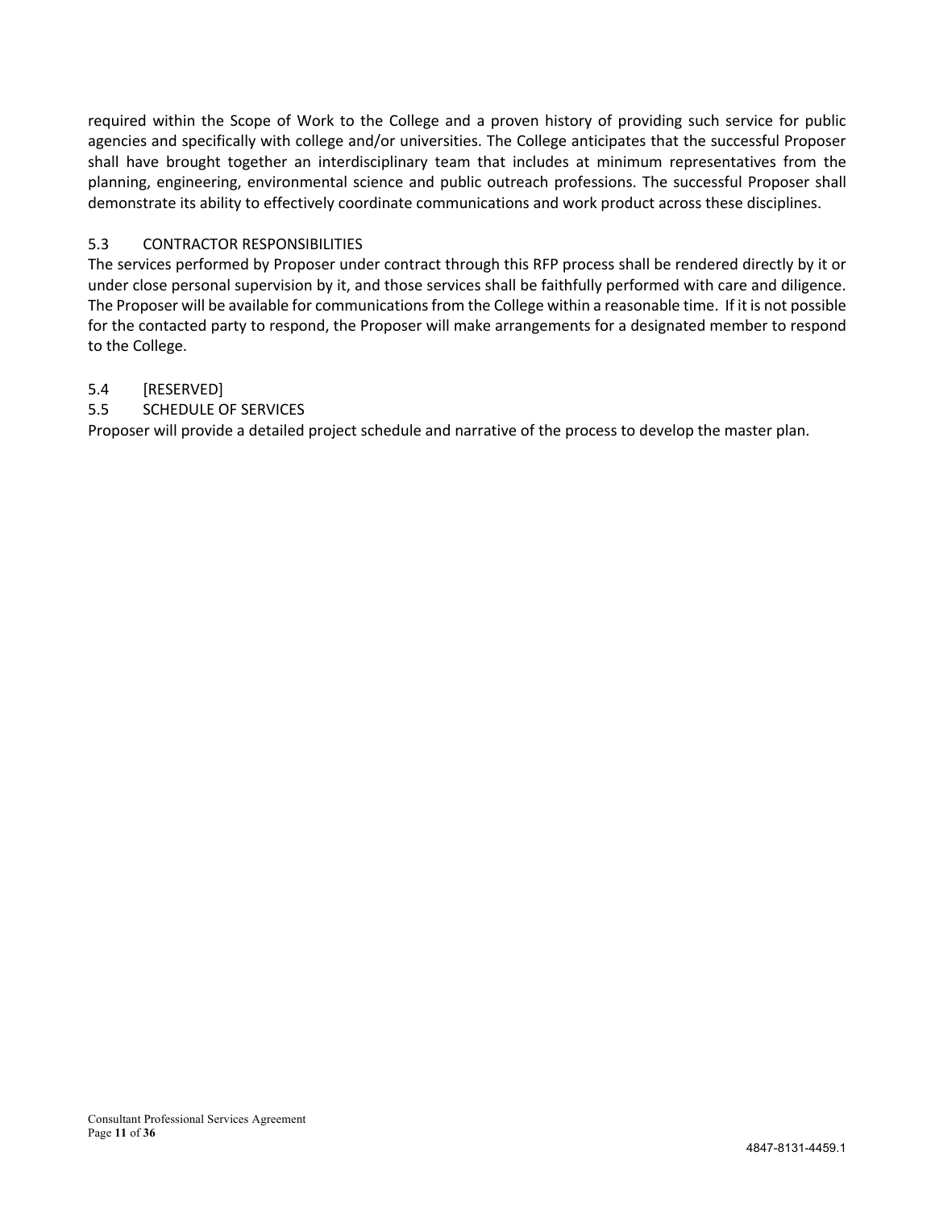required within the Scope of Work to the College and a proven history of providing such service for public agencies and specifically with college and/or universities. The College anticipates that the successful Proposer shall have brought together an interdisciplinary team that includes at minimum representatives from the planning, engineering, environmental science and public outreach professions. The successful Proposer shall demonstrate its ability to effectively coordinate communications and work product across these disciplines.

### 5.3 CONTRACTOR RESPONSIBILITIES

The services performed by Proposer under contract through this RFP process shall be rendered directly by it or under close personal supervision by it, and those services shall be faithfully performed with care and diligence. The Proposer will be available for communications from the College within a reasonable time. If it is not possible for the contacted party to respond, the Proposer will make arrangements for a designated member to respond to the College.

### 5.4 [RESERVED]

### 5.5 SCHEDULE OF SERVICES

Proposer will provide a detailed project schedule and narrative of the process to develop the master plan.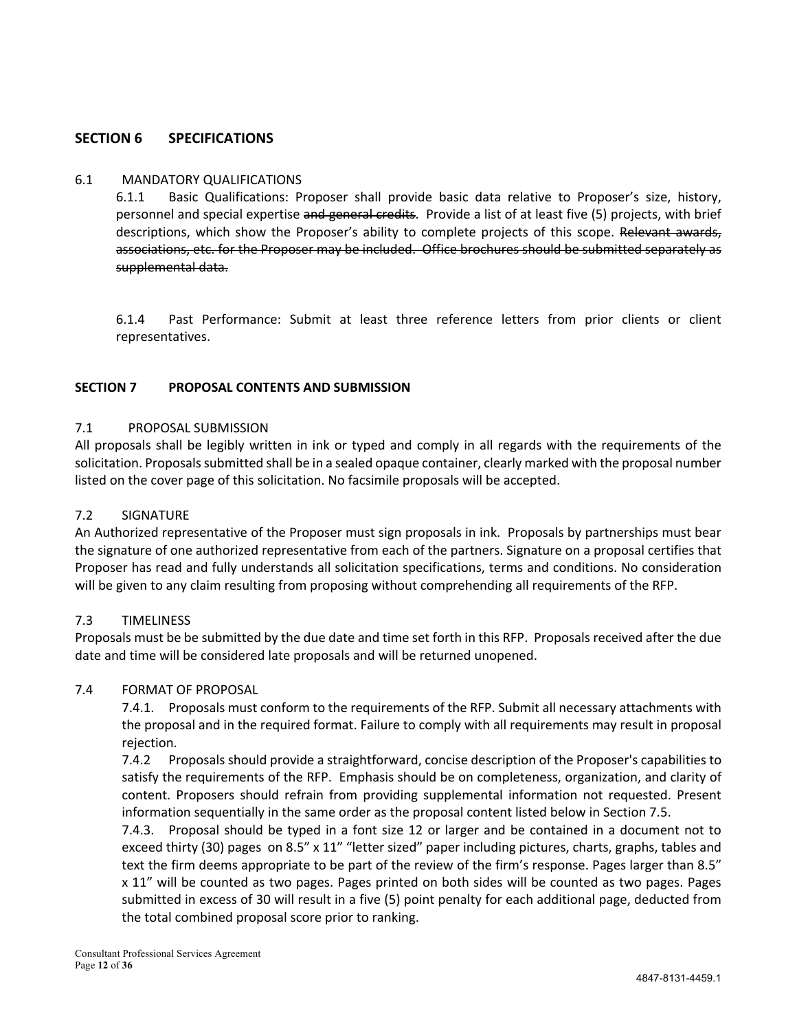## SECTION 6 SPECIFICATIONS

6.1 MANDATORY QUALIFICATIONS

6.1.1 Basic Qualifications: Proposer shall provide basic data relative to Proposer's size, history, personnel and special expertise ~~and general credits~~. Provide a list of at least five (5) projects, with brief descriptions, which show the Proposer's ability to complete projects of this scope. ~~Relevant awards, associations, etc. for the Proposer may be included. Office brochures should be submitted separately as supplemental data.~~

6.1.4 Past Performance: Submit at least three reference letters from prior clients or client representatives.

## SECTION 7 PROPOSAL CONTENTS AND SUBMISSION

7.1 PROPOSAL SUBMISSION

All proposals shall be legibly written in ink or typed and comply in all regards with the requirements of the solicitation. Proposals submitted shall be in a sealed opaque container, clearly marked with the proposal number listed on the cover page of this solicitation. No facsimile proposals will be accepted.

7.2 SIGNATURE

An Authorized representative of the Proposer must sign proposals in ink. Proposals by partnerships must bear the signature of one authorized representative from each of the partners. Signature on a proposal certifies that Proposer has read and fully understands all solicitation specifications, terms and conditions. No consideration will be given to any claim resulting from proposing without comprehending all requirements of the RFP.

7.3 TIMELINESS

Proposals must be be submitted by the due date and time set forth in this RFP. Proposals received after the due date and time will be considered late proposals and will be returned unopened.

7.4 FORMAT OF PROPOSAL

7.4.1. Proposals must conform to the requirements of the RFP. Submit all necessary attachments with the proposal and in the required format. Failure to comply with all requirements may result in proposal rejection.

7.4.2 Proposals should provide a straightforward, concise description of the Proposer's capabilities to satisfy the requirements of the RFP. Emphasis should be on completeness, organization, and clarity of content. Proposers should refrain from providing supplemental information not requested. Present information sequentially in the same order as the proposal content listed below in Section 7.5.

7.4.3. Proposal should be typed in a font size 12 or larger and be contained in a document not to exceed thirty (30) pages on 8.5" x 11" "letter sized" paper including pictures, charts, graphs, tables and text the firm deems appropriate to be part of the review of the firm's response. Pages larger than 8.5" x 11" will be counted as two pages. Pages printed on both sides will be counted as two pages. Pages submitted in excess of 30 will result in a five (5) point penalty for each additional page, deducted from the total combined proposal score prior to ranking.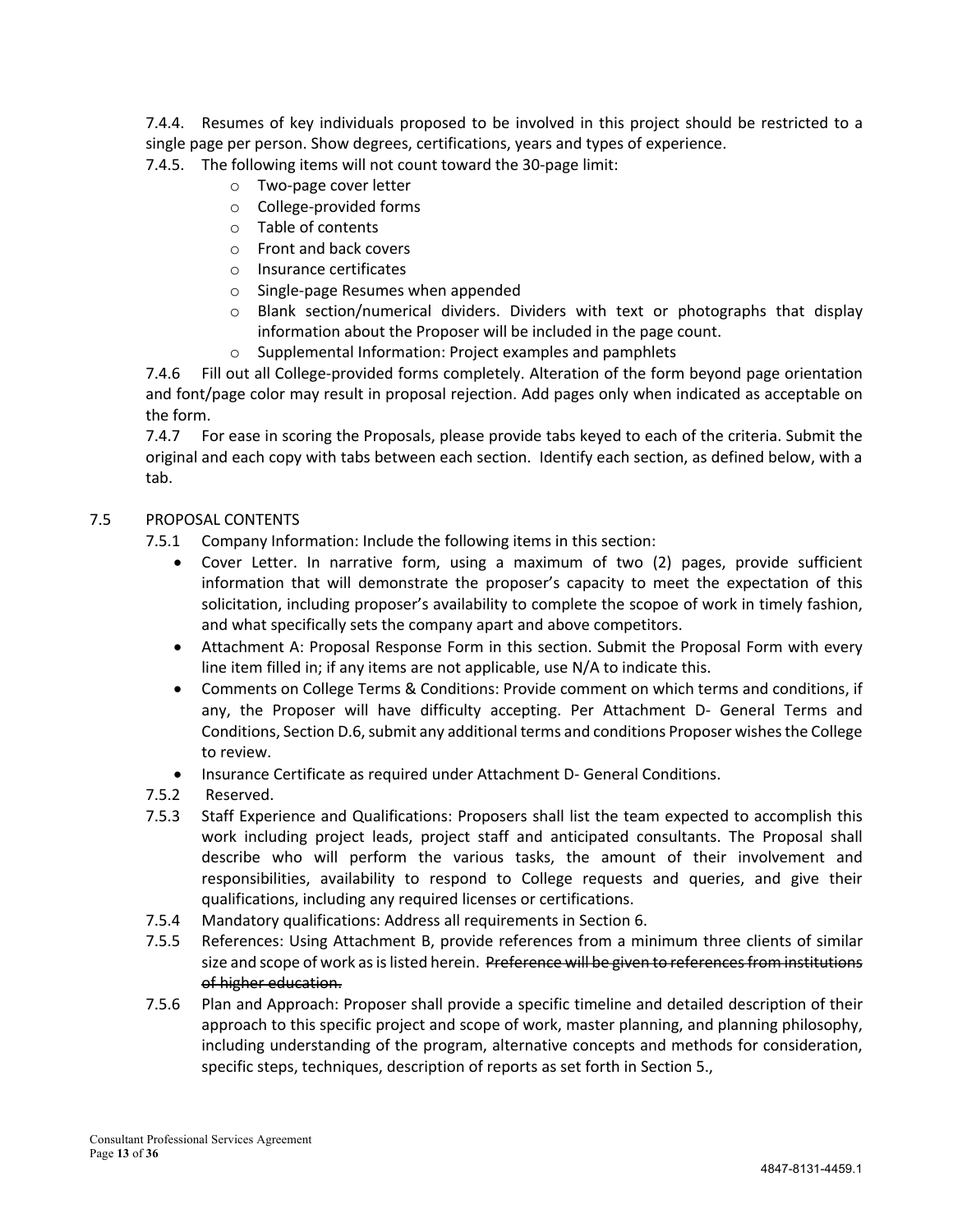7.4.4. Resumes of key individuals proposed to be involved in this project should be restricted to a single page per person. Show degrees, certifications, years and types of experience.

7.4.5. The following items will not count toward the 30-page limit:

- Two-page cover letter
- College-provided forms
- Table of contents
- Front and back covers
- Insurance certificates
- Single-page Resumes when appended
- Blank section/numerical dividers. Dividers with text or photographs that display information about the Proposer will be included in the page count.
- Supplemental Information: Project examples and pamphlets

7.4.6 Fill out all College-provided forms completely. Alteration of the form beyond page orientation and font/page color may result in proposal rejection. Add pages only when indicated as acceptable on the form.

7.4.7 For ease in scoring the Proposals, please provide tabs keyed to each of the criteria. Submit the original and each copy with tabs between each section. Identify each section, as defined below, with a tab.

## 7.5 PROPOSAL CONTENTS

7.5.1 Company Information: Include the following items in this section:

- Cover Letter. In narrative form, using a maximum of two (2) pages, provide sufficient information that will demonstrate the proposer's capacity to meet the expectation of this solicitation, including proposer's availability to complete the scopoe of work in timely fashion, and what specifically sets the company apart and above competitors.
- Attachment A: Proposal Response Form in this section. Submit the Proposal Form with every line item filled in; if any items are not applicable, use N/A to indicate this.
- Comments on College Terms & Conditions: Provide comment on which terms and conditions, if any, the Proposer will have difficulty accepting. Per Attachment D- General Terms and Conditions, Section D.6, submit any additional terms and conditions Proposer wishes the College to review.
- Insurance Certificate as required under Attachment D- General Conditions.

7.5.2 Reserved.

7.5.3 Staff Experience and Qualifications: Proposers shall list the team expected to accomplish this work including project leads, project staff and anticipated consultants. The Proposal shall describe who will perform the various tasks, the amount of their involvement and responsibilities, availability to respond to College requests and queries, and give their qualifications, including any required licenses or certifications.

7.5.4 Mandatory qualifications: Address all requirements in Section 6.

7.5.5 References: Using Attachment B, provide references from a minimum three clients of similar size and scope of work as is listed herein. ~~Preference will be given to references from institutions of higher education.~~

7.5.6 Plan and Approach: Proposer shall provide a specific timeline and detailed description of their approach to this specific project and scope of work, master planning, and planning philosophy, including understanding of the program, alternative concepts and methods for consideration, specific steps, techniques, description of reports as set forth in Section 5.,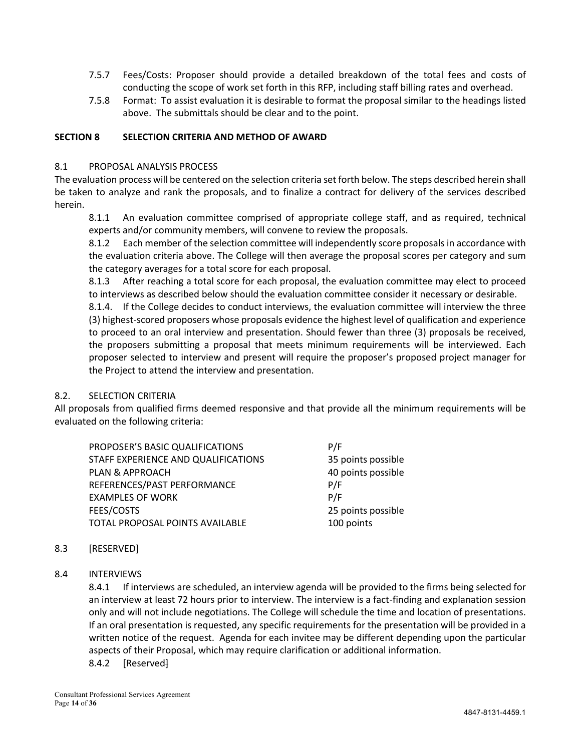7.5.7 Fees/Costs: Proposer should provide a detailed breakdown of the total fees and costs of conducting the scope of work set forth in this RFP, including staff billing rates and overhead.

7.5.8 Format: To assist evaluation it is desirable to format the proposal similar to the headings listed above. The submittals should be clear and to the point.

## SECTION 8 SELECTION CRITERIA AND METHOD OF AWARD

### 8.1 PROPOSAL ANALYSIS PROCESS

The evaluation process will be centered on the selection criteria set forth below. The steps described herein shall be taken to analyze and rank the proposals, and to finalize a contract for delivery of the services described herein.

8.1.1 An evaluation committee comprised of appropriate college staff, and as required, technical experts and/or community members, will convene to review the proposals.

8.1.2 Each member of the selection committee will independently score proposals in accordance with the evaluation criteria above. The College will then average the proposal scores per category and sum the category averages for a total score for each proposal.

8.1.3 After reaching a total score for each proposal, the evaluation committee may elect to proceed to interviews as described below should the evaluation committee consider it necessary or desirable.

8.1.4. If the College decides to conduct interviews, the evaluation committee will interview the three (3) highest-scored proposers whose proposals evidence the highest level of qualification and experience to proceed to an oral interview and presentation. Should fewer than three (3) proposals be received, the proposers submitting a proposal that meets minimum requirements will be interviewed. Each proposer selected to interview and present will require the proposer's proposed project manager for the Project to attend the interview and presentation.

### 8.2. SELECTION CRITERIA

All proposals from qualified firms deemed responsive and that provide all the minimum requirements will be evaluated on the following criteria:

| | |
|---|---|
| PROPOSER'S BASIC QUALIFICATIONS | P/F |
| STAFF EXPERIENCE AND QUALIFICATIONS | 35 points possible |
| PLAN & APPROACH | 40 points possible |
| REFERENCES/PAST PERFORMANCE | P/F |
| EXAMPLES OF WORK | P/F |
| FEES/COSTS | 25 points possible |
| TOTAL PROPOSAL POINTS AVAILABLE | 100 points |

### 8.3 [RESERVED]

### 8.4 INTERVIEWS

8.4.1 If interviews are scheduled, an interview agenda will be provided to the firms being selected for an interview at least 72 hours prior to interview. The interview is a fact-finding and explanation session only and will not include negotiations. The College will schedule the time and location of presentations. If an oral presentation is requested, any specific requirements for the presentation will be provided in a written notice of the request. Agenda for each invitee may be different depending upon the particular aspects of their Proposal, which may require clarification or additional information.

8.4.2 [Reserved]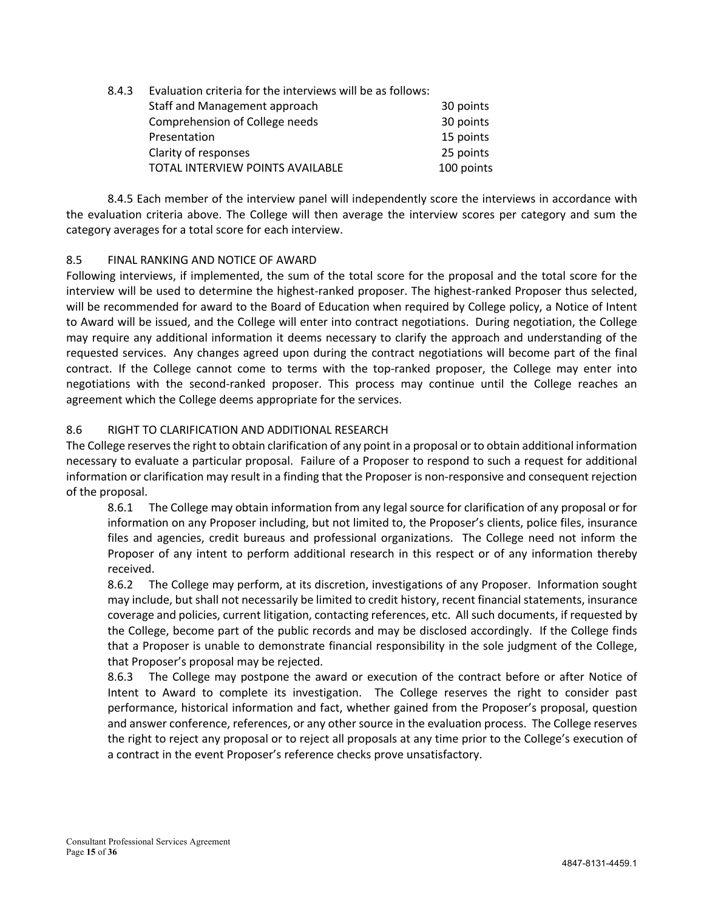8.4.3 Evaluation criteria for the interviews will be as follows:

| Criteria | Points |
| --- | --- |
| Staff and Management approach | 30 points |
| Comprehension of College needs | 30 points |
| Presentation | 15 points |
| Clarity of responses | 25 points |
| TOTAL INTERVIEW POINTS AVAILABLE | 100 points |

8.4.5 Each member of the interview panel will independently score the interviews in accordance with the evaluation criteria above. The College will then average the interview scores per category and sum the category averages for a total score for each interview.

8.5 FINAL RANKING AND NOTICE OF AWARD

Following interviews, if implemented, the sum of the total score for the proposal and the total score for the interview will be used to determine the highest-ranked proposer. The highest-ranked Proposer thus selected, will be recommended for award to the Board of Education when required by College policy, a Notice of Intent to Award will be issued, and the College will enter into contract negotiations. During negotiation, the College may require any additional information it deems necessary to clarify the approach and understanding of the requested services. Any changes agreed upon during the contract negotiations will become part of the final contract. If the College cannot come to terms with the top-ranked proposer, the College may enter into negotiations with the second-ranked proposer. This process may continue until the College reaches an agreement which the College deems appropriate for the services.

8.6 RIGHT TO CLARIFICATION AND ADDITIONAL RESEARCH

The College reserves the right to obtain clarification of any point in a proposal or to obtain additional information necessary to evaluate a particular proposal. Failure of a Proposer to respond to such a request for additional information or clarification may result in a finding that the Proposer is non-responsive and consequent rejection of the proposal.

8.6.1 The College may obtain information from any legal source for clarification of any proposal or for information on any Proposer including, but not limited to, the Proposer's clients, police files, insurance files and agencies, credit bureaus and professional organizations. The College need not inform the Proposer of any intent to perform additional research in this respect or of any information thereby received.

8.6.2 The College may perform, at its discretion, investigations of any Proposer. Information sought may include, but shall not necessarily be limited to credit history, recent financial statements, insurance coverage and policies, current litigation, contacting references, etc. All such documents, if requested by the College, become part of the public records and may be disclosed accordingly. If the College finds that a Proposer is unable to demonstrate financial responsibility in the sole judgment of the College, that Proposer's proposal may be rejected.

8.6.3 The College may postpone the award or execution of the contract before or after Notice of Intent to Award to complete its investigation. The College reserves the right to consider past performance, historical information and fact, whether gained from the Proposer's proposal, question and answer conference, references, or any other source in the evaluation process. The College reserves the right to reject any proposal or to reject all proposals at any time prior to the College's execution of a contract in the event Proposer's reference checks prove unsatisfactory.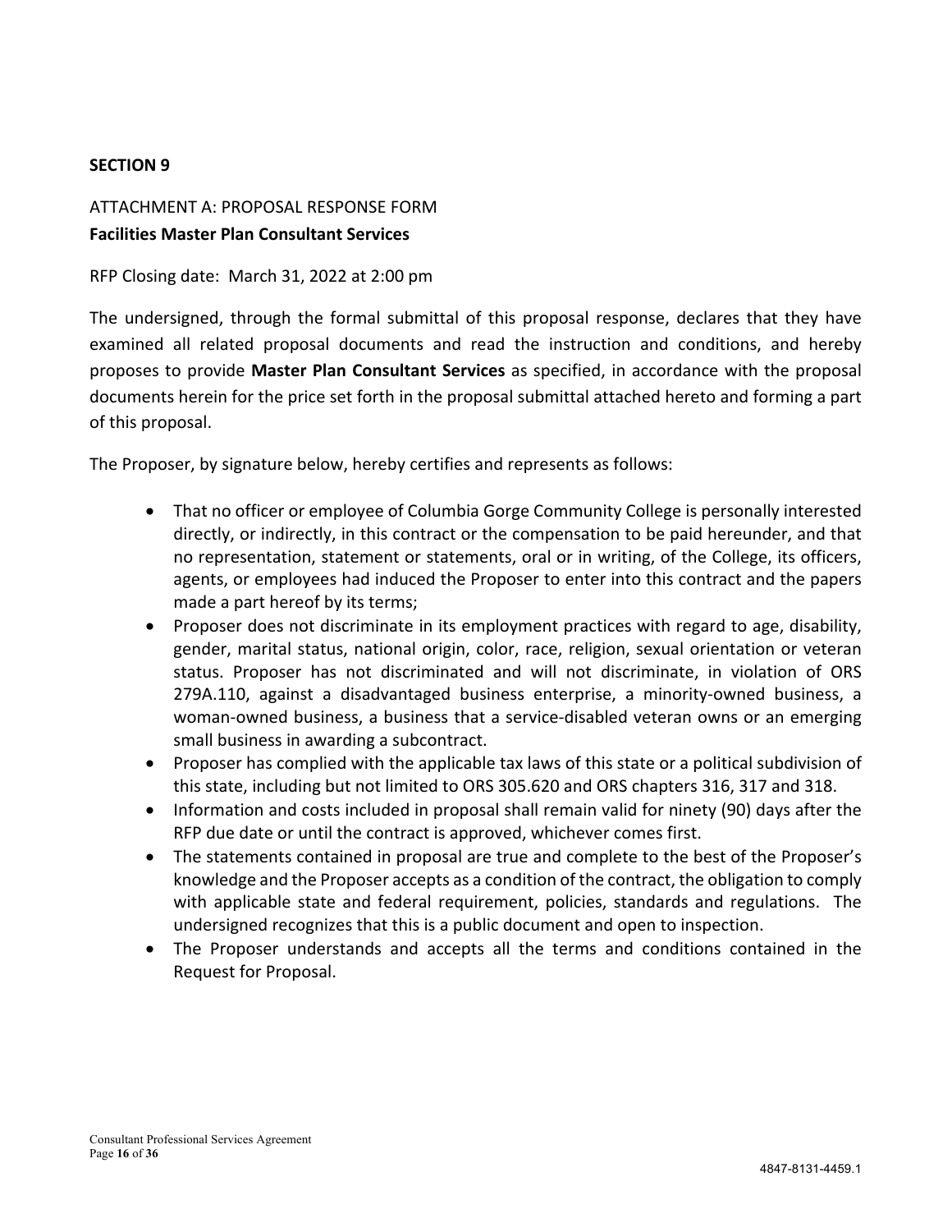**SECTION 9**

ATTACHMENT A: PROPOSAL RESPONSE FORM

**Facilities Master Plan Consultant Services**

RFP Closing date: March 31, 2022 at 2:00 pm

The undersigned, through the formal submittal of this proposal response, declares that they have examined all related proposal documents and read the instruction and conditions, and hereby proposes to provide **Master Plan Consultant Services** as specified, in accordance with the proposal documents herein for the price set forth in the proposal submittal attached hereto and forming a part of this proposal.

The Proposer, by signature below, hereby certifies and represents as follows:

- That no officer or employee of Columbia Gorge Community College is personally interested directly, or indirectly, in this contract or the compensation to be paid hereunder, and that no representation, statement or statements, oral or in writing, of the College, its officers, agents, or employees had induced the Proposer to enter into this contract and the papers made a part hereof by its terms;
- Proposer does not discriminate in its employment practices with regard to age, disability, gender, marital status, national origin, color, race, religion, sexual orientation or veteran status. Proposer has not discriminated and will not discriminate, in violation of ORS 279A.110, against a disadvantaged business enterprise, a minority-owned business, a woman-owned business, a business that a service-disabled veteran owns or an emerging small business in awarding a subcontract.
- Proposer has complied with the applicable tax laws of this state or a political subdivision of this state, including but not limited to ORS 305.620 and ORS chapters 316, 317 and 318.
- Information and costs included in proposal shall remain valid for ninety (90) days after the RFP due date or until the contract is approved, whichever comes first.
- The statements contained in proposal are true and complete to the best of the Proposer's knowledge and the Proposer accepts as a condition of the contract, the obligation to comply with applicable state and federal requirement, policies, standards and regulations. The undersigned recognizes that this is a public document and open to inspection.
- The Proposer understands and accepts all the terms and conditions contained in the Request for Proposal.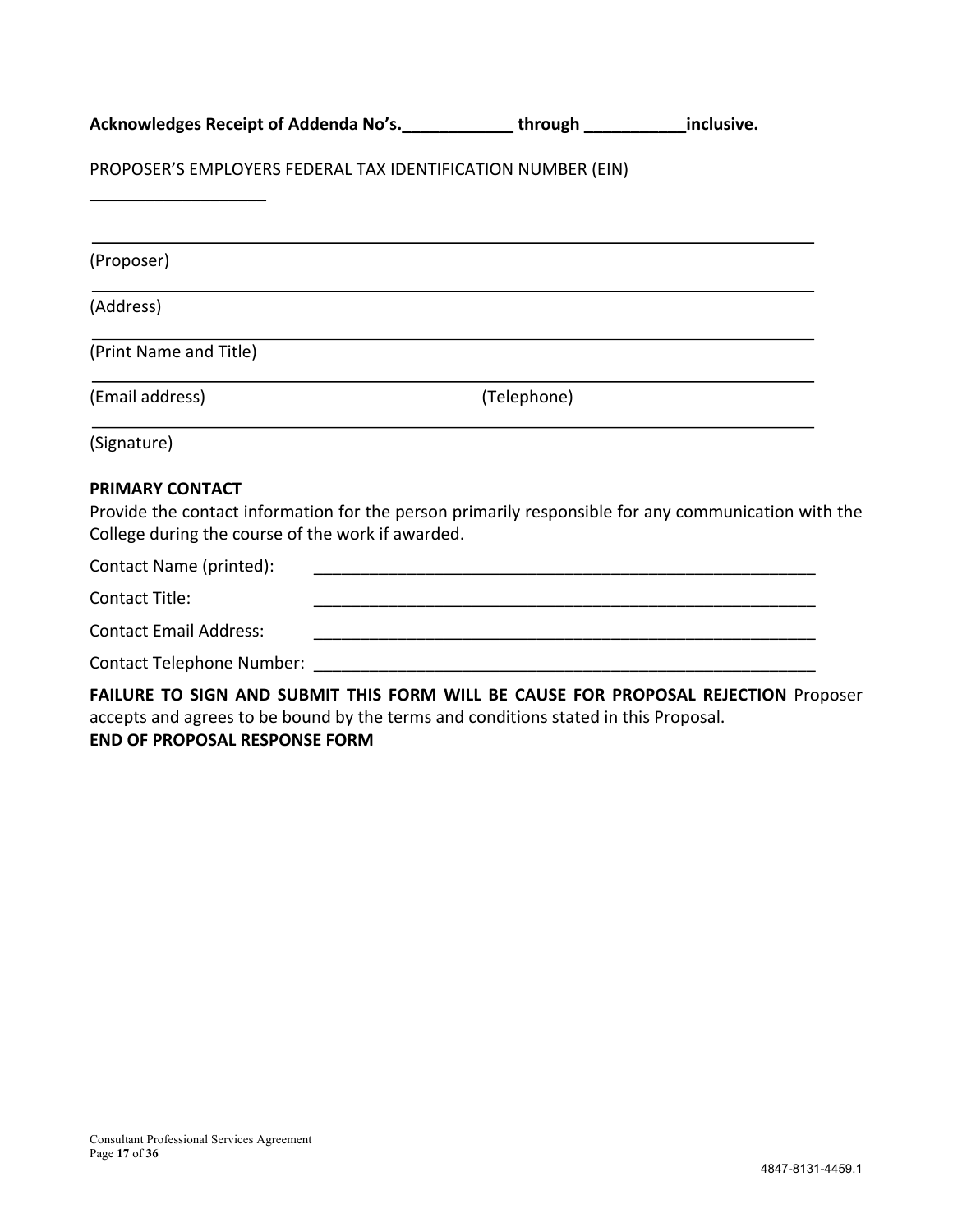**Acknowledges Receipt of Addenda No's.____________ through ___________inclusive.**

PROPOSER'S EMPLOYERS FEDERAL TAX IDENTIFICATION NUMBER (EIN)

___________________

_________________________________________________________________________

(Proposer)

_________________________________________________________________________

(Address)

_________________________________________________________________________

(Print Name and Title)

_________________________________________________________________________

(Email address) (Telephone)

_________________________________________________________________________

(Signature)

**PRIMARY CONTACT**

Provide the contact information for the person primarily responsible for any communication with the College during the course of the work if awarded.

Contact Name (printed): ________________________________________________________

Contact Title: ________________________________________________________

Contact Email Address: ________________________________________________________

Contact Telephone Number: ________________________________________________________

**FAILURE TO SIGN AND SUBMIT THIS FORM WILL BE CAUSE FOR PROPOSAL REJECTION** Proposer accepts and agrees to be bound by the terms and conditions stated in this Proposal.

**END OF PROPOSAL RESPONSE FORM**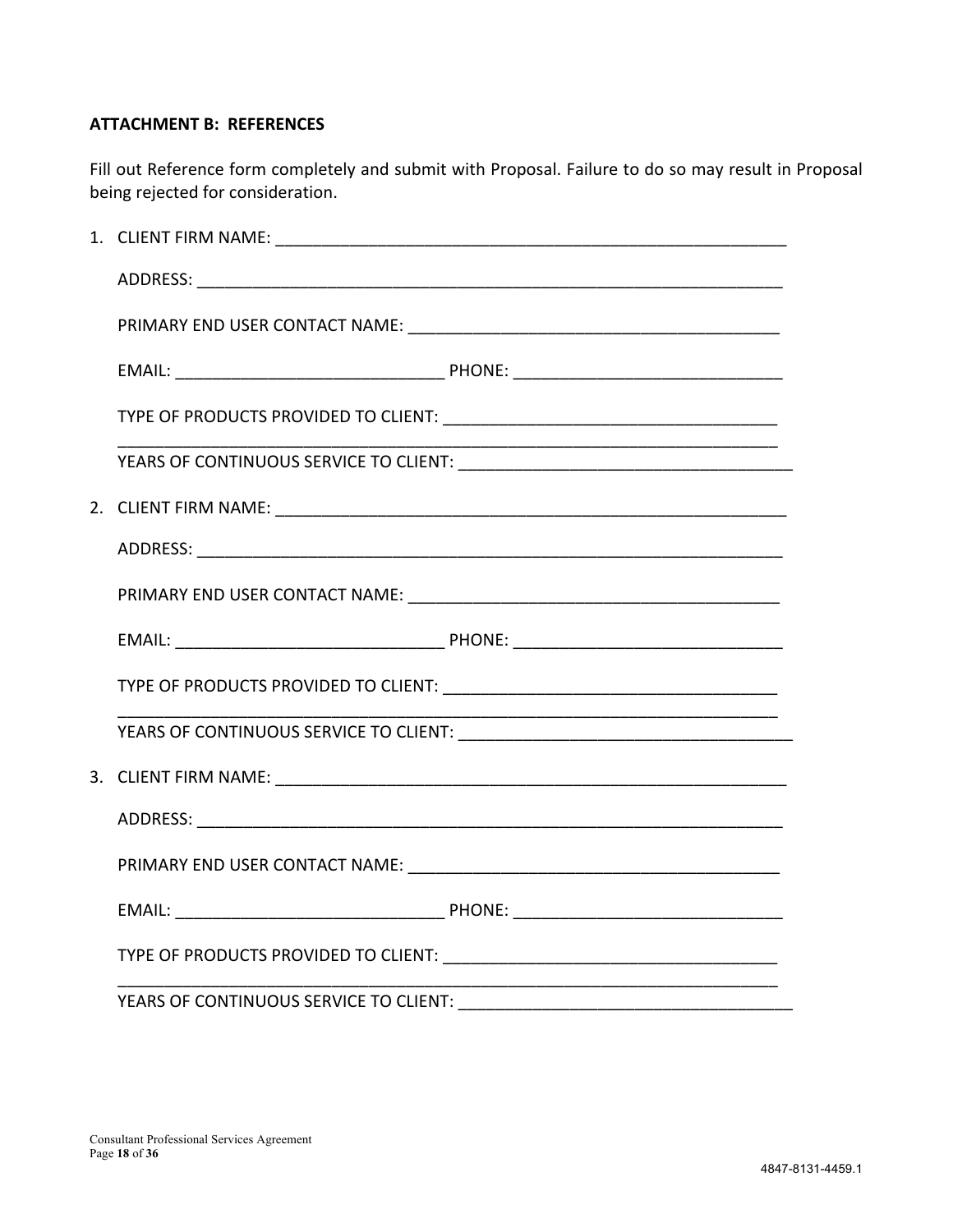**ATTACHMENT B: REFERENCES**

Fill out Reference form completely and submit with Proposal. Failure to do so may result in Proposal being rejected for consideration.

1. CLIENT FIRM NAME: ___________________________________________________________

   ADDRESS: ________________________________________________________________

   PRIMARY END USER CONTACT NAME: ________________________________________

   EMAIL: ______________________________ PHONE: ______________________________

   TYPE OF PRODUCTS PROVIDED TO CLIENT: ____________________________________
   ___________________________________________________________________________

   YEARS OF CONTINUOUS SERVICE TO CLIENT: ____________________________________

2. CLIENT FIRM NAME: ___________________________________________________________

   ADDRESS: ________________________________________________________________

   PRIMARY END USER CONTACT NAME: ________________________________________

   EMAIL: ______________________________ PHONE: ______________________________

   TYPE OF PRODUCTS PROVIDED TO CLIENT: ____________________________________
   ___________________________________________________________________________

   YEARS OF CONTINUOUS SERVICE TO CLIENT: ____________________________________

3. CLIENT FIRM NAME: ___________________________________________________________

   ADDRESS: ________________________________________________________________

   PRIMARY END USER CONTACT NAME: ________________________________________

   EMAIL: ______________________________ PHONE: ______________________________

   TYPE OF PRODUCTS PROVIDED TO CLIENT: ____________________________________
   ___________________________________________________________________________

   YEARS OF CONTINUOUS SERVICE TO CLIENT: ____________________________________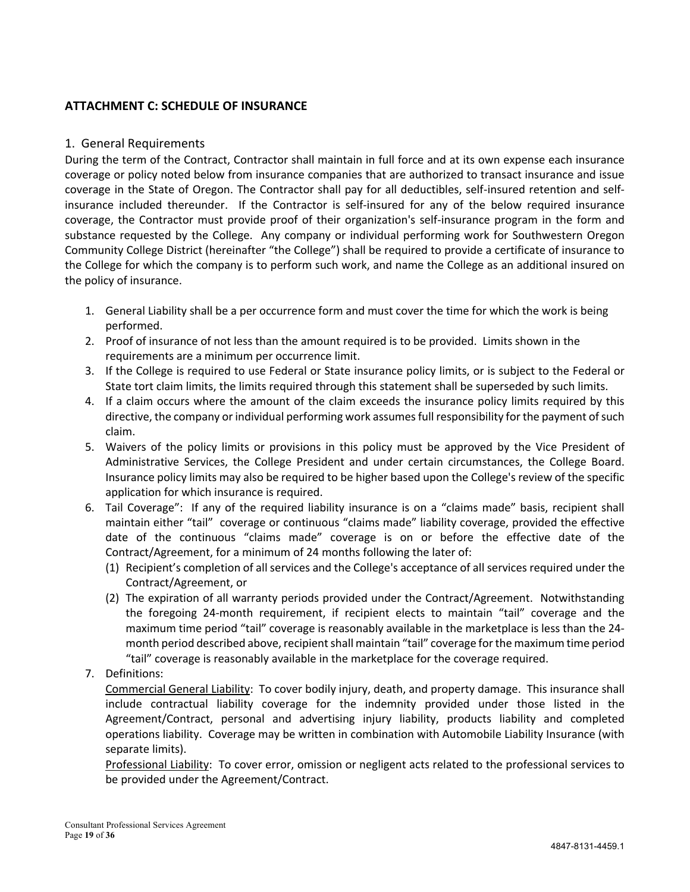## ATTACHMENT C: SCHEDULE OF INSURANCE

### 1. General Requirements

During the term of the Contract, Contractor shall maintain in full force and at its own expense each insurance coverage or policy noted below from insurance companies that are authorized to transact insurance and issue coverage in the State of Oregon. The Contractor shall pay for all deductibles, self-insured retention and self-insurance included thereunder. If the Contractor is self-insured for any of the below required insurance coverage, the Contractor must provide proof of their organization's self-insurance program in the form and substance requested by the College. Any company or individual performing work for Southwestern Oregon Community College District (hereinafter "the College") shall be required to provide a certificate of insurance to the College for which the company is to perform such work, and name the College as an additional insured on the policy of insurance.

1. General Liability shall be a per occurrence form and must cover the time for which the work is being performed.
2. Proof of insurance of not less than the amount required is to be provided. Limits shown in the requirements are a minimum per occurrence limit.
3. If the College is required to use Federal or State insurance policy limits, or is subject to the Federal or State tort claim limits, the limits required through this statement shall be superseded by such limits.
4. If a claim occurs where the amount of the claim exceeds the insurance policy limits required by this directive, the company or individual performing work assumes full responsibility for the payment of such claim.
5. Waivers of the policy limits or provisions in this policy must be approved by the Vice President of Administrative Services, the College President and under certain circumstances, the College Board. Insurance policy limits may also be required to be higher based upon the College's review of the specific application for which insurance is required.
6. Tail Coverage": If any of the required liability insurance is on a "claims made" basis, recipient shall maintain either "tail" coverage or continuous "claims made" liability coverage, provided the effective date of the continuous "claims made" coverage is on or before the effective date of the Contract/Agreement, for a minimum of 24 months following the later of:
   (1) Recipient's completion of all services and the College's acceptance of all services required under the Contract/Agreement, or
   (2) The expiration of all warranty periods provided under the Contract/Agreement. Notwithstanding the foregoing 24-month requirement, if recipient elects to maintain "tail" coverage and the maximum time period "tail" coverage is reasonably available in the marketplace is less than the 24-month period described above, recipient shall maintain "tail" coverage for the maximum time period "tail" coverage is reasonably available in the marketplace for the coverage required.
7. Definitions:
   Commercial General Liability: To cover bodily injury, death, and property damage. This insurance shall include contractual liability coverage for the indemnity provided under those listed in the Agreement/Contract, personal and advertising injury liability, products liability and completed operations liability. Coverage may be written in combination with Automobile Liability Insurance (with separate limits).
   Professional Liability: To cover error, omission or negligent acts related to the professional services to be provided under the Agreement/Contract.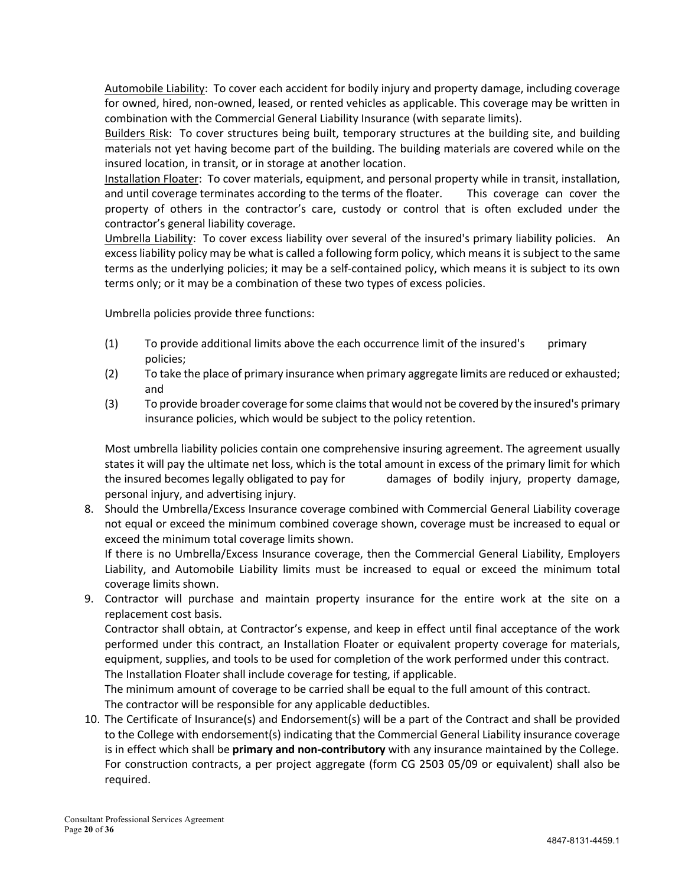Automobile Liability: To cover each accident for bodily injury and property damage, including coverage for owned, hired, non-owned, leased, or rented vehicles as applicable. This coverage may be written in combination with the Commercial General Liability Insurance (with separate limits).

Builders Risk: To cover structures being built, temporary structures at the building site, and building materials not yet having become part of the building. The building materials are covered while on the insured location, in transit, or in storage at another location.

Installation Floater: To cover materials, equipment, and personal property while in transit, installation, and until coverage terminates according to the terms of the floater. This coverage can cover the property of others in the contractor's care, custody or control that is often excluded under the contractor's general liability coverage.

Umbrella Liability: To cover excess liability over several of the insured's primary liability policies. An excess liability policy may be what is called a following form policy, which means it is subject to the same terms as the underlying policies; it may be a self-contained policy, which means it is subject to its own terms only; or it may be a combination of these two types of excess policies.

Umbrella policies provide three functions:

(1) To provide additional limits above the each occurrence limit of the insured's primary policies;

(2) To take the place of primary insurance when primary aggregate limits are reduced or exhausted; and

(3) To provide broader coverage for some claims that would not be covered by the insured's primary insurance policies, which would be subject to the policy retention.

Most umbrella liability policies contain one comprehensive insuring agreement. The agreement usually states it will pay the ultimate net loss, which is the total amount in excess of the primary limit for which the insured becomes legally obligated to pay for damages of bodily injury, property damage, personal injury, and advertising injury.

8. Should the Umbrella/Excess Insurance coverage combined with Commercial General Liability coverage not equal or exceed the minimum combined coverage shown, coverage must be increased to equal or exceed the minimum total coverage limits shown.
   If there is no Umbrella/Excess Insurance coverage, then the Commercial General Liability, Employers Liability, and Automobile Liability limits must be increased to equal or exceed the minimum total coverage limits shown.
9. Contractor will purchase and maintain property insurance for the entire work at the site on a replacement cost basis.
   Contractor shall obtain, at Contractor's expense, and keep in effect until final acceptance of the work performed under this contract, an Installation Floater or equivalent property coverage for materials, equipment, supplies, and tools to be used for completion of the work performed under this contract.
   The Installation Floater shall include coverage for testing, if applicable.
   The minimum amount of coverage to be carried shall be equal to the full amount of this contract.
   The contractor will be responsible for any applicable deductibles.
10. The Certificate of Insurance(s) and Endorsement(s) will be a part of the Contract and shall be provided to the College with endorsement(s) indicating that the Commercial General Liability insurance coverage is in effect which shall be **primary and non-contributory** with any insurance maintained by the College. For construction contracts, a per project aggregate (form CG 2503 05/09 or equivalent) shall also be required.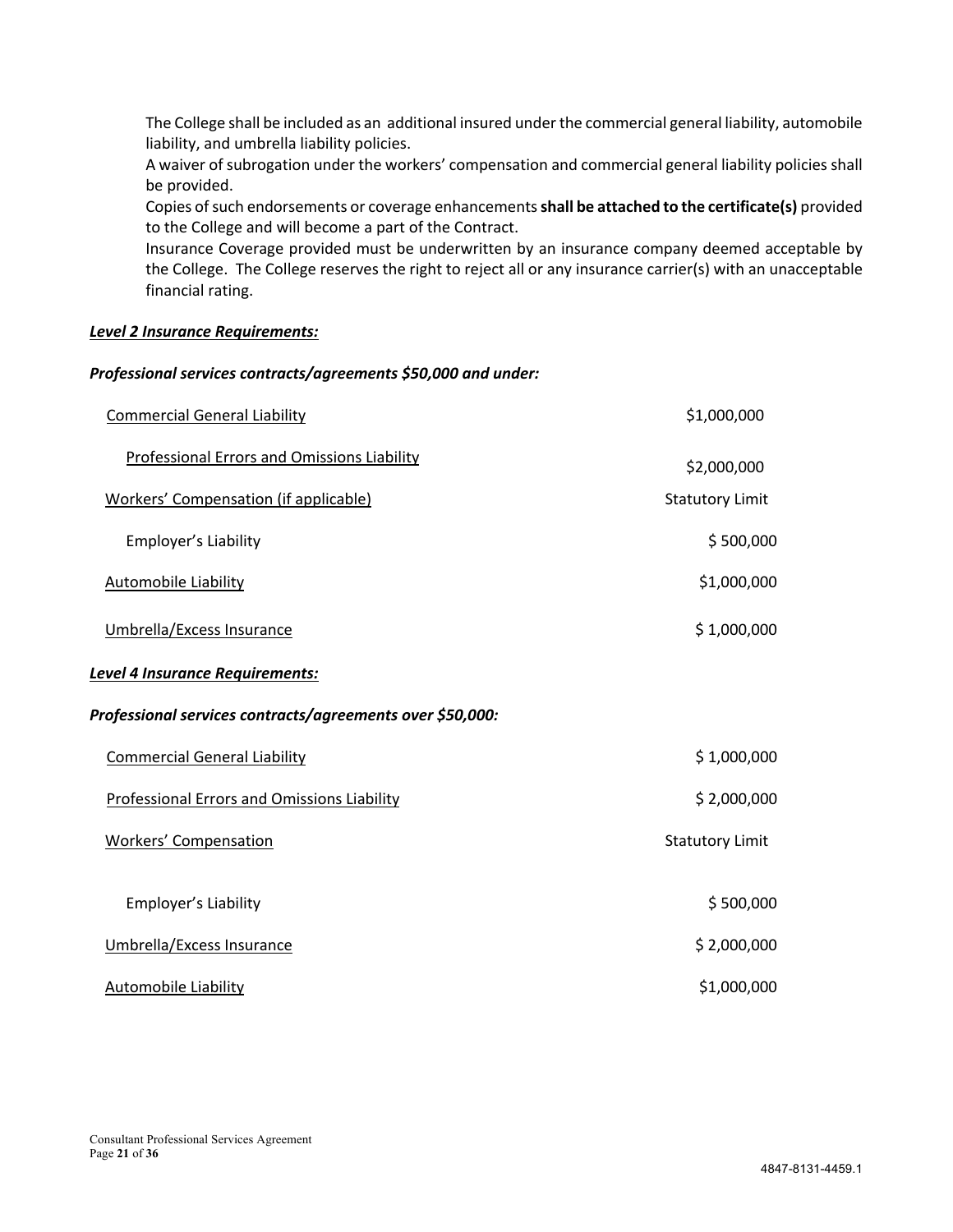The College shall be included as an additional insured under the commercial general liability, automobile liability, and umbrella liability policies.

A waiver of subrogation under the workers' compensation and commercial general liability policies shall be provided.

Copies of such endorsements or coverage enhancements **shall be attached to the certificate(s)** provided to the College and will become a part of the Contract.

Insurance Coverage provided must be underwritten by an insurance company deemed acceptable by the College. The College reserves the right to reject all or any insurance carrier(s) with an unacceptable financial rating.

***Level 2 Insurance Requirements:***

***Professional services contracts/agreements $50,000 and under:***

| | |
|---|---|
| Commercial General Liability | $1,000,000 |
| Professional Errors and Omissions Liability | $2,000,000 |
| Workers' Compensation (if applicable) | Statutory Limit |
| Employer's Liability | $ 500,000 |
| Automobile Liability | $1,000,000 |
| Umbrella/Excess Insurance | $ 1,000,000 |

***Level 4 Insurance Requirements:***

***Professional services contracts/agreements over $50,000:***

| | |
|---|---|
| Commercial General Liability | $ 1,000,000 |
| Professional Errors and Omissions Liability | $ 2,000,000 |
| Workers' Compensation | Statutory Limit |
| Employer's Liability | $ 500,000 |
| Umbrella/Excess Insurance | $ 2,000,000 |
| Automobile Liability | $1,000,000 |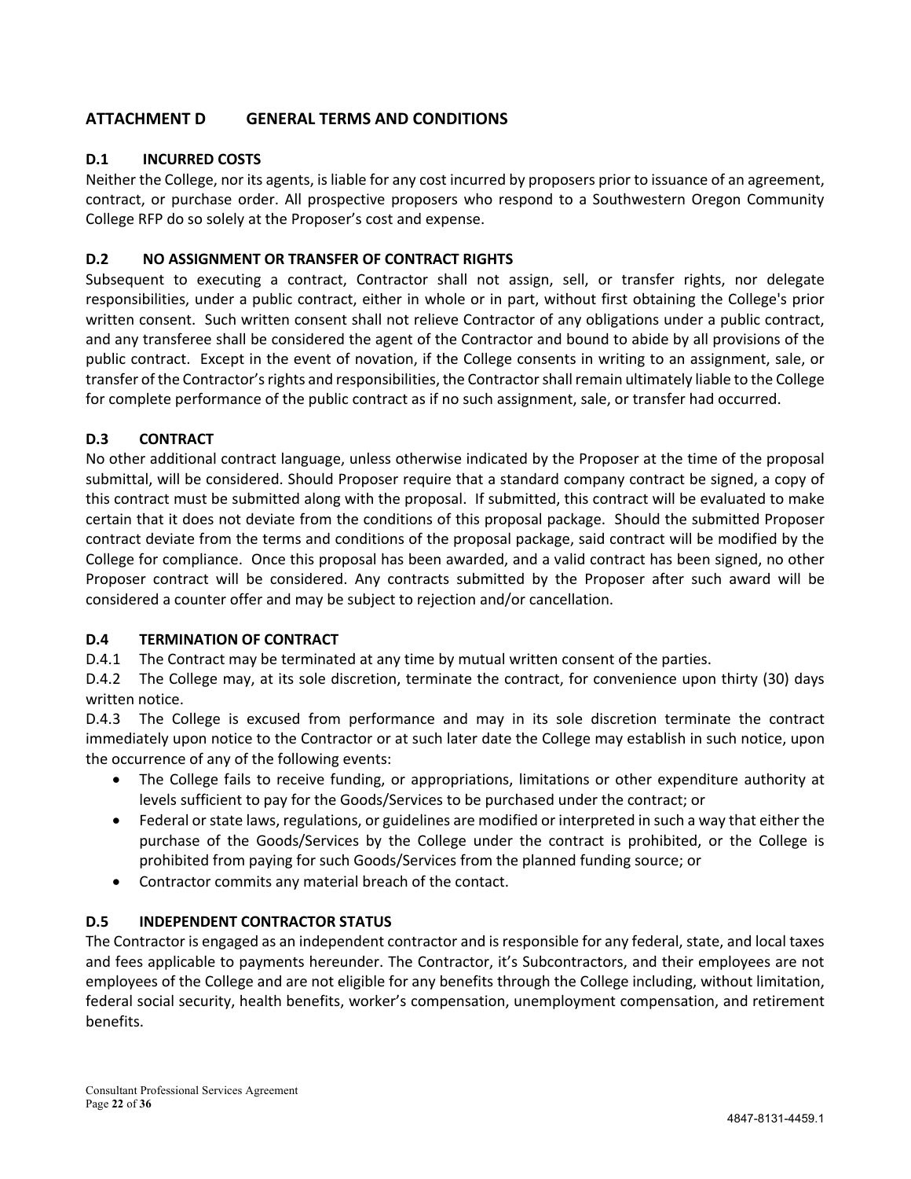## ATTACHMENT D GENERAL TERMS AND CONDITIONS

### D.1 INCURRED COSTS

Neither the College, nor its agents, is liable for any cost incurred by proposers prior to issuance of an agreement, contract, or purchase order. All prospective proposers who respond to a Southwestern Oregon Community College RFP do so solely at the Proposer's cost and expense.

### D.2 NO ASSIGNMENT OR TRANSFER OF CONTRACT RIGHTS

Subsequent to executing a contract, Contractor shall not assign, sell, or transfer rights, nor delegate responsibilities, under a public contract, either in whole or in part, without first obtaining the College's prior written consent. Such written consent shall not relieve Contractor of any obligations under a public contract, and any transferee shall be considered the agent of the Contractor and bound to abide by all provisions of the public contract. Except in the event of novation, if the College consents in writing to an assignment, sale, or transfer of the Contractor's rights and responsibilities, the Contractor shall remain ultimately liable to the College for complete performance of the public contract as if no such assignment, sale, or transfer had occurred.

### D.3 CONTRACT

No other additional contract language, unless otherwise indicated by the Proposer at the time of the proposal submittal, will be considered. Should Proposer require that a standard company contract be signed, a copy of this contract must be submitted along with the proposal. If submitted, this contract will be evaluated to make certain that it does not deviate from the conditions of this proposal package. Should the submitted Proposer contract deviate from the terms and conditions of the proposal package, said contract will be modified by the College for compliance. Once this proposal has been awarded, and a valid contract has been signed, no other Proposer contract will be considered. Any contracts submitted by the Proposer after such award will be considered a counter offer and may be subject to rejection and/or cancellation.

### D.4 TERMINATION OF CONTRACT

D.4.1 The Contract may be terminated at any time by mutual written consent of the parties.

D.4.2 The College may, at its sole discretion, terminate the contract, for convenience upon thirty (30) days written notice.

D.4.3 The College is excused from performance and may in its sole discretion terminate the contract immediately upon notice to the Contractor or at such later date the College may establish in such notice, upon the occurrence of any of the following events:

- The College fails to receive funding, or appropriations, limitations or other expenditure authority at levels sufficient to pay for the Goods/Services to be purchased under the contract; or
- Federal or state laws, regulations, or guidelines are modified or interpreted in such a way that either the purchase of the Goods/Services by the College under the contract is prohibited, or the College is prohibited from paying for such Goods/Services from the planned funding source; or
- Contractor commits any material breach of the contact.

### D.5 INDEPENDENT CONTRACTOR STATUS

The Contractor is engaged as an independent contractor and is responsible for any federal, state, and local taxes and fees applicable to payments hereunder. The Contractor, it's Subcontractors, and their employees are not employees of the College and are not eligible for any benefits through the College including, without limitation, federal social security, health benefits, worker's compensation, unemployment compensation, and retirement benefits.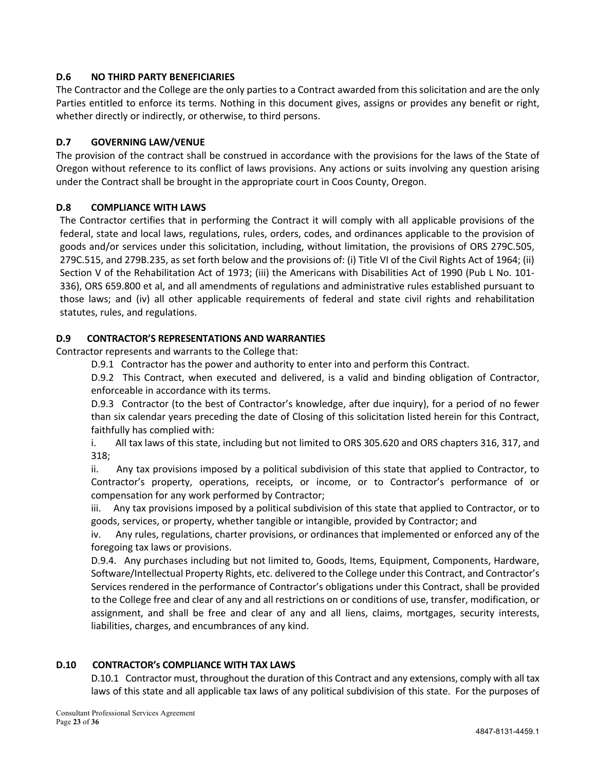### D.6 NO THIRD PARTY BENEFICIARIES

The Contractor and the College are the only parties to a Contract awarded from this solicitation and are the only Parties entitled to enforce its terms. Nothing in this document gives, assigns or provides any benefit or right, whether directly or indirectly, or otherwise, to third persons.

### D.7 GOVERNING LAW/VENUE

The provision of the contract shall be construed in accordance with the provisions for the laws of the State of Oregon without reference to its conflict of laws provisions. Any actions or suits involving any question arising under the Contract shall be brought in the appropriate court in Coos County, Oregon.

### D.8 COMPLIANCE WITH LAWS

The Contractor certifies that in performing the Contract it will comply with all applicable provisions of the federal, state and local laws, regulations, rules, orders, codes, and ordinances applicable to the provision of goods and/or services under this solicitation, including, without limitation, the provisions of ORS 279C.505, 279C.515, and 279B.235, as set forth below and the provisions of: (i) Title VI of the Civil Rights Act of 1964; (ii) Section V of the Rehabilitation Act of 1973; (iii) the Americans with Disabilities Act of 1990 (Pub L No. 101-336), ORS 659.800 et al, and all amendments of regulations and administrative rules established pursuant to those laws; and (iv) all other applicable requirements of federal and state civil rights and rehabilitation statutes, rules, and regulations.

### D.9 CONTRACTOR'S REPRESENTATIONS AND WARRANTIES

Contractor represents and warrants to the College that:

D.9.1 Contractor has the power and authority to enter into and perform this Contract.

D.9.2 This Contract, when executed and delivered, is a valid and binding obligation of Contractor, enforceable in accordance with its terms.

D.9.3 Contractor (to the best of Contractor's knowledge, after due inquiry), for a period of no fewer than six calendar years preceding the date of Closing of this solicitation listed herein for this Contract, faithfully has complied with:

i. All tax laws of this state, including but not limited to ORS 305.620 and ORS chapters 316, 317, and 318;

ii. Any tax provisions imposed by a political subdivision of this state that applied to Contractor, to Contractor's property, operations, receipts, or income, or to Contractor's performance of or compensation for any work performed by Contractor;

iii. Any tax provisions imposed by a political subdivision of this state that applied to Contractor, or to goods, services, or property, whether tangible or intangible, provided by Contractor; and

iv. Any rules, regulations, charter provisions, or ordinances that implemented or enforced any of the foregoing tax laws or provisions.

D.9.4. Any purchases including but not limited to, Goods, Items, Equipment, Components, Hardware, Software/Intellectual Property Rights, etc. delivered to the College under this Contract, and Contractor's Services rendered in the performance of Contractor's obligations under this Contract, shall be provided to the College free and clear of any and all restrictions on or conditions of use, transfer, modification, or assignment, and shall be free and clear of any and all liens, claims, mortgages, security interests, liabilities, charges, and encumbrances of any kind.

### D.10 CONTRACTOR's COMPLIANCE WITH TAX LAWS

D.10.1 Contractor must, throughout the duration of this Contract and any extensions, comply with all tax laws of this state and all applicable tax laws of any political subdivision of this state. For the purposes of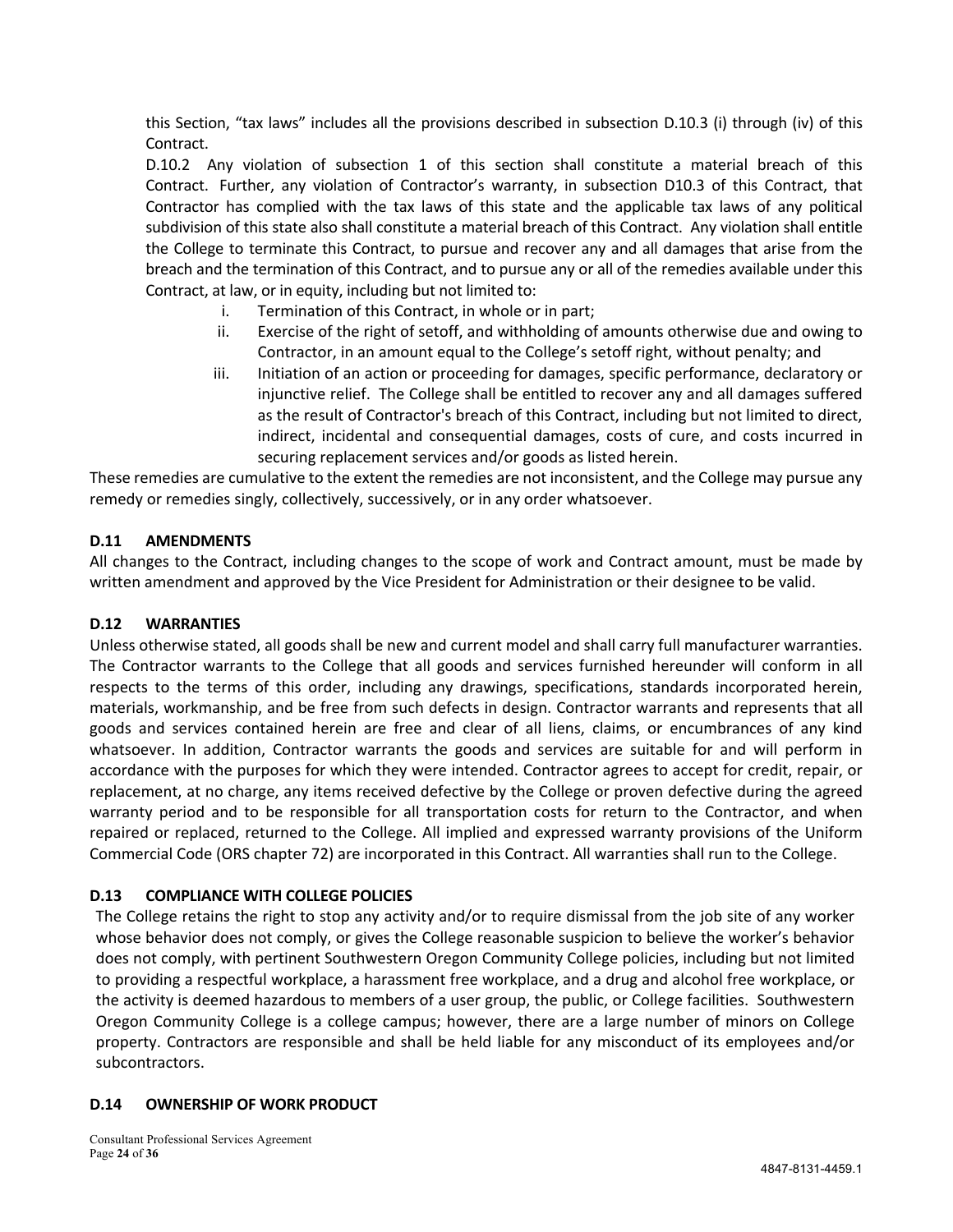this Section, "tax laws" includes all the provisions described in subsection D.10.3 (i) through (iv) of this Contract.

D.10.2 Any violation of subsection 1 of this section shall constitute a material breach of this Contract. Further, any violation of Contractor's warranty, in subsection D10.3 of this Contract, that Contractor has complied with the tax laws of this state and the applicable tax laws of any political subdivision of this state also shall constitute a material breach of this Contract. Any violation shall entitle the College to terminate this Contract, to pursue and recover any and all damages that arise from the breach and the termination of this Contract, and to pursue any or all of the remedies available under this Contract, at law, or in equity, including but not limited to:

i. Termination of this Contract, in whole or in part;
ii. Exercise of the right of setoff, and withholding of amounts otherwise due and owing to Contractor, in an amount equal to the College's setoff right, without penalty; and
iii. Initiation of an action or proceeding for damages, specific performance, declaratory or injunctive relief. The College shall be entitled to recover any and all damages suffered as the result of Contractor's breach of this Contract, including but not limited to direct, indirect, incidental and consequential damages, costs of cure, and costs incurred in securing replacement services and/or goods as listed herein.

These remedies are cumulative to the extent the remedies are not inconsistent, and the College may pursue any remedy or remedies singly, collectively, successively, or in any order whatsoever.

**D.11 AMENDMENTS**

All changes to the Contract, including changes to the scope of work and Contract amount, must be made by written amendment and approved by the Vice President for Administration or their designee to be valid.

**D.12 WARRANTIES**

Unless otherwise stated, all goods shall be new and current model and shall carry full manufacturer warranties. The Contractor warrants to the College that all goods and services furnished hereunder will conform in all respects to the terms of this order, including any drawings, specifications, standards incorporated herein, materials, workmanship, and be free from such defects in design. Contractor warrants and represents that all goods and services contained herein are free and clear of all liens, claims, or encumbrances of any kind whatsoever. In addition, Contractor warrants the goods and services are suitable for and will perform in accordance with the purposes for which they were intended. Contractor agrees to accept for credit, repair, or replacement, at no charge, any items received defective by the College or proven defective during the agreed warranty period and to be responsible for all transportation costs for return to the Contractor, and when repaired or replaced, returned to the College. All implied and expressed warranty provisions of the Uniform Commercial Code (ORS chapter 72) are incorporated in this Contract. All warranties shall run to the College.

**D.13 COMPLIANCE WITH COLLEGE POLICIES**

The College retains the right to stop any activity and/or to require dismissal from the job site of any worker whose behavior does not comply, or gives the College reasonable suspicion to believe the worker's behavior does not comply, with pertinent Southwestern Oregon Community College policies, including but not limited to providing a respectful workplace, a harassment free workplace, and a drug and alcohol free workplace, or the activity is deemed hazardous to members of a user group, the public, or College facilities. Southwestern Oregon Community College is a college campus; however, there are a large number of minors on College property. Contractors are responsible and shall be held liable for any misconduct of its employees and/or subcontractors.

**D.14 OWNERSHIP OF WORK PRODUCT**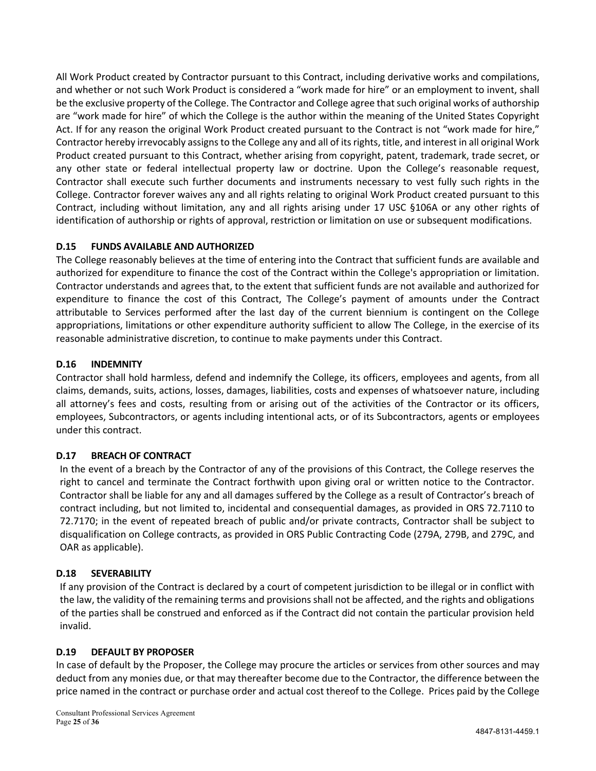All Work Product created by Contractor pursuant to this Contract, including derivative works and compilations, and whether or not such Work Product is considered a "work made for hire" or an employment to invent, shall be the exclusive property of the College. The Contractor and College agree that such original works of authorship are "work made for hire" of which the College is the author within the meaning of the United States Copyright Act. If for any reason the original Work Product created pursuant to the Contract is not "work made for hire," Contractor hereby irrevocably assigns to the College any and all of its rights, title, and interest in all original Work Product created pursuant to this Contract, whether arising from copyright, patent, trademark, trade secret, or any other state or federal intellectual property law or doctrine. Upon the College's reasonable request, Contractor shall execute such further documents and instruments necessary to vest fully such rights in the College. Contractor forever waives any and all rights relating to original Work Product created pursuant to this Contract, including without limitation, any and all rights arising under 17 USC §106A or any other rights of identification of authorship or rights of approval, restriction or limitation on use or subsequent modifications.

### D.15 FUNDS AVAILABLE AND AUTHORIZED

The College reasonably believes at the time of entering into the Contract that sufficient funds are available and authorized for expenditure to finance the cost of the Contract within the College's appropriation or limitation. Contractor understands and agrees that, to the extent that sufficient funds are not available and authorized for expenditure to finance the cost of this Contract, The College's payment of amounts under the Contract attributable to Services performed after the last day of the current biennium is contingent on the College appropriations, limitations or other expenditure authority sufficient to allow The College, in the exercise of its reasonable administrative discretion, to continue to make payments under this Contract.

### D.16 INDEMNITY

Contractor shall hold harmless, defend and indemnify the College, its officers, employees and agents, from all claims, demands, suits, actions, losses, damages, liabilities, costs and expenses of whatsoever nature, including all attorney's fees and costs, resulting from or arising out of the activities of the Contractor or its officers, employees, Subcontractors, or agents including intentional acts, or of its Subcontractors, agents or employees under this contract.

### D.17 BREACH OF CONTRACT

In the event of a breach by the Contractor of any of the provisions of this Contract, the College reserves the right to cancel and terminate the Contract forthwith upon giving oral or written notice to the Contractor. Contractor shall be liable for any and all damages suffered by the College as a result of Contractor's breach of contract including, but not limited to, incidental and consequential damages, as provided in ORS 72.7110 to 72.7170; in the event of repeated breach of public and/or private contracts, Contractor shall be subject to disqualification on College contracts, as provided in ORS Public Contracting Code (279A, 279B, and 279C, and OAR as applicable).

### D.18 SEVERABILITY

If any provision of the Contract is declared by a court of competent jurisdiction to be illegal or in conflict with the law, the validity of the remaining terms and provisions shall not be affected, and the rights and obligations of the parties shall be construed and enforced as if the Contract did not contain the particular provision held invalid.

### D.19 DEFAULT BY PROPOSER

In case of default by the Proposer, the College may procure the articles or services from other sources and may deduct from any monies due, or that may thereafter become due to the Contractor, the difference between the price named in the contract or purchase order and actual cost thereof to the College. Prices paid by the College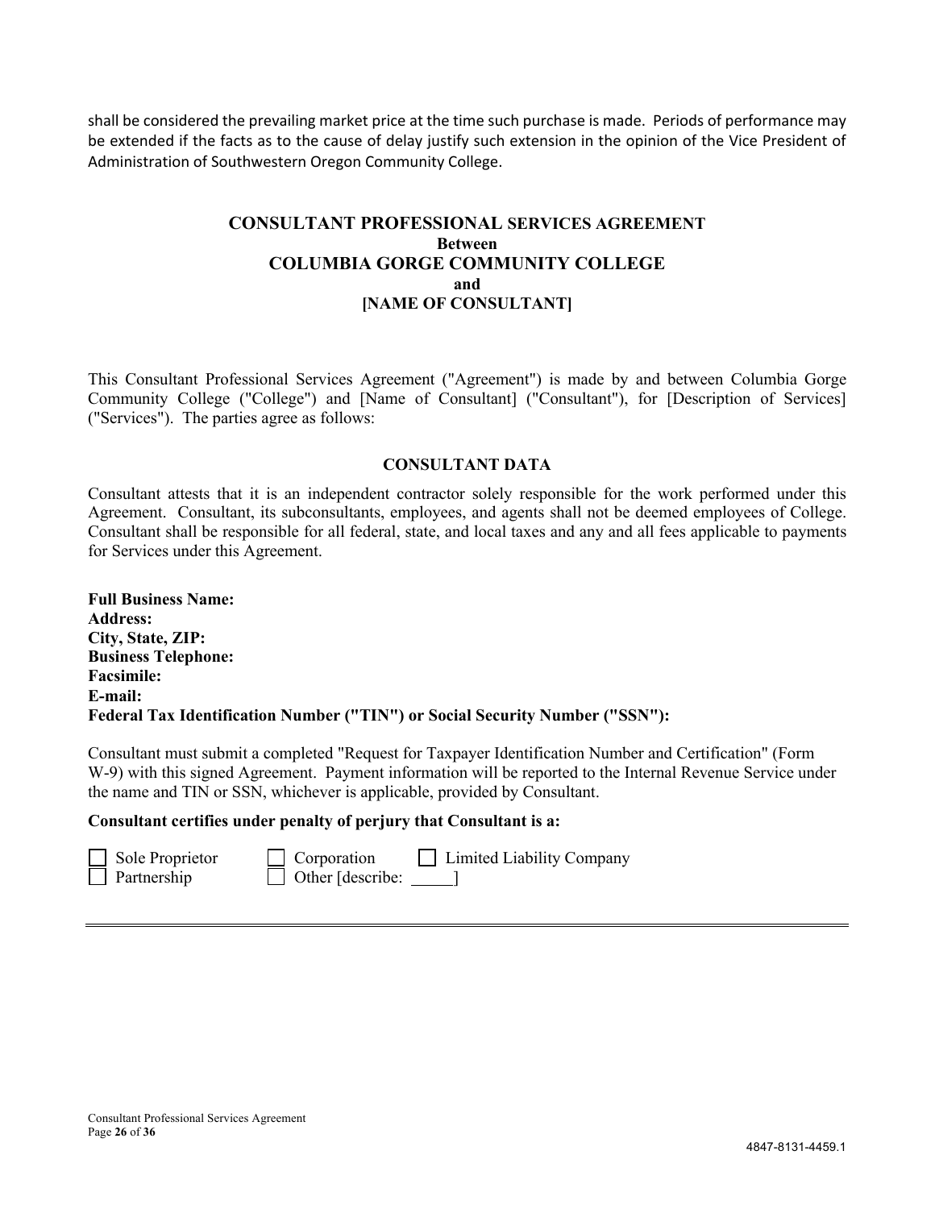shall be considered the prevailing market price at the time such purchase is made. Periods of performance may be extended if the facts as to the cause of delay justify such extension in the opinion of the Vice President of Administration of Southwestern Oregon Community College.

# CONSULTANT PROFESSIONAL SERVICES AGREEMENT
## Between
## COLUMBIA GORGE COMMUNITY COLLEGE
## and
## [NAME OF CONSULTANT]

This Consultant Professional Services Agreement ("Agreement") is made by and between Columbia Gorge Community College ("College") and [Name of Consultant] ("Consultant"), for [Description of Services] ("Services"). The parties agree as follows:

### CONSULTANT DATA

Consultant attests that it is an independent contractor solely responsible for the work performed under this Agreement. Consultant, its subconsultants, employees, and agents shall not be deemed employees of College. Consultant shall be responsible for all federal, state, and local taxes and any and all fees applicable to payments for Services under this Agreement.

**Full Business Name:**
**Address:**
**City, State, ZIP:**
**Business Telephone:**
**Facsimile:**
**E-mail:**
**Federal Tax Identification Number ("TIN") or Social Security Number ("SSN"):**

Consultant must submit a completed "Request for Taxpayer Identification Number and Certification" (Form W-9) with this signed Agreement. Payment information will be reported to the Internal Revenue Service under the name and TIN or SSN, whichever is applicable, provided by Consultant.

**Consultant certifies under penalty of perjury that Consultant is a:**

☐ Sole Proprietor ☐ Corporation ☐ Limited Liability Company
☐ Partnership ☐ Other [describe: _____]

---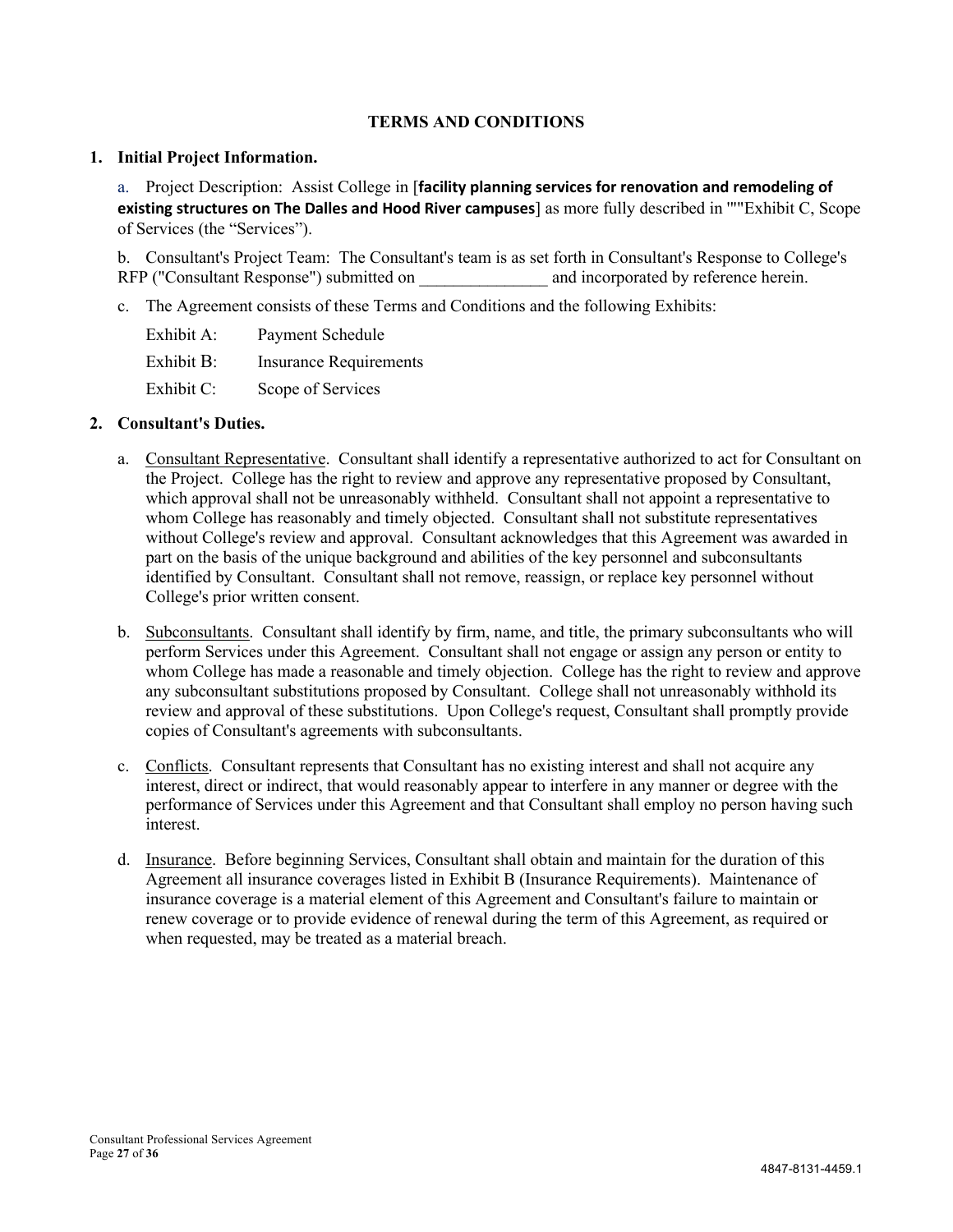## TERMS AND CONDITIONS

### 1. Initial Project Information.

a. Project Description: Assist College in [**facility planning services for renovation and remodeling of existing structures on The Dalles and Hood River campuses**] as more fully described in """Exhibit C, Scope of Services (the "Services").

b. Consultant's Project Team: The Consultant's team is as set forth in Consultant's Response to College's RFP ("Consultant Response") submitted on _______________ and incorporated by reference herein.

c. The Agreement consists of these Terms and Conditions and the following Exhibits:

Exhibit A: Payment Schedule

Exhibit B: Insurance Requirements

Exhibit C: Scope of Services

### 2. Consultant's Duties.

a. Consultant Representative. Consultant shall identify a representative authorized to act for Consultant on the Project. College has the right to review and approve any representative proposed by Consultant, which approval shall not be unreasonably withheld. Consultant shall not appoint a representative to whom College has reasonably and timely objected. Consultant shall not substitute representatives without College's review and approval. Consultant acknowledges that this Agreement was awarded in part on the basis of the unique background and abilities of the key personnel and subconsultants identified by Consultant. Consultant shall not remove, reassign, or replace key personnel without College's prior written consent.

b. Subconsultants. Consultant shall identify by firm, name, and title, the primary subconsultants who will perform Services under this Agreement. Consultant shall not engage or assign any person or entity to whom College has made a reasonable and timely objection. College has the right to review and approve any subconsultant substitutions proposed by Consultant. College shall not unreasonably withhold its review and approval of these substitutions. Upon College's request, Consultant shall promptly provide copies of Consultant's agreements with subconsultants.

c. Conflicts. Consultant represents that Consultant has no existing interest and shall not acquire any interest, direct or indirect, that would reasonably appear to interfere in any manner or degree with the performance of Services under this Agreement and that Consultant shall employ no person having such interest.

d. Insurance. Before beginning Services, Consultant shall obtain and maintain for the duration of this Agreement all insurance coverages listed in Exhibit B (Insurance Requirements). Maintenance of insurance coverage is a material element of this Agreement and Consultant's failure to maintain or renew coverage or to provide evidence of renewal during the term of this Agreement, as required or when requested, may be treated as a material breach.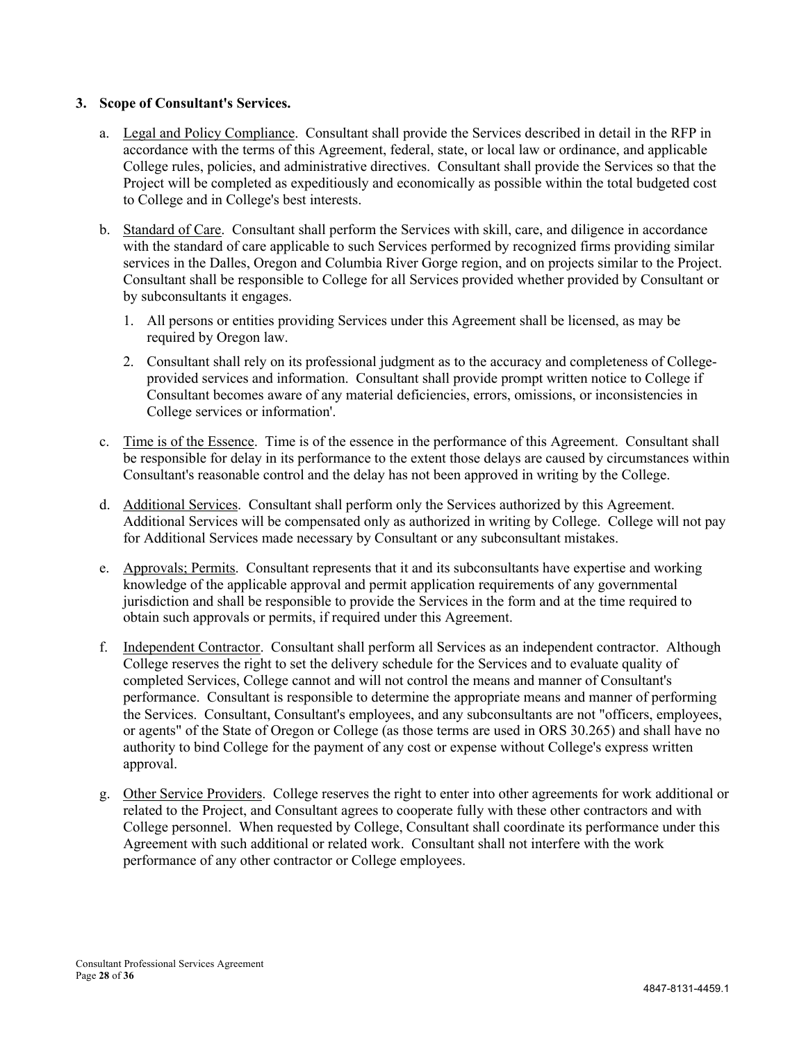**3. Scope of Consultant's Services.**

a. Legal and Policy Compliance. Consultant shall provide the Services described in detail in the RFP in accordance with the terms of this Agreement, federal, state, or local law or ordinance, and applicable College rules, policies, and administrative directives. Consultant shall provide the Services so that the Project will be completed as expeditiously and economically as possible within the total budgeted cost to College and in College's best interests.

b. Standard of Care. Consultant shall perform the Services with skill, care, and diligence in accordance with the standard of care applicable to such Services performed by recognized firms providing similar services in the Dalles, Oregon and Columbia River Gorge region, and on projects similar to the Project. Consultant shall be responsible to College for all Services provided whether provided by Consultant or by subconsultants it engages.

   1. All persons or entities providing Services under this Agreement shall be licensed, as may be required by Oregon law.

   2. Consultant shall rely on its professional judgment as to the accuracy and completeness of College-provided services and information. Consultant shall provide prompt written notice to College if Consultant becomes aware of any material deficiencies, errors, omissions, or inconsistencies in College services or information'.

c. Time is of the Essence. Time is of the essence in the performance of this Agreement. Consultant shall be responsible for delay in its performance to the extent those delays are caused by circumstances within Consultant's reasonable control and the delay has not been approved in writing by the College.

d. Additional Services. Consultant shall perform only the Services authorized by this Agreement. Additional Services will be compensated only as authorized in writing by College. College will not pay for Additional Services made necessary by Consultant or any subconsultant mistakes.

e. Approvals; Permits. Consultant represents that it and its subconsultants have expertise and working knowledge of the applicable approval and permit application requirements of any governmental jurisdiction and shall be responsible to provide the Services in the form and at the time required to obtain such approvals or permits, if required under this Agreement.

f. Independent Contractor. Consultant shall perform all Services as an independent contractor. Although College reserves the right to set the delivery schedule for the Services and to evaluate quality of completed Services, College cannot and will not control the means and manner of Consultant's performance. Consultant is responsible to determine the appropriate means and manner of performing the Services. Consultant, Consultant's employees, and any subconsultants are not "officers, employees, or agents" of the State of Oregon or College (as those terms are used in ORS 30.265) and shall have no authority to bind College for the payment of any cost or expense without College's express written approval.

g. Other Service Providers. College reserves the right to enter into other agreements for work additional or related to the Project, and Consultant agrees to cooperate fully with these other contractors and with College personnel. When requested by College, Consultant shall coordinate its performance under this Agreement with such additional or related work. Consultant shall not interfere with the work performance of any other contractor or College employees.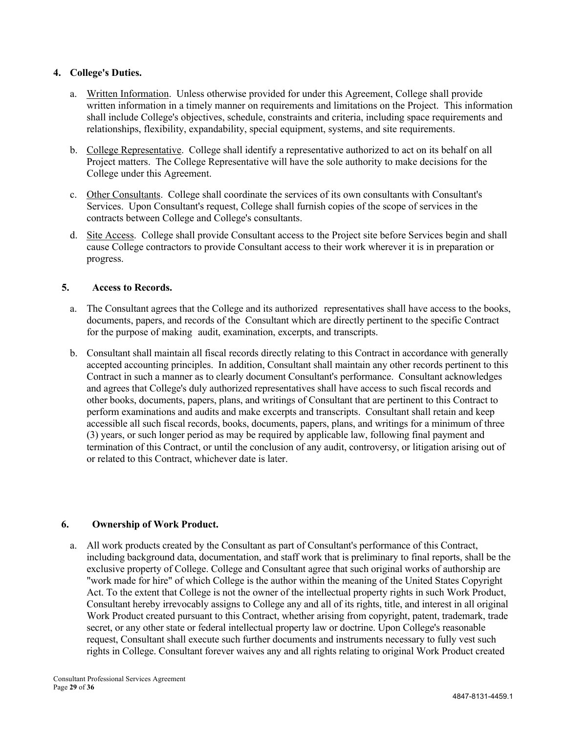**4. College's Duties.**

a. Written Information. Unless otherwise provided for under this Agreement, College shall provide written information in a timely manner on requirements and limitations on the Project. This information shall include College's objectives, schedule, constraints and criteria, including space requirements and relationships, flexibility, expandability, special equipment, systems, and site requirements.

b. College Representative. College shall identify a representative authorized to act on its behalf on all Project matters. The College Representative will have the sole authority to make decisions for the College under this Agreement.

c. Other Consultants. College shall coordinate the services of its own consultants with Consultant's Services. Upon Consultant's request, College shall furnish copies of the scope of services in the contracts between College and College's consultants.

d. Site Access. College shall provide Consultant access to the Project site before Services begin and shall cause College contractors to provide Consultant access to their work wherever it is in preparation or progress.

**5. Access to Records.**

a. The Consultant agrees that the College and its authorized representatives shall have access to the books, documents, papers, and records of the Consultant which are directly pertinent to the specific Contract for the purpose of making audit, examination, excerpts, and transcripts.

b. Consultant shall maintain all fiscal records directly relating to this Contract in accordance with generally accepted accounting principles. In addition, Consultant shall maintain any other records pertinent to this Contract in such a manner as to clearly document Consultant's performance. Consultant acknowledges and agrees that College's duly authorized representatives shall have access to such fiscal records and other books, documents, papers, plans, and writings of Consultant that are pertinent to this Contract to perform examinations and audits and make excerpts and transcripts. Consultant shall retain and keep accessible all such fiscal records, books, documents, papers, plans, and writings for a minimum of three (3) years, or such longer period as may be required by applicable law, following final payment and termination of this Contract, or until the conclusion of any audit, controversy, or litigation arising out of or related to this Contract, whichever date is later.

**6. Ownership of Work Product.**

a. All work products created by the Consultant as part of Consultant's performance of this Contract, including background data, documentation, and staff work that is preliminary to final reports, shall be the exclusive property of College. College and Consultant agree that such original works of authorship are "work made for hire" of which College is the author within the meaning of the United States Copyright Act. To the extent that College is not the owner of the intellectual property rights in such Work Product, Consultant hereby irrevocably assigns to College any and all of its rights, title, and interest in all original Work Product created pursuant to this Contract, whether arising from copyright, patent, trademark, trade secret, or any other state or federal intellectual property law or doctrine. Upon College's reasonable request, Consultant shall execute such further documents and instruments necessary to fully vest such rights in College. Consultant forever waives any and all rights relating to original Work Product created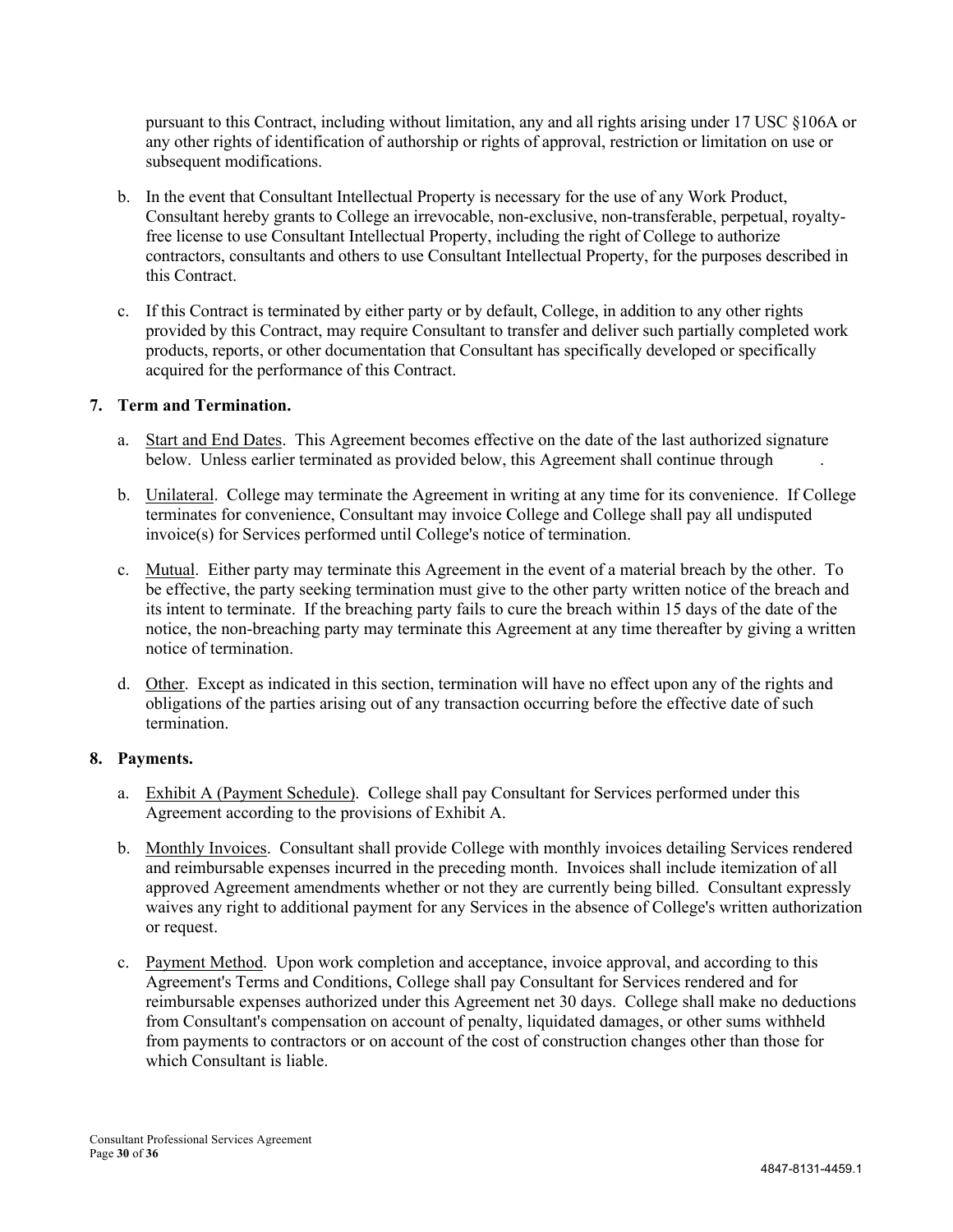pursuant to this Contract, including without limitation, any and all rights arising under 17 USC §106A or any other rights of identification of authorship or rights of approval, restriction or limitation on use or subsequent modifications.

b. In the event that Consultant Intellectual Property is necessary for the use of any Work Product, Consultant hereby grants to College an irrevocable, non-exclusive, non-transferable, perpetual, royalty-free license to use Consultant Intellectual Property, including the right of College to authorize contractors, consultants and others to use Consultant Intellectual Property, for the purposes described in this Contract.

c. If this Contract is terminated by either party or by default, College, in addition to any other rights provided by this Contract, may require Consultant to transfer and deliver such partially completed work products, reports, or other documentation that Consultant has specifically developed or specifically acquired for the performance of this Contract.

**7. Term and Termination.**

a. Start and End Dates. This Agreement becomes effective on the date of the last authorized signature below. Unless earlier terminated as provided below, this Agreement shall continue through .

b. Unilateral. College may terminate the Agreement in writing at any time for its convenience. If College terminates for convenience, Consultant may invoice College and College shall pay all undisputed invoice(s) for Services performed until College's notice of termination.

c. Mutual. Either party may terminate this Agreement in the event of a material breach by the other. To be effective, the party seeking termination must give to the other party written notice of the breach and its intent to terminate. If the breaching party fails to cure the breach within 15 days of the date of the notice, the non-breaching party may terminate this Agreement at any time thereafter by giving a written notice of termination.

d. Other. Except as indicated in this section, termination will have no effect upon any of the rights and obligations of the parties arising out of any transaction occurring before the effective date of such termination.

**8. Payments.**

a. Exhibit A (Payment Schedule). College shall pay Consultant for Services performed under this Agreement according to the provisions of Exhibit A.

b. Monthly Invoices. Consultant shall provide College with monthly invoices detailing Services rendered and reimbursable expenses incurred in the preceding month. Invoices shall include itemization of all approved Agreement amendments whether or not they are currently being billed. Consultant expressly waives any right to additional payment for any Services in the absence of College's written authorization or request.

c. Payment Method. Upon work completion and acceptance, invoice approval, and according to this Agreement's Terms and Conditions, College shall pay Consultant for Services rendered and for reimbursable expenses authorized under this Agreement net 30 days. College shall make no deductions from Consultant's compensation on account of penalty, liquidated damages, or other sums withheld from payments to contractors or on account of the cost of construction changes other than those for which Consultant is liable.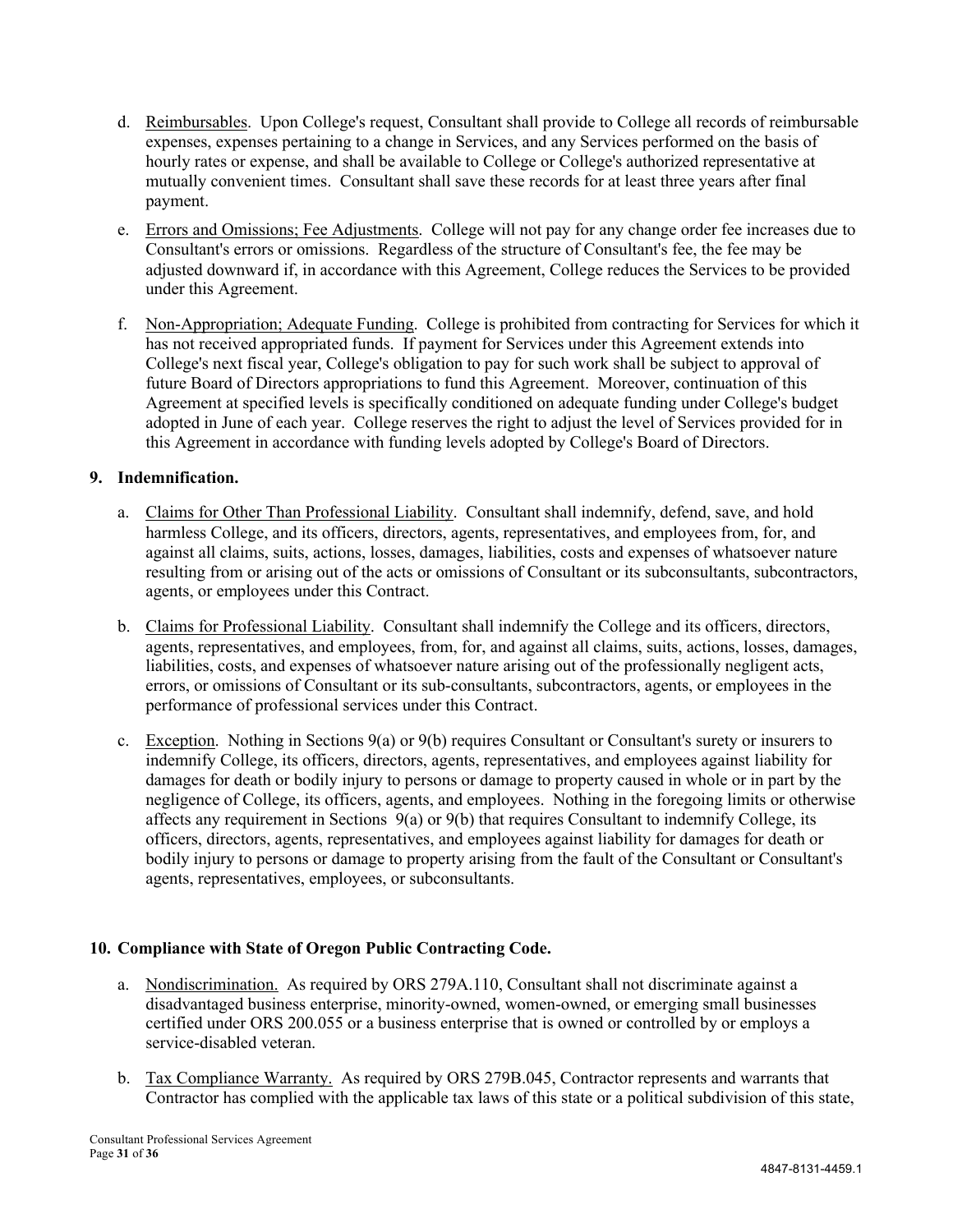d. Reimbursables. Upon College's request, Consultant shall provide to College all records of reimbursable expenses, expenses pertaining to a change in Services, and any Services performed on the basis of hourly rates or expense, and shall be available to College or College's authorized representative at mutually convenient times. Consultant shall save these records for at least three years after final payment.

e. Errors and Omissions; Fee Adjustments. College will not pay for any change order fee increases due to Consultant's errors or omissions. Regardless of the structure of Consultant's fee, the fee may be adjusted downward if, in accordance with this Agreement, College reduces the Services to be provided under this Agreement.

f. Non-Appropriation; Adequate Funding. College is prohibited from contracting for Services for which it has not received appropriated funds. If payment for Services under this Agreement extends into College's next fiscal year, College's obligation to pay for such work shall be subject to approval of future Board of Directors appropriations to fund this Agreement. Moreover, continuation of this Agreement at specified levels is specifically conditioned on adequate funding under College's budget adopted in June of each year. College reserves the right to adjust the level of Services provided for in this Agreement in accordance with funding levels adopted by College's Board of Directors.

**9. Indemnification.**

a. Claims for Other Than Professional Liability. Consultant shall indemnify, defend, save, and hold harmless College, and its officers, directors, agents, representatives, and employees from, for, and against all claims, suits, actions, losses, damages, liabilities, costs and expenses of whatsoever nature resulting from or arising out of the acts or omissions of Consultant or its subconsultants, subcontractors, agents, or employees under this Contract.

b. Claims for Professional Liability. Consultant shall indemnify the College and its officers, directors, agents, representatives, and employees, from, for, and against all claims, suits, actions, losses, damages, liabilities, costs, and expenses of whatsoever nature arising out of the professionally negligent acts, errors, or omissions of Consultant or its sub-consultants, subcontractors, agents, or employees in the performance of professional services under this Contract.

c. Exception. Nothing in Sections 9(a) or 9(b) requires Consultant or Consultant's surety or insurers to indemnify College, its officers, directors, agents, representatives, and employees against liability for damages for death or bodily injury to persons or damage to property caused in whole or in part by the negligence of College, its officers, agents, and employees. Nothing in the foregoing limits or otherwise affects any requirement in Sections 9(a) or 9(b) that requires Consultant to indemnify College, its officers, directors, agents, representatives, and employees against liability for damages for death or bodily injury to persons or damage to property arising from the fault of the Consultant or Consultant's agents, representatives, employees, or subconsultants.

**10. Compliance with State of Oregon Public Contracting Code.**

a. Nondiscrimination. As required by ORS 279A.110, Consultant shall not discriminate against a disadvantaged business enterprise, minority-owned, women-owned, or emerging small businesses certified under ORS 200.055 or a business enterprise that is owned or controlled by or employs a service-disabled veteran.

b. Tax Compliance Warranty. As required by ORS 279B.045, Contractor represents and warrants that Contractor has complied with the applicable tax laws of this state or a political subdivision of this state,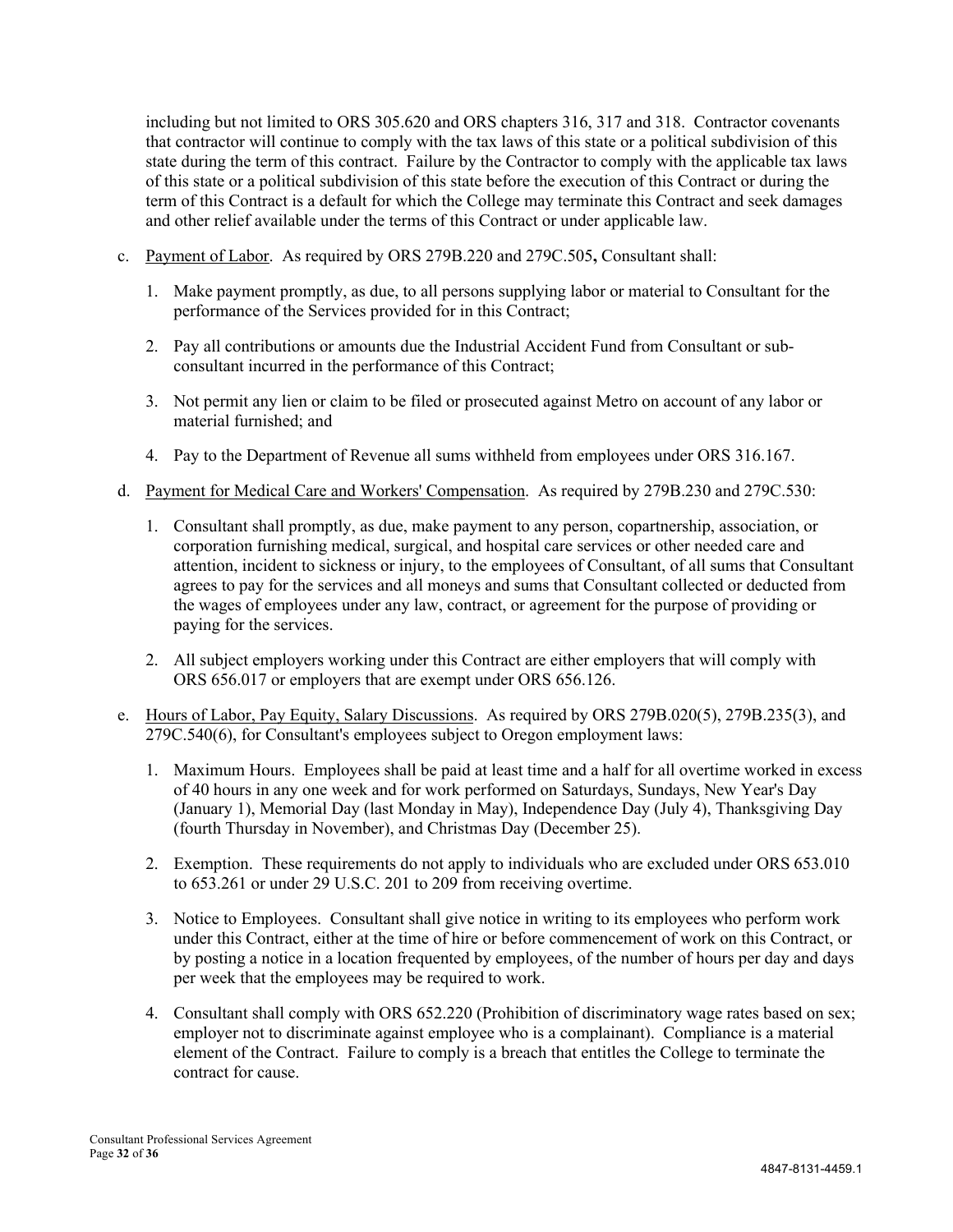including but not limited to ORS 305.620 and ORS chapters 316, 317 and 318. Contractor covenants that contractor will continue to comply with the tax laws of this state or a political subdivision of this state during the term of this contract. Failure by the Contractor to comply with the applicable tax laws of this state or a political subdivision of this state before the execution of this Contract or during the term of this Contract is a default for which the College may terminate this Contract and seek damages and other relief available under the terms of this Contract or under applicable law.

c. Payment of Labor. As required by ORS 279B.220 and 279C.505**,** Consultant shall:

   1. Make payment promptly, as due, to all persons supplying labor or material to Consultant for the performance of the Services provided for in this Contract;

   2. Pay all contributions or amounts due the Industrial Accident Fund from Consultant or sub-consultant incurred in the performance of this Contract;

   3. Not permit any lien or claim to be filed or prosecuted against Metro on account of any labor or material furnished; and

   4. Pay to the Department of Revenue all sums withheld from employees under ORS 316.167.

d. Payment for Medical Care and Workers' Compensation. As required by 279B.230 and 279C.530:

   1. Consultant shall promptly, as due, make payment to any person, copartnership, association, or corporation furnishing medical, surgical, and hospital care services or other needed care and attention, incident to sickness or injury, to the employees of Consultant, of all sums that Consultant agrees to pay for the services and all moneys and sums that Consultant collected or deducted from the wages of employees under any law, contract, or agreement for the purpose of providing or paying for the services.

   2. All subject employers working under this Contract are either employers that will comply with ORS 656.017 or employers that are exempt under ORS 656.126.

e. Hours of Labor, Pay Equity, Salary Discussions. As required by ORS 279B.020(5), 279B.235(3), and 279C.540(6), for Consultant's employees subject to Oregon employment laws:

   1. Maximum Hours. Employees shall be paid at least time and a half for all overtime worked in excess of 40 hours in any one week and for work performed on Saturdays, Sundays, New Year's Day (January 1), Memorial Day (last Monday in May), Independence Day (July 4), Thanksgiving Day (fourth Thursday in November), and Christmas Day (December 25).

   2. Exemption. These requirements do not apply to individuals who are excluded under ORS 653.010 to 653.261 or under 29 U.S.C. 201 to 209 from receiving overtime.

   3. Notice to Employees. Consultant shall give notice in writing to its employees who perform work under this Contract, either at the time of hire or before commencement of work on this Contract, or by posting a notice in a location frequented by employees, of the number of hours per day and days per week that the employees may be required to work.

   4. Consultant shall comply with ORS 652.220 (Prohibition of discriminatory wage rates based on sex; employer not to discriminate against employee who is a complainant). Compliance is a material element of the Contract. Failure to comply is a breach that entitles the College to terminate the contract for cause.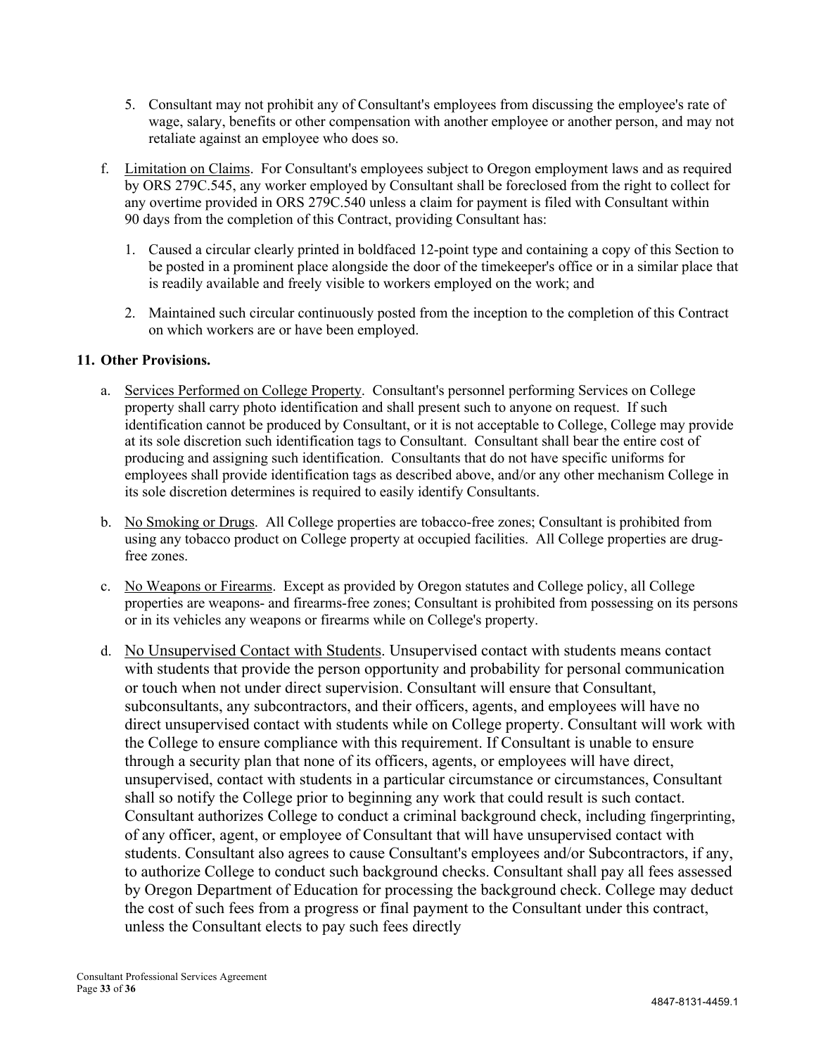5. Consultant may not prohibit any of Consultant's employees from discussing the employee's rate of wage, salary, benefits or other compensation with another employee or another person, and may not retaliate against an employee who does so.

f. Limitation on Claims. For Consultant's employees subject to Oregon employment laws and as required by ORS 279C.545, any worker employed by Consultant shall be foreclosed from the right to collect for any overtime provided in ORS 279C.540 unless a claim for payment is filed with Consultant within 90 days from the completion of this Contract, providing Consultant has:

   1. Caused a circular clearly printed in boldfaced 12-point type and containing a copy of this Section to be posted in a prominent place alongside the door of the timekeeper's office or in a similar place that is readily available and freely visible to workers employed on the work; and

   2. Maintained such circular continuously posted from the inception to the completion of this Contract on which workers are or have been employed.

**11. Other Provisions.**

a. Services Performed on College Property. Consultant's personnel performing Services on College property shall carry photo identification and shall present such to anyone on request. If such identification cannot be produced by Consultant, or it is not acceptable to College, College may provide at its sole discretion such identification tags to Consultant. Consultant shall bear the entire cost of producing and assigning such identification. Consultants that do not have specific uniforms for employees shall provide identification tags as described above, and/or any other mechanism College in its sole discretion determines is required to easily identify Consultants.

b. No Smoking or Drugs. All College properties are tobacco-free zones; Consultant is prohibited from using any tobacco product on College property at occupied facilities. All College properties are drug-free zones.

c. No Weapons or Firearms. Except as provided by Oregon statutes and College policy, all College properties are weapons- and firearms-free zones; Consultant is prohibited from possessing on its persons or in its vehicles any weapons or firearms while on College's property.

d. No Unsupervised Contact with Students. Unsupervised contact with students means contact with students that provide the person opportunity and probability for personal communication or touch when not under direct supervision. Consultant will ensure that Consultant, subconsultants, any subcontractors, and their officers, agents, and employees will have no direct unsupervised contact with students while on College property. Consultant will work with the College to ensure compliance with this requirement. If Consultant is unable to ensure through a security plan that none of its officers, agents, or employees will have direct, unsupervised, contact with students in a particular circumstance or circumstances, Consultant shall so notify the College prior to beginning any work that could result is such contact. Consultant authorizes College to conduct a criminal background check, including fingerprinting, of any officer, agent, or employee of Consultant that will have unsupervised contact with students. Consultant also agrees to cause Consultant's employees and/or Subcontractors, if any, to authorize College to conduct such background checks. Consultant shall pay all fees assessed by Oregon Department of Education for processing the background check. College may deduct the cost of such fees from a progress or final payment to the Consultant under this contract, unless the Consultant elects to pay such fees directly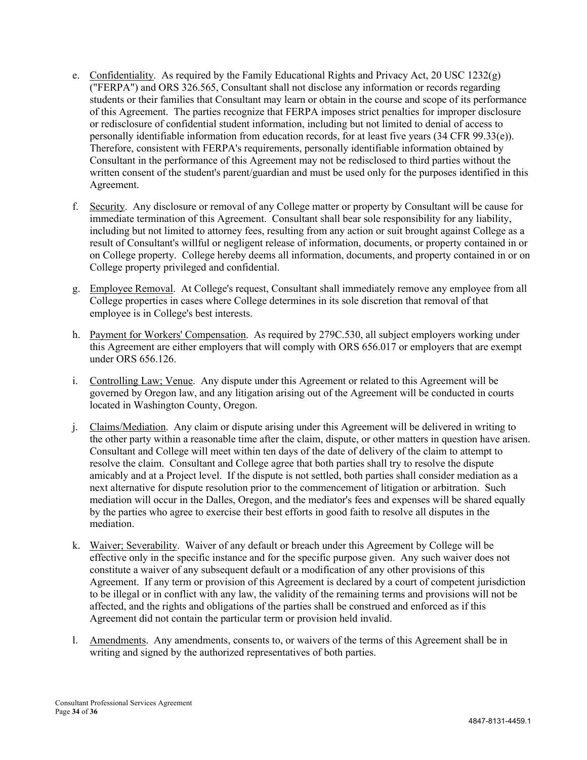e. Confidentiality. As required by the Family Educational Rights and Privacy Act, 20 USC 1232(g) ("FERPA") and ORS 326.565, Consultant shall not disclose any information or records regarding students or their families that Consultant may learn or obtain in the course and scope of its performance of this Agreement. The parties recognize that FERPA imposes strict penalties for improper disclosure or redisclosure of confidential student information, including but not limited to denial of access to personally identifiable information from education records, for at least five years (34 CFR 99.33(e)). Therefore, consistent with FERPA's requirements, personally identifiable information obtained by Consultant in the performance of this Agreement may not be redisclosed to third parties without the written consent of the student's parent/guardian and must be used only for the purposes identified in this Agreement.

f. Security. Any disclosure or removal of any College matter or property by Consultant will be cause for immediate termination of this Agreement. Consultant shall bear sole responsibility for any liability, including but not limited to attorney fees, resulting from any action or suit brought against College as a result of Consultant's willful or negligent release of information, documents, or property contained in or on College property. College hereby deems all information, documents, and property contained in or on College property privileged and confidential.

g. Employee Removal. At College's request, Consultant shall immediately remove any employee from all College properties in cases where College determines in its sole discretion that removal of that employee is in College's best interests.

h. Payment for Workers' Compensation. As required by 279C.530, all subject employers working under this Agreement are either employers that will comply with ORS 656.017 or employers that are exempt under ORS 656.126.

i. Controlling Law; Venue. Any dispute under this Agreement or related to this Agreement will be governed by Oregon law, and any litigation arising out of the Agreement will be conducted in courts located in Washington County, Oregon.

j. Claims/Mediation. Any claim or dispute arising under this Agreement will be delivered in writing to the other party within a reasonable time after the claim, dispute, or other matters in question have arisen. Consultant and College will meet within ten days of the date of delivery of the claim to attempt to resolve the claim. Consultant and College agree that both parties shall try to resolve the dispute amicably and at a Project level. If the dispute is not settled, both parties shall consider mediation as a next alternative for dispute resolution prior to the commencement of litigation or arbitration. Such mediation will occur in the Dalles, Oregon, and the mediator's fees and expenses will be shared equally by the parties who agree to exercise their best efforts in good faith to resolve all disputes in the mediation.

k. Waiver; Severability. Waiver of any default or breach under this Agreement by College will be effective only in the specific instance and for the specific purpose given. Any such waiver does not constitute a waiver of any subsequent default or a modification of any other provisions of this Agreement. If any term or provision of this Agreement is declared by a court of competent jurisdiction to be illegal or in conflict with any law, the validity of the remaining terms and provisions will not be affected, and the rights and obligations of the parties shall be construed and enforced as if this Agreement did not contain the particular term or provision held invalid.

l. Amendments. Any amendments, consents to, or waivers of the terms of this Agreement shall be in writing and signed by the authorized representatives of both parties.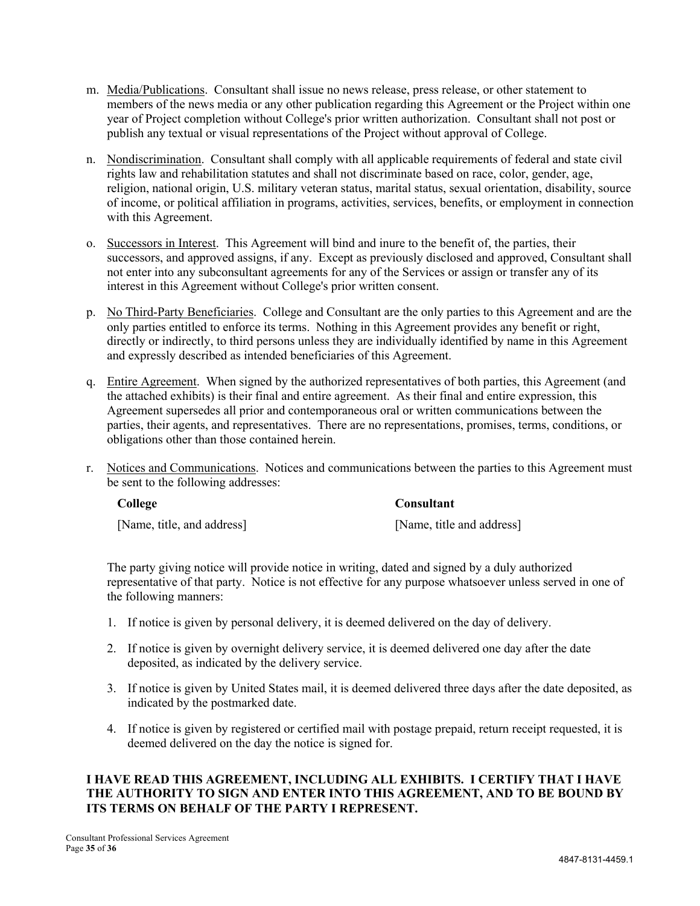m. Media/Publications. Consultant shall issue no news release, press release, or other statement to members of the news media or any other publication regarding this Agreement or the Project within one year of Project completion without College's prior written authorization. Consultant shall not post or publish any textual or visual representations of the Project without approval of College.

n. Nondiscrimination. Consultant shall comply with all applicable requirements of federal and state civil rights law and rehabilitation statutes and shall not discriminate based on race, color, gender, age, religion, national origin, U.S. military veteran status, marital status, sexual orientation, disability, source of income, or political affiliation in programs, activities, services, benefits, or employment in connection with this Agreement.

o. Successors in Interest. This Agreement will bind and inure to the benefit of, the parties, their successors, and approved assigns, if any. Except as previously disclosed and approved, Consultant shall not enter into any subconsultant agreements for any of the Services or assign or transfer any of its interest in this Agreement without College's prior written consent.

p. No Third-Party Beneficiaries. College and Consultant are the only parties to this Agreement and are the only parties entitled to enforce its terms. Nothing in this Agreement provides any benefit or right, directly or indirectly, to third persons unless they are individually identified by name in this Agreement and expressly described as intended beneficiaries of this Agreement.

q. Entire Agreement. When signed by the authorized representatives of both parties, this Agreement (and the attached exhibits) is their final and entire agreement. As their final and entire expression, this Agreement supersedes all prior and contemporaneous oral or written communications between the parties, their agents, and representatives. There are no representations, promises, terms, conditions, or obligations other than those contained herein.

r. Notices and Communications. Notices and communications between the parties to this Agreement must be sent to the following addresses:

| **College** | **Consultant** |
|---|---|
| [Name, title, and address] | [Name, title and address] |

The party giving notice will provide notice in writing, dated and signed by a duly authorized representative of that party. Notice is not effective for any purpose whatsoever unless served in one of the following manners:

1. If notice is given by personal delivery, it is deemed delivered on the day of delivery.
2. If notice is given by overnight delivery service, it is deemed delivered one day after the date deposited, as indicated by the delivery service.
3. If notice is given by United States mail, it is deemed delivered three days after the date deposited, as indicated by the postmarked date.
4. If notice is given by registered or certified mail with postage prepaid, return receipt requested, it is deemed delivered on the day the notice is signed for.

**I HAVE READ THIS AGREEMENT, INCLUDING ALL EXHIBITS. I CERTIFY THAT I HAVE THE AUTHORITY TO SIGN AND ENTER INTO THIS AGREEMENT, AND TO BE BOUND BY ITS TERMS ON BEHALF OF THE PARTY I REPRESENT.**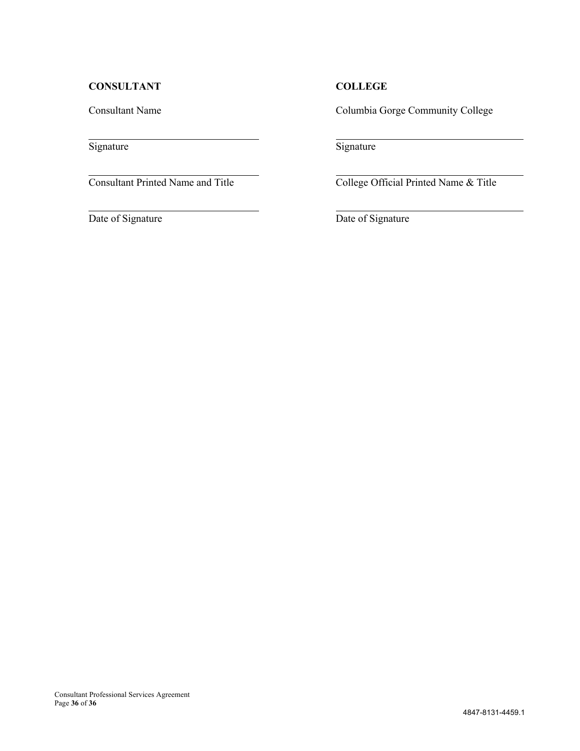| **CONSULTANT** | **COLLEGE** |
| --- | --- |
| Consultant Name | Columbia Gorge Community College |
| \_\_\_\_\_\_\_\_\_\_\_\_\_\_\_\_\_\_\_\_\_\_\_\_\_\_\_\_\_\_ | \_\_\_\_\_\_\_\_\_\_\_\_\_\_\_\_\_\_\_\_\_\_\_\_\_\_\_\_\_\_ |
| Signature | Signature |
| \_\_\_\_\_\_\_\_\_\_\_\_\_\_\_\_\_\_\_\_\_\_\_\_\_\_\_\_\_\_ | \_\_\_\_\_\_\_\_\_\_\_\_\_\_\_\_\_\_\_\_\_\_\_\_\_\_\_\_\_\_ |
| Consultant Printed Name and Title | College Official Printed Name & Title |
| \_\_\_\_\_\_\_\_\_\_\_\_\_\_\_\_\_\_\_\_\_\_\_\_\_\_\_\_\_\_ | \_\_\_\_\_\_\_\_\_\_\_\_\_\_\_\_\_\_\_\_\_\_\_\_\_\_\_\_\_\_ |
| Date of Signature | Date of Signature |

4847-8131-4459.1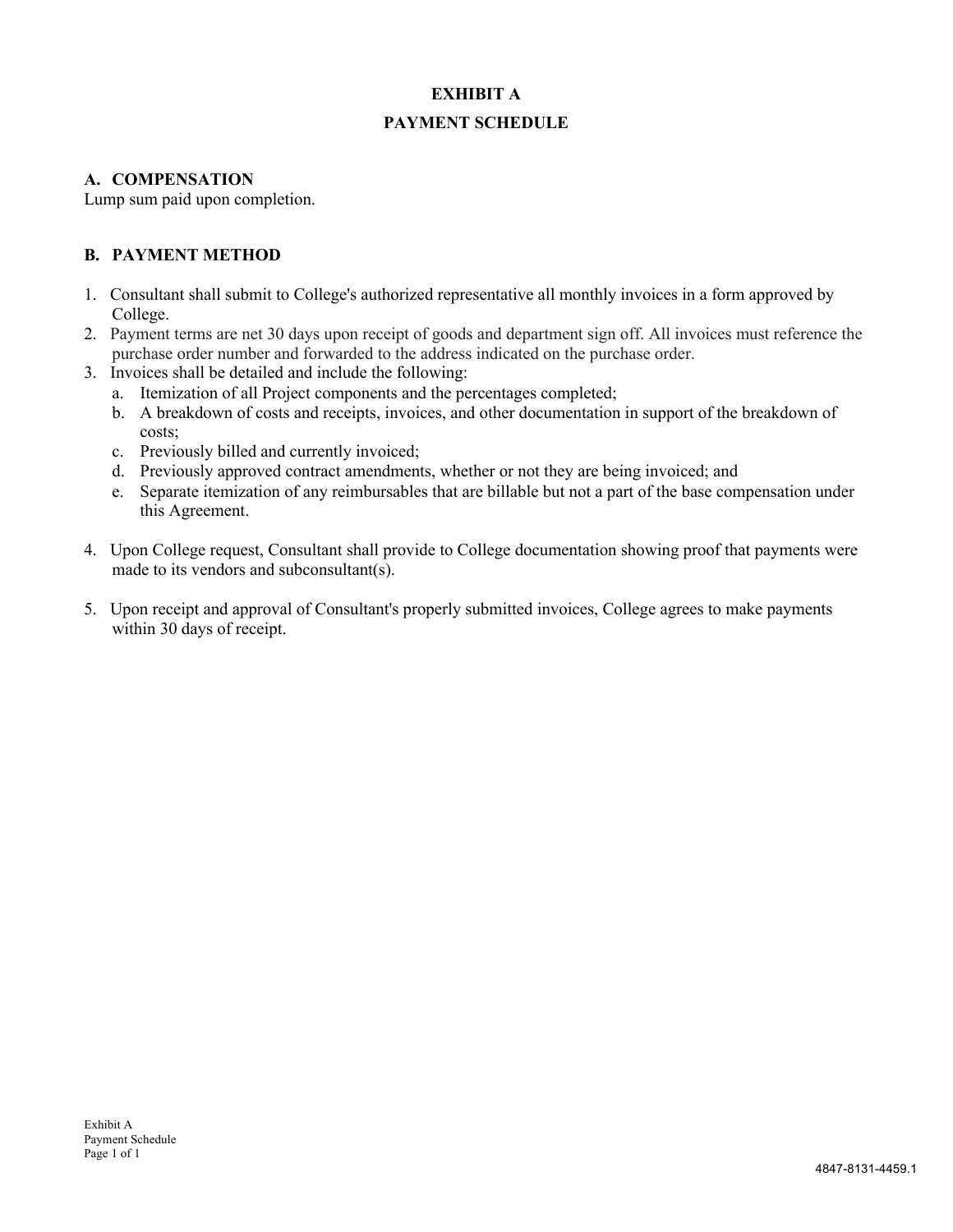# EXHIBIT A

## PAYMENT SCHEDULE

### A. COMPENSATION

Lump sum paid upon completion.

### B. PAYMENT METHOD

1. Consultant shall submit to College's authorized representative all monthly invoices in a form approved by College.
2. Payment terms are net 30 days upon receipt of goods and department sign off. All invoices must reference the purchase order number and forwarded to the address indicated on the purchase order.
3. Invoices shall be detailed and include the following:
   a. Itemization of all Project components and the percentages completed;
   b. A breakdown of costs and receipts, invoices, and other documentation in support of the breakdown of costs;
   c. Previously billed and currently invoiced;
   d. Previously approved contract amendments, whether or not they are being invoiced; and
   e. Separate itemization of any reimbursables that are billable but not a part of the base compensation under this Agreement.
4. Upon College request, Consultant shall provide to College documentation showing proof that payments were made to its vendors and subconsultant(s).
5. Upon receipt and approval of Consultant's properly submitted invoices, College agrees to make payments within 30 days of receipt.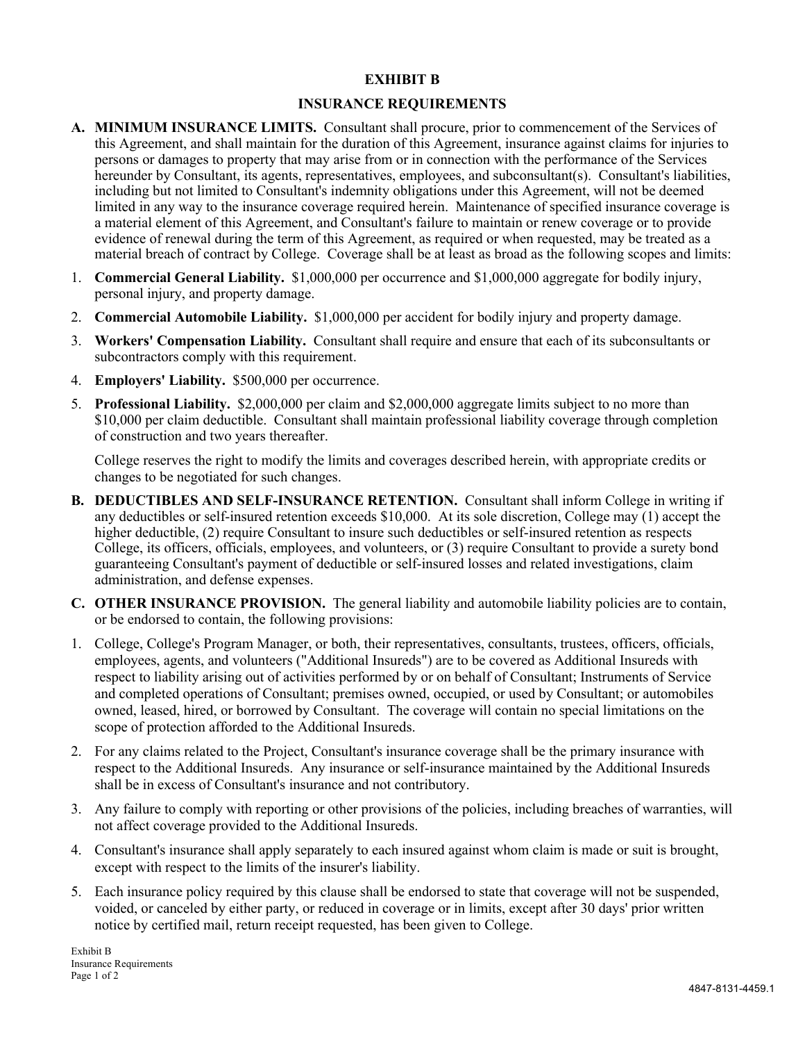# EXHIBIT B

## INSURANCE REQUIREMENTS

**A. MINIMUM INSURANCE LIMITS.** Consultant shall procure, prior to commencement of the Services of this Agreement, and shall maintain for the duration of this Agreement, insurance against claims for injuries to persons or damages to property that may arise from or in connection with the performance of the Services hereunder by Consultant, its agents, representatives, employees, and subconsultant(s). Consultant's liabilities, including but not limited to Consultant's indemnity obligations under this Agreement, will not be deemed limited in any way to the insurance coverage required herein. Maintenance of specified insurance coverage is a material element of this Agreement, and Consultant's failure to maintain or renew coverage or to provide evidence of renewal during the term of this Agreement, as required or when requested, may be treated as a material breach of contract by College. Coverage shall be at least as broad as the following scopes and limits:

1. **Commercial General Liability.** $1,000,000 per occurrence and $1,000,000 aggregate for bodily injury, personal injury, and property damage.
2. **Commercial Automobile Liability.** $1,000,000 per accident for bodily injury and property damage.
3. **Workers' Compensation Liability.** Consultant shall require and ensure that each of its subconsultants or subcontractors comply with this requirement.
4. **Employers' Liability.** $500,000 per occurrence.
5. **Professional Liability.** $2,000,000 per claim and $2,000,000 aggregate limits subject to no more than $10,000 per claim deductible. Consultant shall maintain professional liability coverage through completion of construction and two years thereafter.

   College reserves the right to modify the limits and coverages described herein, with appropriate credits or changes to be negotiated for such changes.

**B. DEDUCTIBLES AND SELF-INSURANCE RETENTION.** Consultant shall inform College in writing if any deductibles or self-insured retention exceeds $10,000. At its sole discretion, College may (1) accept the higher deductible, (2) require Consultant to insure such deductibles or self-insured retention as respects College, its officers, officials, employees, and volunteers, or (3) require Consultant to provide a surety bond guaranteeing Consultant's payment of deductible or self-insured losses and related investigations, claim administration, and defense expenses.

**C. OTHER INSURANCE PROVISION.** The general liability and automobile liability policies are to contain, or be endorsed to contain, the following provisions:

1. College, College's Program Manager, or both, their representatives, consultants, trustees, officers, officials, employees, agents, and volunteers ("Additional Insureds") are to be covered as Additional Insureds with respect to liability arising out of activities performed by or on behalf of Consultant; Instruments of Service and completed operations of Consultant; premises owned, occupied, or used by Consultant; or automobiles owned, leased, hired, or borrowed by Consultant. The coverage will contain no special limitations on the scope of protection afforded to the Additional Insureds.
2. For any claims related to the Project, Consultant's insurance coverage shall be the primary insurance with respect to the Additional Insureds. Any insurance or self-insurance maintained by the Additional Insureds shall be in excess of Consultant's insurance and not contributory.
3. Any failure to comply with reporting or other provisions of the policies, including breaches of warranties, will not affect coverage provided to the Additional Insureds.
4. Consultant's insurance shall apply separately to each insured against whom claim is made or suit is brought, except with respect to the limits of the insurer's liability.
5. Each insurance policy required by this clause shall be endorsed to state that coverage will not be suspended, voided, or canceled by either party, or reduced in coverage or in limits, except after 30 days' prior written notice by certified mail, return receipt requested, has been given to College.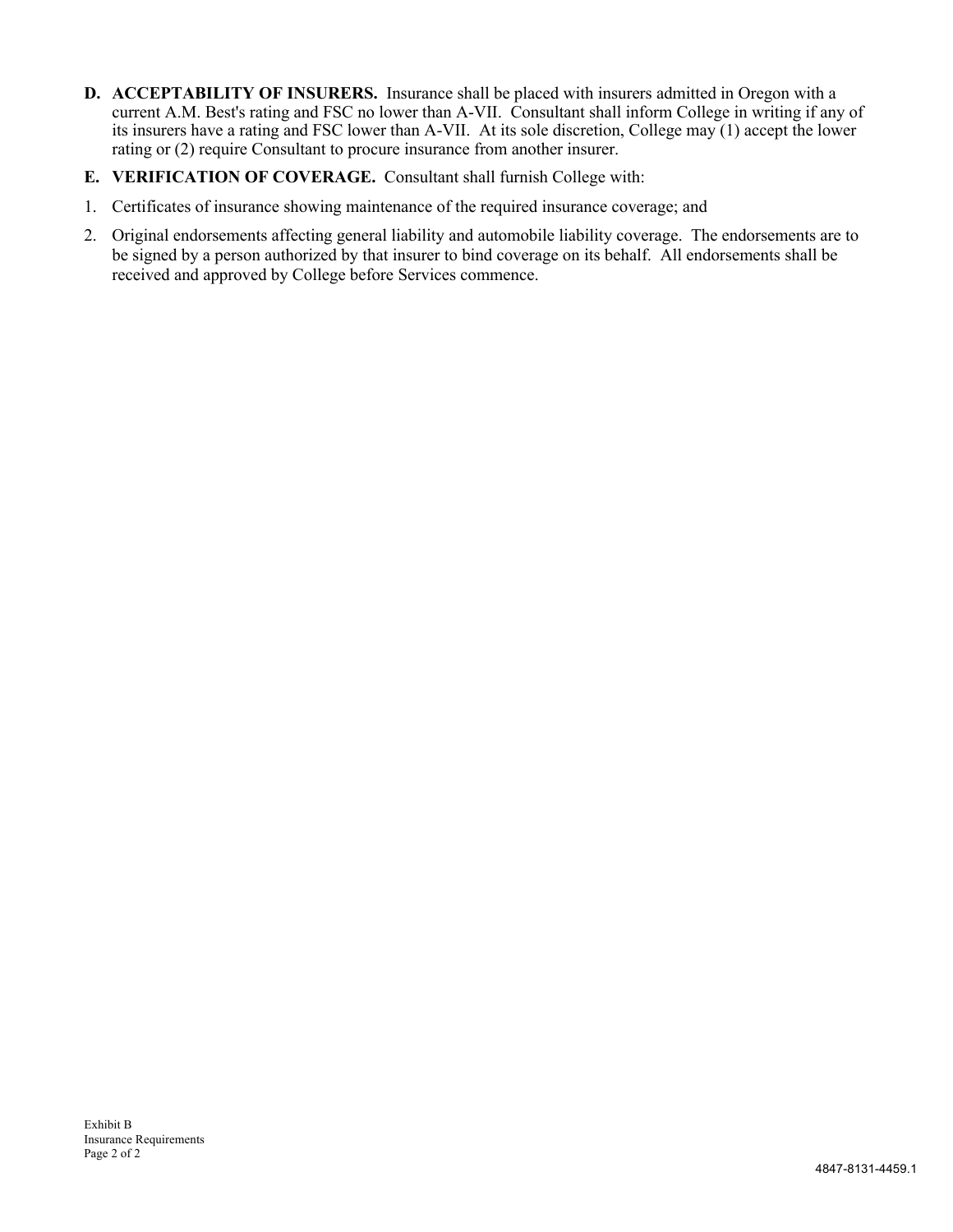**D. ACCEPTABILITY OF INSURERS.** Insurance shall be placed with insurers admitted in Oregon with a current A.M. Best's rating and FSC no lower than A-VII. Consultant shall inform College in writing if any of its insurers have a rating and FSC lower than A-VII. At its sole discretion, College may (1) accept the lower rating or (2) require Consultant to procure insurance from another insurer.

**E. VERIFICATION OF COVERAGE.** Consultant shall furnish College with:

1. Certificates of insurance showing maintenance of the required insurance coverage; and
2. Original endorsements affecting general liability and automobile liability coverage. The endorsements are to be signed by a person authorized by that insurer to bind coverage on its behalf. All endorsements shall be received and approved by College before Services commence.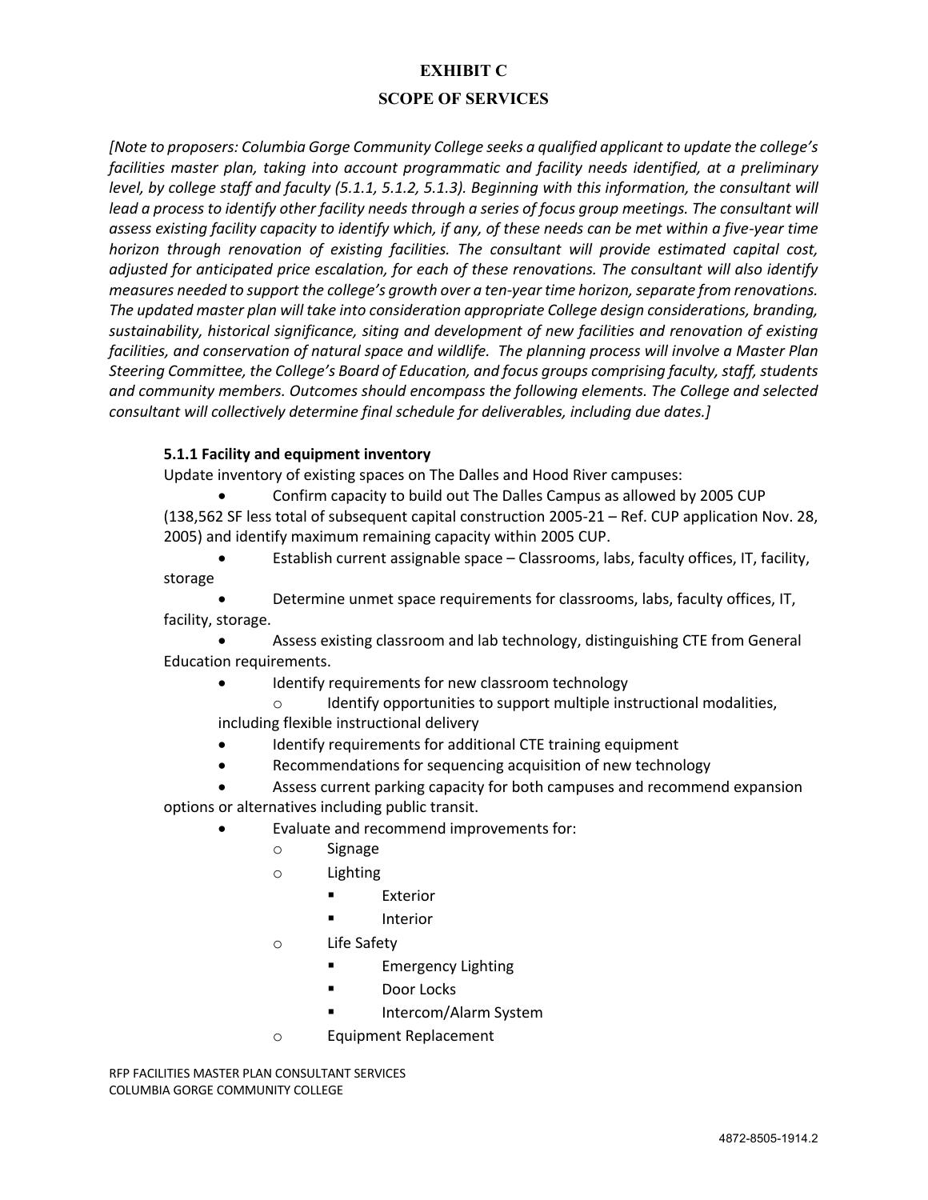# EXHIBIT C

## SCOPE OF SERVICES

*[Note to proposers: Columbia Gorge Community College seeks a qualified applicant to update the college's facilities master plan, taking into account programmatic and facility needs identified, at a preliminary level, by college staff and faculty (5.1.1, 5.1.2, 5.1.3). Beginning with this information, the consultant will lead a process to identify other facility needs through a series of focus group meetings. The consultant will assess existing facility capacity to identify which, if any, of these needs can be met within a five-year time horizon through renovation of existing facilities. The consultant will provide estimated capital cost, adjusted for anticipated price escalation, for each of these renovations. The consultant will also identify measures needed to support the college's growth over a ten-year time horizon, separate from renovations. The updated master plan will take into consideration appropriate College design considerations, branding, sustainability, historical significance, siting and development of new facilities and renovation of existing facilities, and conservation of natural space and wildlife. The planning process will involve a Master Plan Steering Committee, the College's Board of Education, and focus groups comprising faculty, staff, students and community members. Outcomes should encompass the following elements. The College and selected consultant will collectively determine final schedule for deliverables, including due dates.]*

### 5.1.1 Facility and equipment inventory

Update inventory of existing spaces on The Dalles and Hood River campuses:

- Confirm capacity to build out The Dalles Campus as allowed by 2005 CUP (138,562 SF less total of subsequent capital construction 2005-21 – Ref. CUP application Nov. 28, 2005) and identify maximum remaining capacity within 2005 CUP.
- Establish current assignable space – Classrooms, labs, faculty offices, IT, facility, storage
- Determine unmet space requirements for classrooms, labs, faculty offices, IT, facility, storage.
- Assess existing classroom and lab technology, distinguishing CTE from General Education requirements.
- Identify requirements for new classroom technology
  - Identify opportunities to support multiple instructional modalities, including flexible instructional delivery
- Identify requirements for additional CTE training equipment
- Recommendations for sequencing acquisition of new technology
- Assess current parking capacity for both campuses and recommend expansion options or alternatives including public transit.
- Evaluate and recommend improvements for:
  - Signage
  - Lighting
    - Exterior
    - Interior
  - Life Safety
    - Emergency Lighting
    - Door Locks
    - Intercom/Alarm System
  - Equipment Replacement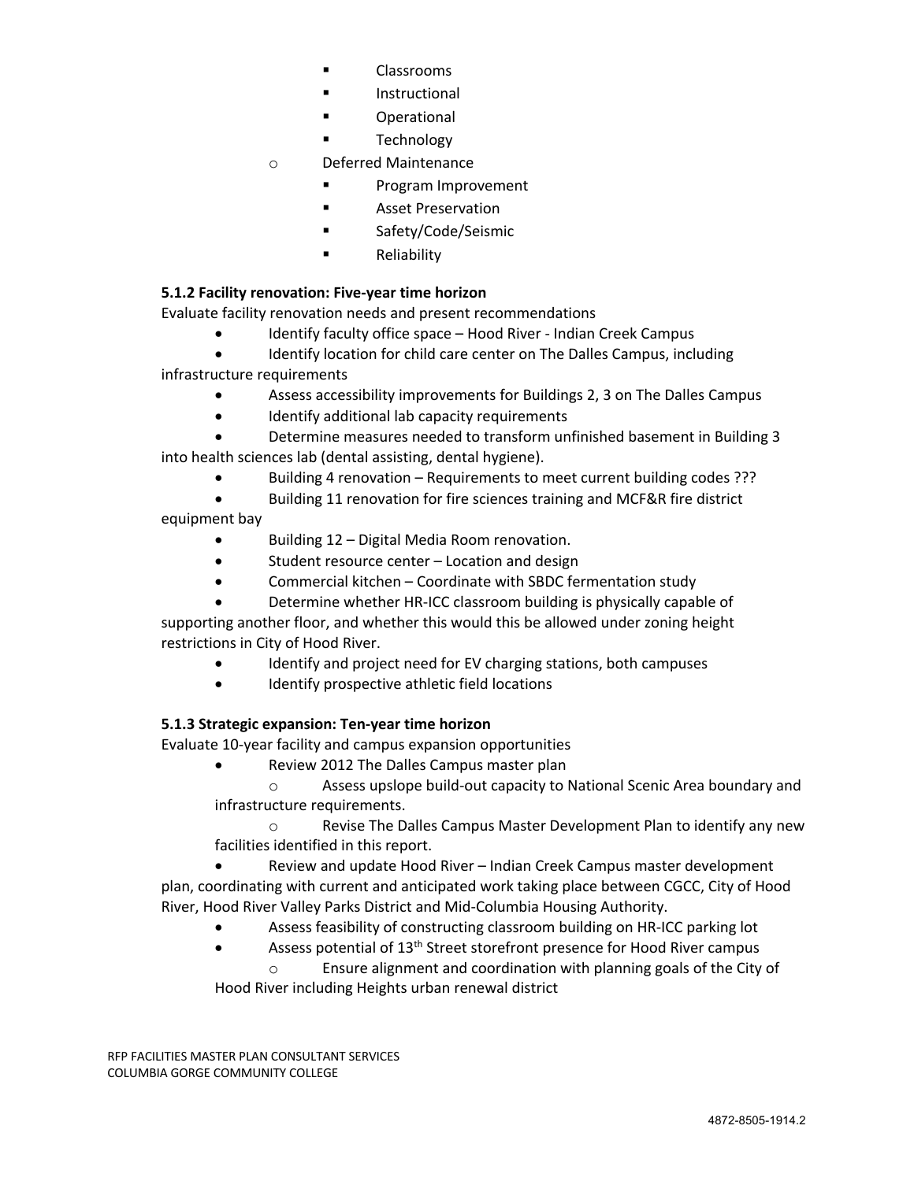- Classrooms
        - Instructional
        - Operational
        - Technology
    - Deferred Maintenance
        - Program Improvement
        - Asset Preservation
        - Safety/Code/Seismic
        - Reliability

**5.1.2 Facility renovation: Five-year time horizon**

Evaluate facility renovation needs and present recommendations

- Identify faculty office space – Hood River - Indian Creek Campus
- Identify location for child care center on The Dalles Campus, including infrastructure requirements
- Assess accessibility improvements for Buildings 2, 3 on The Dalles Campus
- Identify additional lab capacity requirements
- Determine measures needed to transform unfinished basement in Building 3 into health sciences lab (dental assisting, dental hygiene).
- Building 4 renovation – Requirements to meet current building codes ???
- Building 11 renovation for fire sciences training and MCF&R fire district equipment bay
- Building 12 – Digital Media Room renovation.
- Student resource center – Location and design
- Commercial kitchen – Coordinate with SBDC fermentation study
- Determine whether HR-ICC classroom building is physically capable of supporting another floor, and whether this would this be allowed under zoning height restrictions in City of Hood River.
- Identify and project need for EV charging stations, both campuses
- Identify prospective athletic field locations

**5.1.3 Strategic expansion: Ten-year time horizon**

Evaluate 10-year facility and campus expansion opportunities

- Review 2012 The Dalles Campus master plan
    - Assess upslope build-out capacity to National Scenic Area boundary and infrastructure requirements.
    - Revise The Dalles Campus Master Development Plan to identify any new facilities identified in this report.
- Review and update Hood River – Indian Creek Campus master development plan, coordinating with current and anticipated work taking place between CGCC, City of Hood River, Hood River Valley Parks District and Mid-Columbia Housing Authority.
- Assess feasibility of constructing classroom building on HR-ICC parking lot
- Assess potential of 13th Street storefront presence for Hood River campus
    - Ensure alignment and coordination with planning goals of the City of Hood River including Heights urban renewal district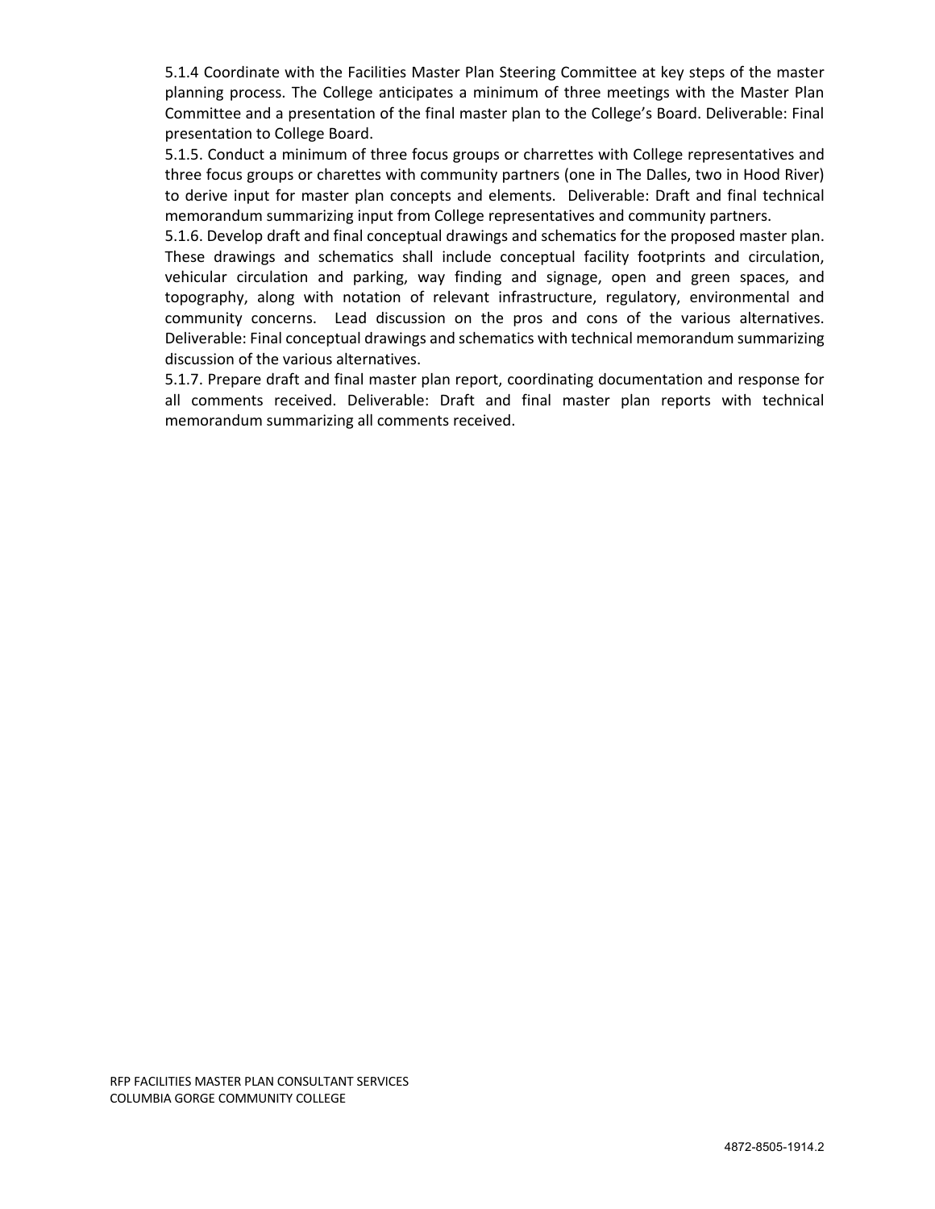5.1.4 Coordinate with the Facilities Master Plan Steering Committee at key steps of the master planning process. The College anticipates a minimum of three meetings with the Master Plan Committee and a presentation of the final master plan to the College's Board. Deliverable: Final presentation to College Board.

5.1.5. Conduct a minimum of three focus groups or charrettes with College representatives and three focus groups or charettes with community partners (one in The Dalles, two in Hood River) to derive input for master plan concepts and elements. Deliverable: Draft and final technical memorandum summarizing input from College representatives and community partners.

5.1.6. Develop draft and final conceptual drawings and schematics for the proposed master plan. These drawings and schematics shall include conceptual facility footprints and circulation, vehicular circulation and parking, way finding and signage, open and green spaces, and topography, along with notation of relevant infrastructure, regulatory, environmental and community concerns. Lead discussion on the pros and cons of the various alternatives. Deliverable: Final conceptual drawings and schematics with technical memorandum summarizing discussion of the various alternatives.

5.1.7. Prepare draft and final master plan report, coordinating documentation and response for all comments received. Deliverable: Draft and final master plan reports with technical memorandum summarizing all comments received.